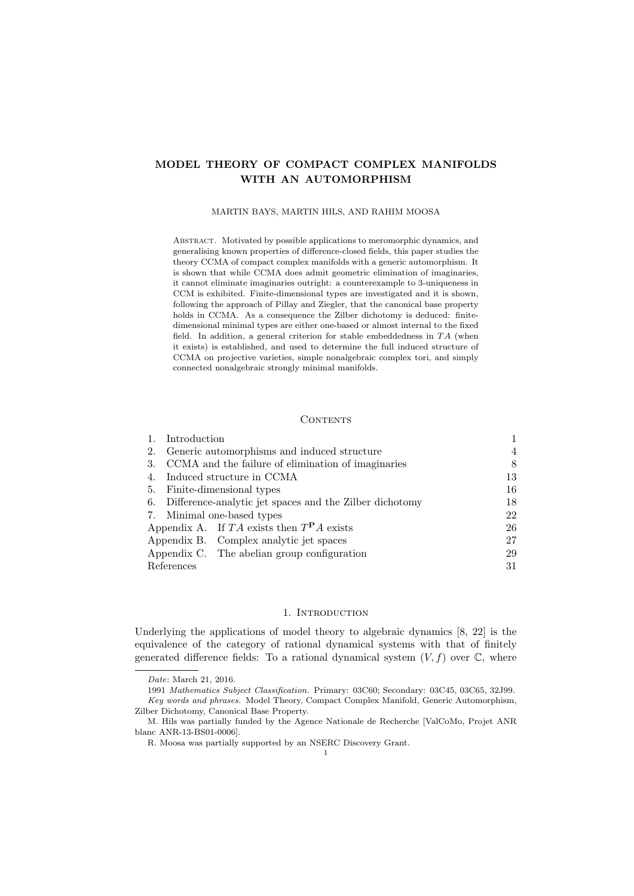# MODEL THEORY OF COMPACT COMPLEX MANIFOLDS WITH AN AUTOMORPHISM

MARTIN BAYS, MARTIN HILS, AND RAHIM MOOSA

Abstract. Motivated by possible applications to meromorphic dynamics, and generalising known properties of difference-closed fields, this paper studies the theory CCMA of compact complex manifolds with a generic automorphism. It is shown that while CCMA does admit geometric elimination of imaginaries, it cannot eliminate imaginaries outright: a counterexample to 3-uniqueness in CCM is exhibited. Finite-dimensional types are investigated and it is shown, following the approach of Pillay and Ziegler, that the canonical base property holds in CCMA. As a consequence the Zilber dichotomy is deduced: finite-dimensional minimal types are either one-based or almost internal to the fixed field. In addition, a general criterion for stable embeddedness in $TA$ (when it exists) is established, and used to determine the full induced structure of CCMA on projective varieties, simple nonalgebraic complex tori, and simply connected nonalgebraic strongly minimal manifolds.

## Contents

| | |
|---|---|
| 1. Introduction | 1 |
| 2. Generic automorphisms and induced structure | 4 |
| 3. CCMA and the failure of elimination of imaginaries | 8 |
| 4. Induced structure in CCMA | 13 |
| 5. Finite-dimensional types | 16 |
| 6. Difference-analytic jet spaces and the Zilber dichotomy | 18 |
| 7. Minimal one-based types | 22 |
| Appendix A. If $TA$ exists then $T^{\mathbf{P}}A$ exists | 26 |
| Appendix B. Complex analytic jet spaces | 27 |
| Appendix C. The abelian group configuration | 29 |
| References | 31 |

## 1. Introduction

Underlying the applications of model theory to algebraic dynamics [8, 22] is the equivalence of the category of rational dynamical systems with that of finitely generated difference fields: To a rational dynamical system $(V, f)$ over $\mathbb{C}$, where

---

*Date*: March 21, 2016.

1991 *Mathematics Subject Classification.* Primary: 03C60; Secondary: 03C45, 03C65, 32J99.

*Key words and phrases.* Model Theory, Compact Complex Manifold, Generic Automorphism, Zilber Dichotomy, Canonical Base Property.

M. Hils was partially funded by the Agence Nationale de Recherche [ValCoMo, Projet ANR blanc ANR-13-BS01-0006].

R. Moosa was partially supported by an NSERC Discovery Grant.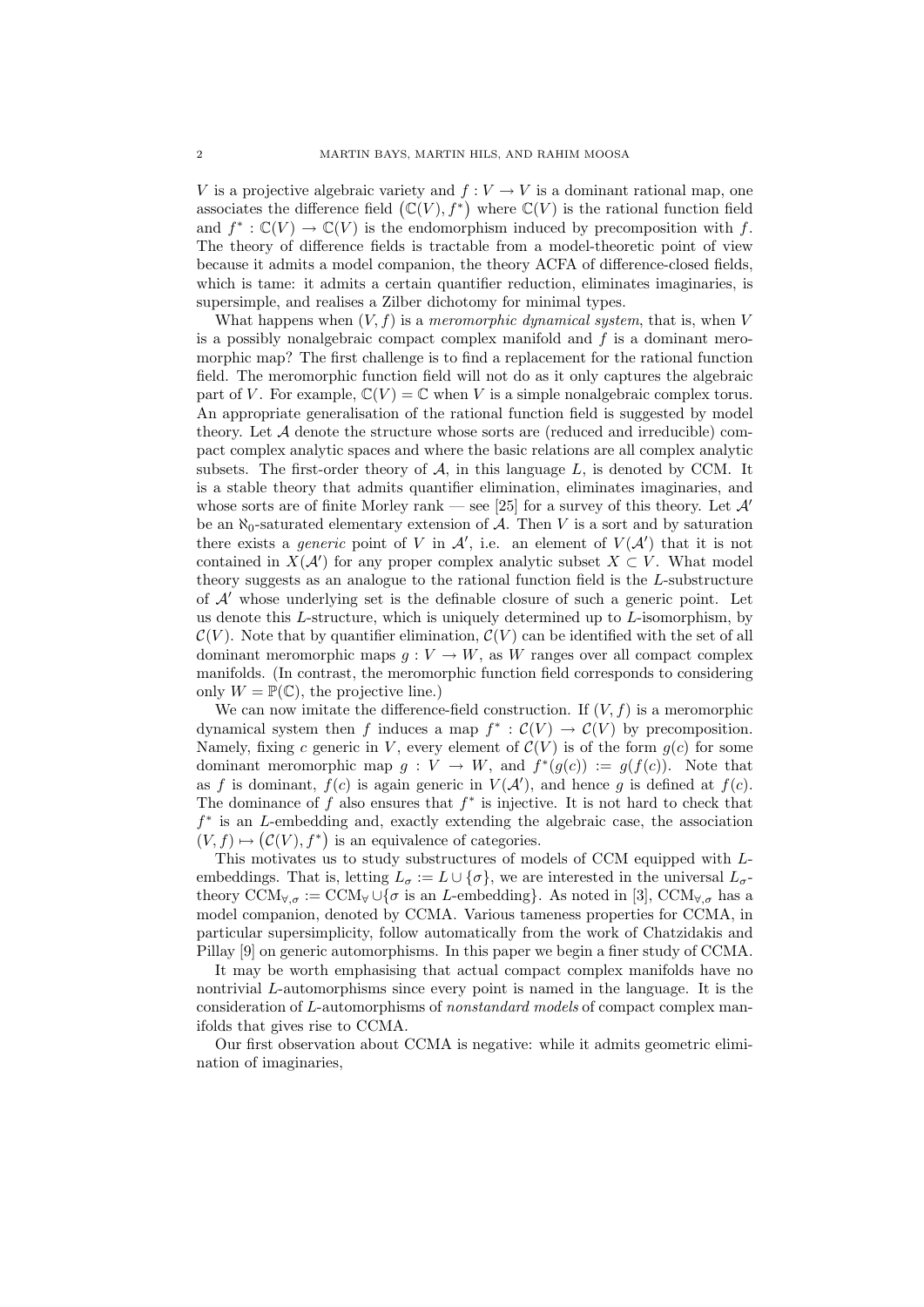$V$ is a projective algebraic variety and $f : V \to V$ is a dominant rational map, one associates the difference field $\big(\mathbb{C}(V), f^*\big)$ where $\mathbb{C}(V)$ is the rational function field and $f^* : \mathbb{C}(V) \to \mathbb{C}(V)$ is the endomorphism induced by precomposition with $f$. The theory of difference fields is tractable from a model-theoretic point of view because it admits a model companion, the theory ACFA of difference-closed fields, which is tame: it admits a certain quantifier reduction, eliminates imaginaries, is supersimple, and realises a Zilber dichotomy for minimal types.

What happens when $(V, f)$ is a *meromorphic dynamical system*, that is, when $V$ is a possibly nonalgebraic compact complex manifold and $f$ is a dominant meromorphic map? The first challenge is to find a replacement for the rational function field. The meromorphic function field will not do as it only captures the algebraic part of $V$. For example, $\mathbb{C}(V) = \mathbb{C}$ when $V$ is a simple nonalgebraic complex torus. An appropriate generalisation of the rational function field is suggested by model theory. Let $\mathcal{A}$ denote the structure whose sorts are (reduced and irreducible) compact complex analytic spaces and where the basic relations are all complex analytic subsets. The first-order theory of $\mathcal{A}$, in this language $L$, is denoted by CCM. It is a stable theory that admits quantifier elimination, eliminates imaginaries, and whose sorts are of finite Morley rank — see [25] for a survey of this theory. Let $\mathcal{A}'$ be an $\aleph_0$-saturated elementary extension of $\mathcal{A}$. Then $V$ is a sort and by saturation there exists a *generic* point of $V$ in $\mathcal{A}'$, i.e. an element of $V(\mathcal{A}')$ that it is not contained in $X(\mathcal{A}')$ for any proper complex analytic subset $X \subset V$. What model theory suggests as an analogue to the rational function field is the $L$-substructure of $\mathcal{A}'$ whose underlying set is the definable closure of such a generic point. Let us denote this $L$-structure, which is uniquely determined up to $L$-isomorphism, by $\mathcal{C}(V)$. Note that by quantifier elimination, $\mathcal{C}(V)$ can be identified with the set of all dominant meromorphic maps $g : V \to W$, as $W$ ranges over all compact complex manifolds. (In contrast, the meromorphic function field corresponds to considering only $W = \mathbb{P}(\mathbb{C})$, the projective line.)

We can now imitate the difference-field construction. If $(V, f)$ is a meromorphic dynamical system then $f$ induces a map $f^* : \mathcal{C}(V) \to \mathcal{C}(V)$ by precomposition. Namely, fixing $c$ generic in $V$, every element of $\mathcal{C}(V)$ is of the form $g(c)$ for some dominant meromorphic map $g : V \to W$, and $f^*(g(c)) := g(f(c))$. Note that as $f$ is dominant, $f(c)$ is again generic in $V(\mathcal{A}')$, and hence $g$ is defined at $f(c)$. The dominance of $f$ also ensures that $f^*$ is injective. It is not hard to check that $f^*$ is an $L$-embedding and, exactly extending the algebraic case, the association $(V, f) \mapsto \big(\mathcal{C}(V), f^*\big)$ is an equivalence of categories.

This motivates us to study substructures of models of CCM equipped with $L$-embeddings. That is, letting $L_\sigma := L \cup \{\sigma\}$, we are interested in the universal $L_\sigma$-theory $\mathrm{CCM}_{\forall,\sigma} := \mathrm{CCM}_\forall \cup \{\sigma \text{ is an } L\text{-embedding}\}$. As noted in [3], $\mathrm{CCM}_{\forall,\sigma}$ has a model companion, denoted by CCMA. Various tameness properties for CCMA, in particular supersimplicity, follow automatically from the work of Chatzidakis and Pillay [9] on generic automorphisms. In this paper we begin a finer study of CCMA.

It may be worth emphasising that actual compact complex manifolds have no nontrivial $L$-automorphisms since every point is named in the language. It is the consideration of $L$-automorphisms of *nonstandard models* of compact complex manifolds that gives rise to CCMA.

Our first observation about CCMA is negative: while it admits geometric elimination of imaginaries,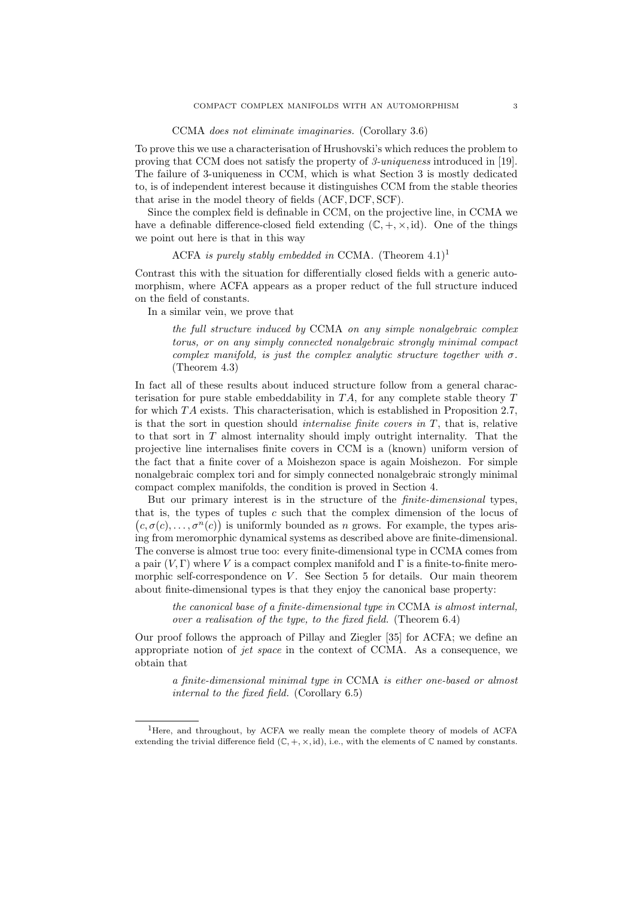CCMA *does not eliminate imaginaries.* (Corollary 3.6)

To prove this we use a characterisation of Hrushovski's which reduces the problem to proving that CCM does not satisfy the property of *3-uniqueness* introduced in [19]. The failure of 3-uniqueness in CCM, which is what Section 3 is mostly dedicated to, is of independent interest because it distinguishes CCM from the stable theories that arise in the model theory of fields (ACF, DCF, SCF).

Since the complex field is definable in CCM, on the projective line, in CCMA we have a definable difference-closed field extending $(\mathbb{C}, +, \times, \mathrm{id})$. One of the things we point out here is that in this way

ACFA *is purely stably embedded in* CCMA. (Theorem 4.1)[1]

Contrast this with the situation for differentially closed fields with a generic automorphism, where ACFA appears as a proper reduct of the full structure induced on the field of constants.

In a similar vein, we prove that

> *the full structure induced by* CCMA *on any simple nonalgebraic complex torus, or on any simply connected nonalgebraic strongly minimal compact complex manifold, is just the complex analytic structure together with* $\sigma$. (Theorem 4.3)

In fact all of these results about induced structure follow from a general characterisation for pure stable embeddability in $TA$, for any complete stable theory $T$ for which $TA$ exists. This characterisation, which is established in Proposition 2.7, is that the sort in question should *internalise finite covers in* $T$, that is, relative to that sort in $T$ almost internality should imply outright internality. That the projective line internalises finite covers in CCM is a (known) uniform version of the fact that a finite cover of a Moishezon space is again Moishezon. For simple nonalgebraic complex tori and for simply connected nonalgebraic strongly minimal compact complex manifolds, the condition is proved in Section 4.

But our primary interest is in the structure of the *finite-dimensional* types, that is, the types of tuples $c$ such that the complex dimension of the locus of $\big(c, \sigma(c), \dots, \sigma^n(c)\big)$ is uniformly bounded as $n$ grows. For example, the types arising from meromorphic dynamical systems as described above are finite-dimensional. The converse is almost true too: every finite-dimensional type in CCMA comes from a pair $(V, \Gamma)$ where $V$ is a compact complex manifold and $\Gamma$ is a finite-to-finite meromorphic self-correspondence on $V$. See Section 5 for details. Our main theorem about finite-dimensional types is that they enjoy the canonical base property:

> *the canonical base of a finite-dimensional type in* CCMA *is almost internal, over a realisation of the type, to the fixed field.* (Theorem 6.4)

Our proof follows the approach of Pillay and Ziegler [35] for ACFA; we define an appropriate notion of *jet space* in the context of CCMA. As a consequence, we obtain that

> *a finite-dimensional minimal type in* CCMA *is either one-based or almost internal to the fixed field.* (Corollary 6.5)

---

[1] Here, and throughout, by ACFA we really mean the complete theory of models of ACFA extending the trivial difference field $(\mathbb{C}, +, \times, \mathrm{id})$, i.e., with the elements of $\mathbb{C}$ named by constants.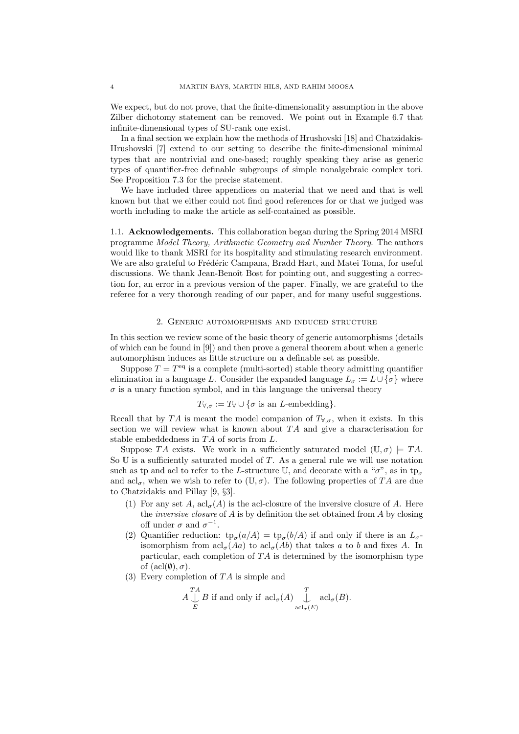We expect, but do not prove, that the finite-dimensionality assumption in the above Zilber dichotomy statement can be removed. We point out in Example 6.7 that infinite-dimensional types of SU-rank one exist.

In a final section we explain how the methods of Hrushovski [18] and Chatzidakis-Hrushovski [7] extend to our setting to describe the finite-dimensional minimal types that are nontrivial and one-based; roughly speaking they arise as generic types of quantifier-free definable subgroups of simple nonalgebraic complex tori. See Proposition 7.3 for the precise statement.

We have included three appendices on material that we need and that is well known but that we either could not find good references for or that we judged was worth including to make the article as self-contained as possible.

### 1.1. Acknowledgements.

This collaboration began during the Spring 2014 MSRI programme *Model Theory, Arithmetic Geometry and Number Theory*. The authors would like to thank MSRI for its hospitality and stimulating research environment. We are also grateful to Frédéric Campana, Bradd Hart, and Matei Toma, for useful discussions. We thank Jean-Benoît Bost for pointing out, and suggesting a correction for, an error in a previous version of the paper. Finally, we are grateful to the referee for a very thorough reading of our paper, and for many useful suggestions.

## 2. Generic automorphisms and induced structure

In this section we review some of the basic theory of generic automorphisms (details of which can be found in [9]) and then prove a general theorem about when a generic automorphism induces as little structure on a definable set as possible.

Suppose $T = T^{\mathrm{eq}}$ is a complete (multi-sorted) stable theory admitting quantifier elimination in a language $L$. Consider the expanded language $L_\sigma := L \cup \{\sigma\}$ where $\sigma$ is a unary function symbol, and in this language the universal theory

$$T_{\forall,\sigma} := T_\forall \cup \{\sigma \text{ is an } L\text{-embedding}\}.$$

Recall that by $TA$ is meant the model companion of $T_{\forall,\sigma}$, when it exists. In this section we will review what is known about $TA$ and give a characterisation for stable embeddedness in $TA$ of sorts from $L$.

Suppose $TA$ exists. We work in a sufficiently saturated model $(\mathbb{U}, \sigma) \models TA$. So $\mathbb{U}$ is a sufficiently saturated model of $T$. As a general rule we will use notation such as tp and acl to refer to the $L$-structure $\mathbb{U}$, and decorate with a "$\sigma$", as in $\mathrm{tp}_\sigma$ and $\mathrm{acl}_\sigma$, when we wish to refer to $(\mathbb{U}, \sigma)$. The following properties of $TA$ are due to Chatzidakis and Pillay [9, §3].

1. For any set $A$, $\mathrm{acl}_\sigma(A)$ is the acl-closure of the inversive closure of $A$. Here the *inversive closure* of $A$ is by definition the set obtained from $A$ by closing off under $\sigma$ and $\sigma^{-1}$.
2. Quantifier reduction: $\mathrm{tp}_\sigma(a/A) = \mathrm{tp}_\sigma(b/A)$ if and only if there is an $L_\sigma$-isomorphism from $\mathrm{acl}_\sigma(Aa)$ to $\mathrm{acl}_\sigma(Ab)$ that takes $a$ to $b$ and fixes $A$. In particular, each completion of $TA$ is determined by the isomorphism type of $(\mathrm{acl}(\emptyset), \sigma)$.
3. Every completion of $TA$ is simple and

$$A \underset{E}{\overset{TA}{\downarrow}} B \text{ if and only if } \mathrm{acl}_\sigma(A) \underset{\mathrm{acl}_\sigma(E)}{\overset{T}{\downarrow}} \mathrm{acl}_\sigma(B).$$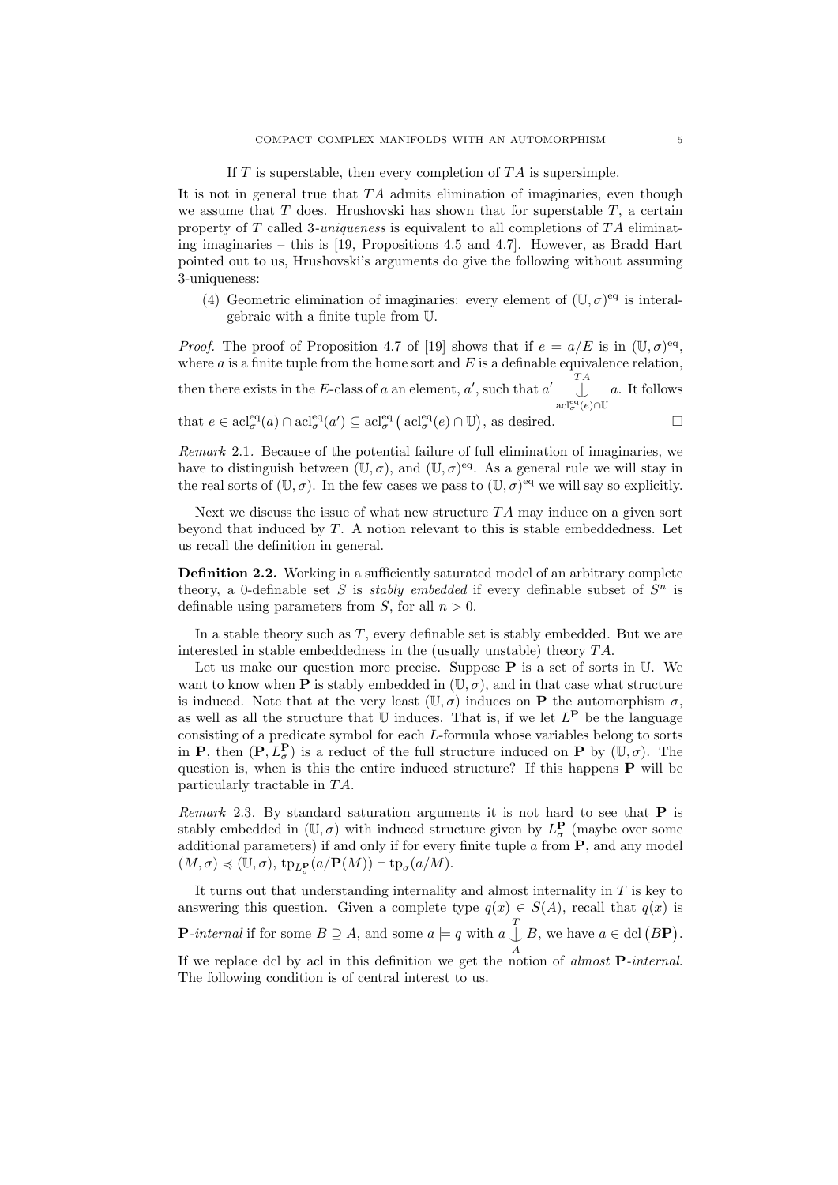If $T$ is superstable, then every completion of $TA$ is supersimple.

It is not in general true that $TA$ admits elimination of imaginaries, even though we assume that $T$ does. Hrushovski has shown that for superstable $T$, a certain property of $T$ called 3-*uniqueness* is equivalent to all completions of $TA$ eliminating imaginaries – this is [19, Propositions 4.5 and 4.7]. However, as Bradd Hart pointed out to us, Hrushovski's arguments do give the following without assuming 3-uniqueness:

(4) Geometric elimination of imaginaries: every element of $(\mathbb{U}, \sigma)^{\mathrm{eq}}$ is interalgebraic with a finite tuple from $\mathbb{U}$.

*Proof.* The proof of Proposition 4.7 of [19] shows that if $e = a/E$ is in $(\mathbb{U}, \sigma)^{\mathrm{eq}}$, where $a$ is a finite tuple from the home sort and $E$ is a definable equivalence relation, then there exists in the $E$-class of $a$ an element, $a'$, such that $a' \underset{\mathrm{acl}_\sigma^{\mathrm{eq}}(e)\cap\mathbb{U}}{\overset{TA}{\perp}} a$. It follows that $e \in \mathrm{acl}_\sigma^{\mathrm{eq}}(a) \cap \mathrm{acl}_\sigma^{\mathrm{eq}}(a') \subseteq \mathrm{acl}_\sigma^{\mathrm{eq}}\big(\mathrm{acl}_\sigma^{\mathrm{eq}}(e) \cap \mathbb{U}\big)$, as desired. $\square$

*Remark* 2.1. Because of the potential failure of full elimination of imaginaries, we have to distinguish between $(\mathbb{U}, \sigma)$, and $(\mathbb{U}, \sigma)^{\mathrm{eq}}$. As a general rule we will stay in the real sorts of $(\mathbb{U}, \sigma)$. In the few cases we pass to $(\mathbb{U}, \sigma)^{\mathrm{eq}}$ we will say so explicitly.

Next we discuss the issue of what new structure $TA$ may induce on a given sort beyond that induced by $T$. A notion relevant to this is stable embeddedness. Let us recall the definition in general.

**Definition 2.2.** Working in a sufficiently saturated model of an arbitrary complete theory, a 0-definable set $S$ is *stably embedded* if every definable subset of $S^n$ is definable using parameters from $S$, for all $n > 0$.

In a stable theory such as $T$, every definable set is stably embedded. But we are interested in stable embeddedness in the (usually unstable) theory $TA$.

Let us make our question more precise. Suppose $\mathbf{P}$ is a set of sorts in $\mathbb{U}$. We want to know when $\mathbf{P}$ is stably embedded in $(\mathbb{U}, \sigma)$, and in that case what structure is induced. Note that at the very least $(\mathbb{U}, \sigma)$ induces on $\mathbf{P}$ the automorphism $\sigma$, as well as all the structure that $\mathbb{U}$ induces. That is, if we let $L^{\mathbf{P}}$ be the language consisting of a predicate symbol for each $L$-formula whose variables belong to sorts in $\mathbf{P}$, then $(\mathbf{P}, L_\sigma^{\mathbf{P}})$ is a reduct of the full structure induced on $\mathbf{P}$ by $(\mathbb{U}, \sigma)$. The question is, when is this the entire induced structure? If this happens $\mathbf{P}$ will be particularly tractable in $TA$.

*Remark* 2.3. By standard saturation arguments it is not hard to see that $\mathbf{P}$ is stably embedded in $(\mathbb{U}, \sigma)$ with induced structure given by $L_\sigma^{\mathbf{P}}$ (maybe over some additional parameters) if and only if for every finite tuple $a$ from $\mathbf{P}$, and any model $(M, \sigma) \preccurlyeq (\mathbb{U}, \sigma)$, $\mathrm{tp}_{L_\sigma^{\mathbf{P}}}(a/\mathbf{P}(M)) \vdash \mathrm{tp}_\sigma(a/M)$.

It turns out that understanding internality and almost internality in $T$ is key to answering this question. Given a complete type $q(x) \in S(A)$, recall that $q(x)$ is $\mathbf{P}$-*internal* if for some $B \supseteq A$, and some $a \models q$ with $a \underset{A}{\overset{T}{\perp}} B$, we have $a \in \mathrm{dcl}\big(B\mathbf{P}\big)$. If we replace dcl by acl in this definition we get the notion of *almost* $\mathbf{P}$-*internal*. The following condition is of central interest to us.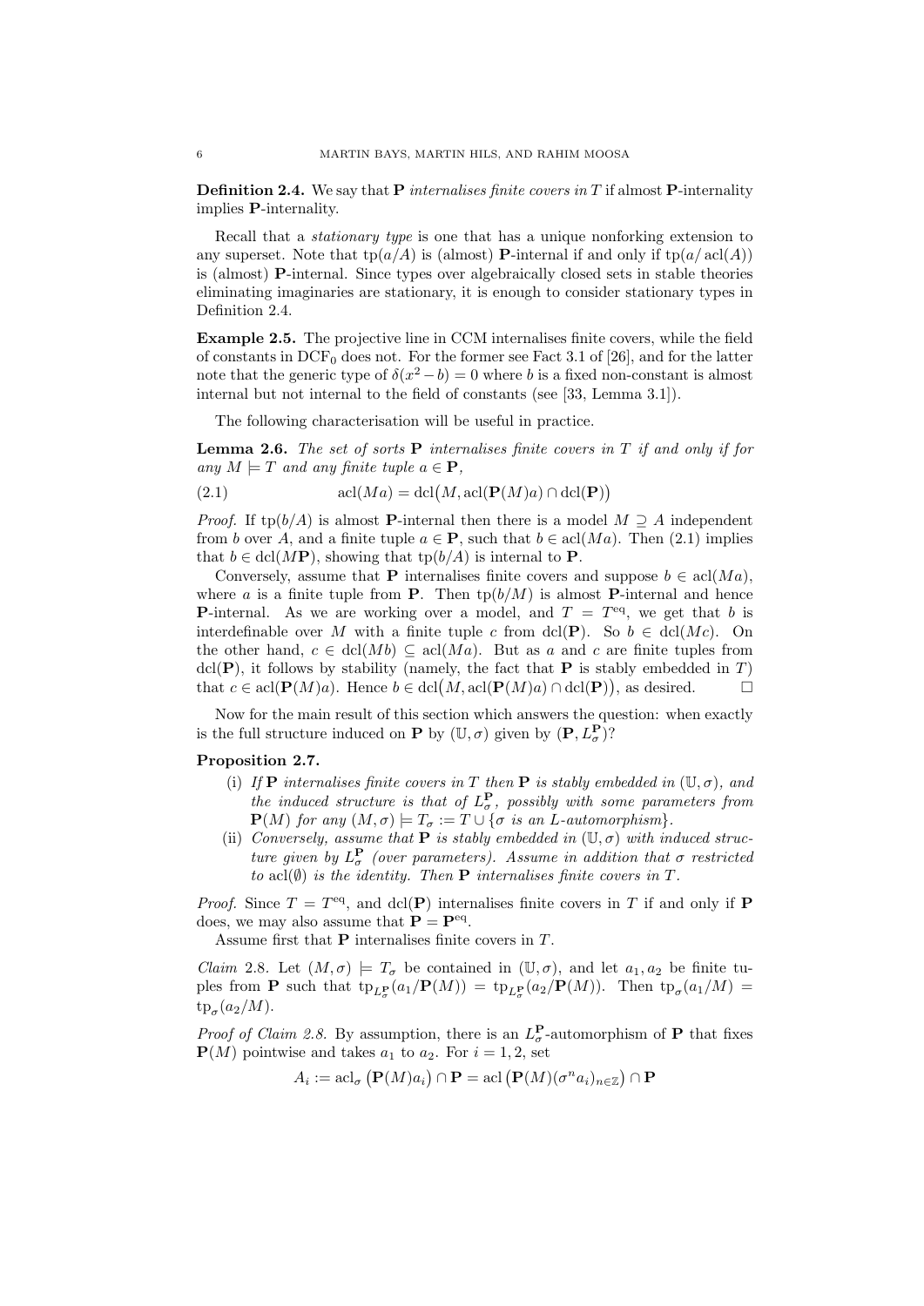**Definition 2.4.** We say that $\mathbf{P}$ *internalises finite covers in* $T$ if almost $\mathbf{P}$-internality implies $\mathbf{P}$-internality.

Recall that a *stationary type* is one that has a unique nonforking extension to any superset. Note that $\operatorname{tp}(a/A)$ is (almost) $\mathbf{P}$-internal if and only if $\operatorname{tp}(a/\operatorname{acl}(A))$ is (almost) $\mathbf{P}$-internal. Since types over algebraically closed sets in stable theories eliminating imaginaries are stationary, it is enough to consider stationary types in Definition 2.4.

**Example 2.5.** The projective line in CCM internalises finite covers, while the field of constants in $\mathrm{DCF}_0$ does not. For the former see Fact 3.1 of [26], and for the latter note that the generic type of $\delta(x^2 - b) = 0$ where $b$ is a fixed non-constant is almost internal but not internal to the field of constants (see [33, Lemma 3.1]).

The following characterisation will be useful in practice.

**Lemma 2.6.** *The set of sorts* $\mathbf{P}$ *internalises finite covers in* $T$ *if and only if for any* $M \models T$ *and any finite tuple* $a \in \mathbf{P}$,

$$\operatorname{acl}(Ma) = \operatorname{dcl}\big(M, \operatorname{acl}(\mathbf{P}(M)a) \cap \operatorname{dcl}(\mathbf{P})\big) \tag{2.1}$$

*Proof.* If $\operatorname{tp}(b/A)$ is almost $\mathbf{P}$-internal then there is a model $M \supseteq A$ independent from $b$ over $A$, and a finite tuple $a \in \mathbf{P}$, such that $b \in \operatorname{acl}(Ma)$. Then (2.1) implies that $b \in \operatorname{dcl}(M\mathbf{P})$, showing that $\operatorname{tp}(b/A)$ is internal to $\mathbf{P}$.

Conversely, assume that $\mathbf{P}$ internalises finite covers and suppose $b \in \operatorname{acl}(Ma)$, where $a$ is a finite tuple from $\mathbf{P}$. Then $\operatorname{tp}(b/M)$ is almost $\mathbf{P}$-internal and hence $\mathbf{P}$-internal. As we are working over a model, and $T = T^{\mathrm{eq}}$, we get that $b$ is interdefinable over $M$ with a finite tuple $c$ from $\operatorname{dcl}(\mathbf{P})$. So $b \in \operatorname{dcl}(Mc)$. On the other hand, $c \in \operatorname{dcl}(Mb) \subseteq \operatorname{acl}(Ma)$. But as $a$ and $c$ are finite tuples from $\operatorname{dcl}(\mathbf{P})$, it follows by stability (namely, the fact that $\mathbf{P}$ is stably embedded in $T$) that $c \in \operatorname{acl}(\mathbf{P}(M)a)$. Hence $b \in \operatorname{dcl}\big(M, \operatorname{acl}(\mathbf{P}(M)a) \cap \operatorname{dcl}(\mathbf{P})\big)$, as desired. $\square$

Now for the main result of this section which answers the question: when exactly is the full structure induced on $\mathbf{P}$ by $(\mathbb{U}, \sigma)$ given by $(\mathbf{P}, L_\sigma^{\mathbf{P}})$?

**Proposition 2.7.**

(i) *If* $\mathbf{P}$ *internalises finite covers in* $T$ *then* $\mathbf{P}$ *is stably embedded in* $(\mathbb{U}, \sigma)$*, and the induced structure is that of* $L_\sigma^{\mathbf{P}}$*, possibly with some parameters from* $\mathbf{P}(M)$ *for any* $(M, \sigma) \models T_\sigma := T \cup \{\sigma \text{ is an } L\text{-automorphism}\}$.

(ii) *Conversely, assume that* $\mathbf{P}$ *is stably embedded in* $(\mathbb{U}, \sigma)$ *with induced structure given by* $L_\sigma^{\mathbf{P}}$ *(over parameters). Assume in addition that* $\sigma$ *restricted to* $\operatorname{acl}(\emptyset)$ *is the identity. Then* $\mathbf{P}$ *internalises finite covers in* $T$.

*Proof.* Since $T = T^{\mathrm{eq}}$, and $\operatorname{dcl}(\mathbf{P})$ internalises finite covers in $T$ if and only if $\mathbf{P}$ does, we may also assume that $\mathbf{P} = \mathbf{P}^{\mathrm{eq}}$.

Assume first that $\mathbf{P}$ internalises finite covers in $T$.

*Claim* 2.8. Let $(M, \sigma) \models T_\sigma$ be contained in $(\mathbb{U}, \sigma)$, and let $a_1, a_2$ be finite tuples from $\mathbf{P}$ such that $\operatorname{tp}_{L_\sigma^{\mathbf{P}}}(a_1/\mathbf{P}(M)) = \operatorname{tp}_{L_\sigma^{\mathbf{P}}}(a_2/\mathbf{P}(M))$. Then $\operatorname{tp}_\sigma(a_1/M) = \operatorname{tp}_\sigma(a_2/M)$.

*Proof of Claim 2.8.* By assumption, there is an $L_\sigma^{\mathbf{P}}$-automorphism of $\mathbf{P}$ that fixes $\mathbf{P}(M)$ pointwise and takes $a_1$ to $a_2$. For $i = 1, 2$, set

$$A_i := \operatorname{acl}_\sigma\big(\mathbf{P}(M)a_i\big) \cap \mathbf{P} = \operatorname{acl}\big(\mathbf{P}(M)(\sigma^n a_i)_{n\in\mathbb{Z}}\big) \cap \mathbf{P}$$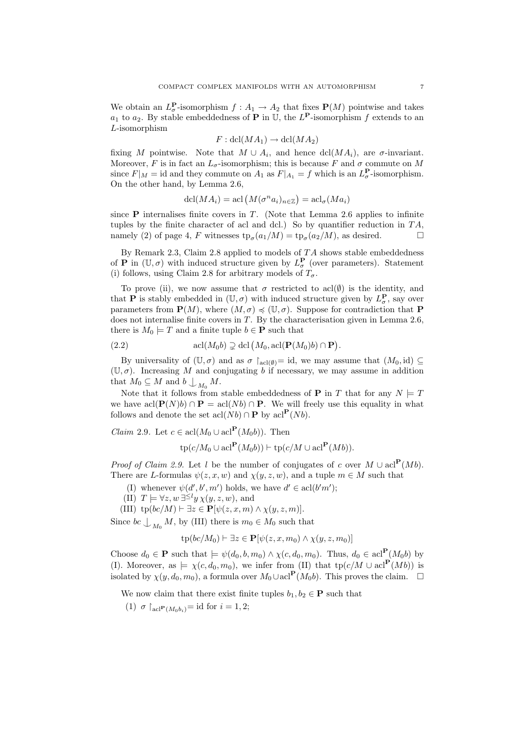We obtain an $L_\sigma^{\mathbf{P}}$-isomorphism $f : A_1 \to A_2$ that fixes $\mathbf{P}(M)$ pointwise and takes $a_1$ to $a_2$. By stable embeddedness of $\mathbf{P}$ in $\mathbb{U}$, the $L^{\mathbf{P}}$-isomorphism $f$ extends to an $L$-isomorphism

$$F : \mathrm{dcl}(MA_1) \to \mathrm{dcl}(MA_2)$$

fixing $M$ pointwise. Note that $M \cup A_i$, and hence $\mathrm{dcl}(MA_i)$, are $\sigma$-invariant. Moreover, $F$ is in fact an $L_\sigma$-isomorphism; this is because $F$ and $\sigma$ commute on $M$ since $F|_M = \mathrm{id}$ and they commute on $A_1$ as $F|_{A_1} = f$ which is an $L_\sigma^{\mathbf{P}}$-isomorphism. On the other hand, by Lemma 2.6,

$$\mathrm{dcl}(MA_i) = \mathrm{acl}\big(M(\sigma^n a_i)_{n\in\mathbb{Z}}\big) = \mathrm{acl}_\sigma(Ma_i)$$

since $\mathbf{P}$ internalises finite covers in $T$. (Note that Lemma 2.6 applies to infinite tuples by the finite character of acl and dcl.) So by quantifier reduction in $TA$, namely (2) of page 4, $F$ witnesses $\mathrm{tp}_\sigma(a_1/M) = \mathrm{tp}_\sigma(a_2/M)$, as desired. □

By Remark 2.3, Claim 2.8 applied to models of $TA$ shows stable embeddedness of $\mathbf{P}$ in $(\mathbb{U}, \sigma)$ with induced structure given by $L_\sigma^{\mathbf{P}}$ (over parameters). Statement (i) follows, using Claim 2.8 for arbitrary models of $T_\sigma$.

To prove (ii), we now assume that $\sigma$ restricted to $\mathrm{acl}(\emptyset)$ is the identity, and that $\mathbf{P}$ is stably embedded in $(\mathbb{U}, \sigma)$ with induced structure given by $L_\sigma^{\mathbf{P}}$, say over parameters from $\mathbf{P}(M)$, where $(M, \sigma) \preccurlyeq (\mathbb{U}, \sigma)$. Suppose for contradiction that $\mathbf{P}$ does not internalise finite covers in $T$. By the characterisation given in Lemma 2.6, there is $M_0 \models T$ and a finite tuple $b \in \mathbf{P}$ such that

$$\mathrm{acl}(M_0 b) \supsetneq \mathrm{dcl}\big(M_0, \mathrm{acl}(\mathbf{P}(M_0)b) \cap \mathbf{P}\big). \tag{2.2}$$

By universality of $(\mathbb{U}, \sigma)$ and as $\sigma \restriction_{\mathrm{acl}(\emptyset)} = \mathrm{id}$, we may assume that $(M_0, \mathrm{id}) \subseteq (\mathbb{U}, \sigma)$. Increasing $M$ and conjugating $b$ if necessary, we may assume in addition that $M_0 \subseteq M$ and $b \mathop{\smile\!\!\!\!\!\!\mid}_{M_0} M$.

Note that it follows from stable embeddedness of $\mathbf{P}$ in $T$ that for any $N \models T$ we have $\mathrm{acl}(\mathbf{P}(N)b) \cap \mathbf{P} = \mathrm{acl}(Nb) \cap \mathbf{P}$. We will freely use this equality in what follows and denote the set $\mathrm{acl}(Nb) \cap \mathbf{P}$ by $\mathrm{acl}^{\mathbf{P}}(Nb)$.

*Claim* 2.9. Let $c \in \mathrm{acl}(M_0 \cup \mathrm{acl}^{\mathbf{P}}(M_0 b))$. Then

$$\mathrm{tp}(c/M_0 \cup \mathrm{acl}^{\mathbf{P}}(M_0 b)) \vdash \mathrm{tp}(c/M \cup \mathrm{acl}^{\mathbf{P}}(Mb)).$$

*Proof of Claim 2.9.* Let $l$ be the number of conjugates of $c$ over $M \cup \mathrm{acl}^{\mathbf{P}}(Mb)$. There are $L$-formulas $\psi(z, x, w)$ and $\chi(y, z, w)$, and a tuple $m \in M$ such that

(I) whenever $\psi(d', b', m')$ holds, we have $d' \in \mathrm{acl}(b'm')$;

(II) $T \models \forall z, w\, \exists^{\leq l} y\, \chi(y, z, w)$, and

(III) $\mathrm{tp}(bc/M) \vdash \exists z \in \mathbf{P}[\psi(z, x, m) \wedge \chi(y, z, m)]$.

Since $bc \mathop{\smile\!\!\!\!\!\!\mid}_{M_0} M$, by (III) there is $m_0 \in M_0$ such that

$$\mathrm{tp}(bc/M_0) \vdash \exists z \in \mathbf{P}[\psi(z, x, m_0) \wedge \chi(y, z, m_0)]$$

Choose $d_0 \in \mathbf{P}$ such that $\models \psi(d_0, b, m_0) \wedge \chi(c, d_0, m_0)$. Thus, $d_0 \in \mathrm{acl}^{\mathbf{P}}(M_0 b)$ by (I). Moreover, as $\models \chi(c, d_0, m_0)$, we infer from (II) that $\mathrm{tp}(c/M \cup \mathrm{acl}^{\mathbf{P}}(Mb))$ is isolated by $\chi(y, d_0, m_0)$, a formula over $M_0 \cup \mathrm{acl}^{\mathbf{P}}(M_0 b)$. This proves the claim. □

We now claim that there exist finite tuples $b_1, b_2 \in \mathbf{P}$ such that

(1) $\sigma \restriction_{\mathrm{acl}^{\mathbf{P}}(M_0 b_i)} = \mathrm{id}$ for $i = 1, 2$;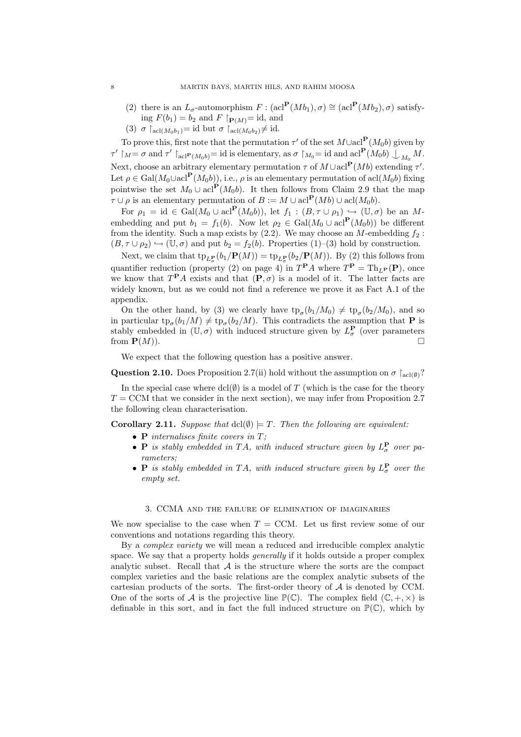(2) there is an $L_\sigma$-automorphism $F : (\mathrm{acl}^{\mathbf{P}}(Mb_1), \sigma) \cong (\mathrm{acl}^{\mathbf{P}}(Mb_2), \sigma)$ satisfying $F(b_1) = b_2$ and $F \restriction_{\mathbf{P}(M)} = \mathrm{id}$, and

(3) $\sigma \restriction_{\mathrm{acl}(M_0 b_1)} = \mathrm{id}$ but $\sigma \restriction_{\mathrm{acl}(M_0 b_2)} \neq \mathrm{id}$.

To prove this, first note that the permutation $\tau'$ of the set $M \cup \mathrm{acl}^{\mathbf{P}}(M_0 b)$ given by $\tau' \restriction_M = \sigma$ and $\tau' \restriction_{\mathrm{acl}^{\mathbf{P}}(M_0 b)} = \mathrm{id}$ is elementary, as $\sigma \restriction_{M_0} = \mathrm{id}$ and $\mathrm{acl}^{\mathbf{P}}(M_0 b) \mathop{\smile\!\!\!\!\!\!\mid}_{M_0} M$. Next, choose an arbitrary elementary permutation $\tau$ of $M \cup \mathrm{acl}^{\mathbf{P}}(Mb)$ extending $\tau'$. Let $\rho \in \mathrm{Gal}(M_0 \cup \mathrm{acl}^{\mathbf{P}}(M_0 b))$, i.e., $\rho$ is an elementary permutation of $\mathrm{acl}(M_0 b)$ fixing pointwise the set $M_0 \cup \mathrm{acl}^{\mathbf{P}}(M_0 b)$. It then follows from Claim 2.9 that the map $\tau \cup \rho$ is an elementary permutation of $B := M \cup \mathrm{acl}^{\mathbf{P}}(Mb) \cup \mathrm{acl}(M_0 b)$.

For $\rho_1 = \mathrm{id} \in \mathrm{Gal}(M_0 \cup \mathrm{acl}^{\mathbf{P}}(M_0 b))$, let $f_1 : (B, \tau \cup \rho_1) \hookrightarrow (\mathbb{U}, \sigma)$ be an $M$-embedding and put $b_1 = f_1(b)$. Now let $\rho_2 \in \mathrm{Gal}(M_0 \cup \mathrm{acl}^{\mathbf{P}}(M_0 b))$ be different from the identity. Such a map exists by (2.2). We may choose an $M$-embedding $f_2 : (B, \tau \cup \rho_2) \hookrightarrow (\mathbb{U}, \sigma)$ and put $b_2 = f_2(b)$. Properties (1)–(3) hold by construction.

Next, we claim that $\mathrm{tp}_{L_\sigma^{\mathbf{P}}}(b_1/\mathbf{P}(M)) = \mathrm{tp}_{L_\sigma^{\mathbf{P}}}(b_2/\mathbf{P}(M))$. By (2) this follows from quantifier reduction (property (2) on page 4) in $T^{\mathbf{P}}A$ where $T^{\mathbf{P}} = \mathrm{Th}_{L^{\mathbf{P}}}(\mathbf{P})$, once we know that $T^{\mathbf{P}}A$ exists and that $(\mathbf{P}, \sigma)$ is a model of it. The latter facts are widely known, but as we could not find a reference we prove it as Fact A.1 of the appendix.

On the other hand, by (3) we clearly have $\mathrm{tp}_\sigma(b_1/M_0) \neq \mathrm{tp}_\sigma(b_2/M_0)$, and so in particular $\mathrm{tp}_\sigma(b_1/M) \neq \mathrm{tp}_\sigma(b_2/M)$. This contradicts the assumption that $\mathbf{P}$ is stably embedded in $(\mathbb{U}, \sigma)$ with induced structure given by $L_\sigma^{\mathbf{P}}$ (over parameters from $\mathbf{P}(M)$). $\square$

We expect that the following question has a positive answer.

**Question 2.10.** Does Proposition 2.7(ii) hold without the assumption on $\sigma \restriction_{\mathrm{acl}(\emptyset)}$?

In the special case where $\mathrm{dcl}(\emptyset)$ is a model of $T$ (which is the case for the theory $T = \mathrm{CCM}$ that we consider in the next section), we may infer from Proposition 2.7 the following clean characterisation.

**Corollary 2.11.** *Suppose that $\mathrm{dcl}(\emptyset) \models T$. Then the following are equivalent:*

- $\mathbf{P}$ *internalises finite covers in $T$;*
- $\mathbf{P}$ *is stably embedded in $TA$, with induced structure given by $L_\sigma^{\mathbf{P}}$ over parameters;*
- $\mathbf{P}$ *is stably embedded in $TA$, with induced structure given by $L_\sigma^{\mathbf{P}}$ over the empty set.*

## 3. CCMA and the failure of elimination of imaginaries

We now specialise to the case when $T = \mathrm{CCM}$. Let us first review some of our conventions and notations regarding this theory.

By a *complex variety* we will mean a reduced and irreducible complex analytic space. We say that a property holds *generally* if it holds outside a proper complex analytic subset. Recall that $\mathcal{A}$ is the structure where the sorts are the compact complex varieties and the basic relations are the complex analytic subsets of the cartesian products of the sorts. The first-order theory of $\mathcal{A}$ is denoted by CCM. One of the sorts of $\mathcal{A}$ is the projective line $\mathbb{P}(\mathbb{C})$. The complex field $(\mathbb{C}, +, \times)$ is definable in this sort, and in fact the full induced structure on $\mathbb{P}(\mathbb{C})$, which by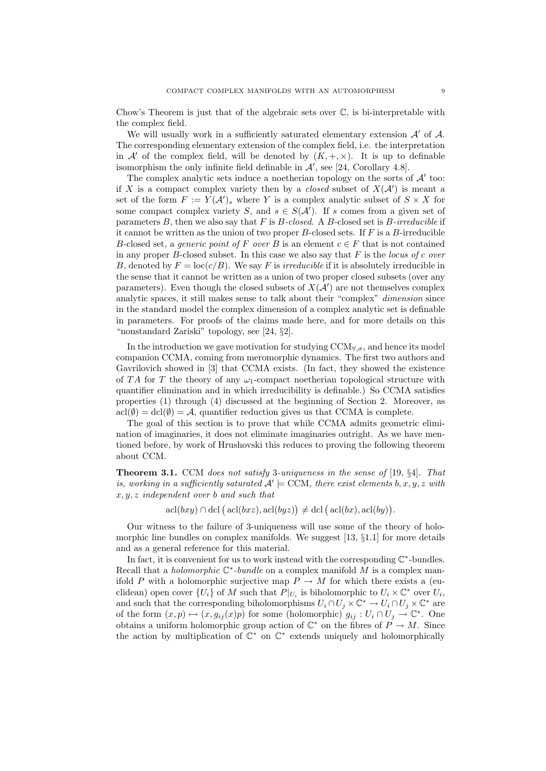Chow's Theorem is just that of the algebraic sets over $\mathbb{C}$, is bi-interpretable with the complex field.

We will usually work in a sufficiently saturated elementary extension $\mathcal{A}'$ of $\mathcal{A}$. The corresponding elementary extension of the complex field, i.e. the interpretation in $\mathcal{A}'$ of the complex field, will be denoted by $(K, +, \times)$. It is up to definable isomorphism the only infinite field definable in $\mathcal{A}'$, see [24, Corollary 4.8].

The complex analytic sets induce a noetherian topology on the sorts of $\mathcal{A}'$ too: if $X$ is a compact complex variety then by a *closed* subset of $X(\mathcal{A}')$ is meant a set of the form $F := Y(\mathcal{A}')_s$ where $Y$ is a complex analytic subset of $S \times X$ for some compact complex variety $S$, and $s \in S(\mathcal{A}')$. If $s$ comes from a given set of parameters $B$, then we also say that $F$ is $B$*-closed*. A $B$-closed set is $B$*-irreducible* if it cannot be written as the union of two proper $B$-closed sets. If $F$ is a $B$-irreducible $B$-closed set, a *generic point of* $F$ *over* $B$ is an element $c \in F$ that is not contained in any proper $B$-closed subset. In this case we also say that $F$ is the *locus of* $c$ *over* $B$, denoted by $F = \operatorname{loc}(c/B)$. We say $F$ is *irreducible* if it is absolutely irreducible in the sense that it cannot be written as a union of two proper closed sets (over any parameters). Even though the closed subsets of $X(\mathcal{A}')$ are not themselves complex analytic spaces, it still makes sense to talk about their "complex" *dimension* since in the standard model the complex dimension of a complex analytic set is definable in parameters. For proofs of the claims made here, and for more details on this "nonstandard Zariski" topology, see [24, §2].

In the introduction we gave motivation for studying $\mathrm{CCM}_{\forall,\sigma}$, and hence its model companion CCMA, coming from meromorphic dynamics. The first two authors and Gavrilovich showed in [3] that CCMA exists. (In fact, they showed the existence of $TA$ for $T$ the theory of any $\omega_1$-compact noetherian topological structure with quantifier elimination and in which irreducibility is definable.) So CCMA satisfies properties (1) through (4) discussed at the beginning of Section 2. Moreover, as $\operatorname{acl}(\emptyset) = \operatorname{dcl}(\emptyset) = \mathcal{A}$, quantifier reduction gives us that CCMA is complete.

The goal of this section is to prove that while CCMA admits geometric elimination of imaginaries, it does not eliminate imaginaries outright. As we have mentioned before, by work of Hrushovski this reduces to proving the following theorem about CCM.

**Theorem 3.1.** CCM *does not satisfy* 3*-uniqueness in the sense of* [19, §4]*. That is, working in a sufficiently saturated* $\mathcal{A}' \models \mathrm{CCM}$*, there exist elements* $b, x, y, z$ *with* $x, y, z$ *independent over* $b$ *and such that*

$$\operatorname{acl}(bxy) \cap \operatorname{dcl}\big(\operatorname{acl}(bxz), \operatorname{acl}(byz)\big) \neq \operatorname{dcl}\big(\operatorname{acl}(bx), \operatorname{acl}(by)\big).$$

Our witness to the failure of 3-uniqueness will use some of the theory of holomorphic line bundles on complex manifolds. We suggest [13, §1.1] for more details and as a general reference for this material.

In fact, it is convenient for us to work instead with the corresponding $\mathbb{C}^*$-bundles. Recall that a *holomorphic* $\mathbb{C}^*$*-bundle* on a complex manifold $M$ is a complex manifold $P$ with a holomorphic surjective map $P \to M$ for which there exists a (euclidean) open cover $\{U_i\}$ of $M$ such that $P|_{U_i}$ is biholomorphic to $U_i \times \mathbb{C}^*$ over $U_i$, and such that the corresponding biholomorphisms $U_i \cap U_j \times \mathbb{C}^* \to U_i \cap U_j \times \mathbb{C}^*$ are of the form $(x, p) \mapsto (x, g_{ij}(x)p)$ for some (holomorphic) $g_{ij} : U_i \cap U_j \to \mathbb{C}^*$. One obtains a uniform holomorphic group action of $\mathbb{C}^*$ on the fibres of $P \to M$. Since the action by multiplication of $\mathbb{C}^*$ on $\mathbb{C}^*$ extends uniquely and holomorphically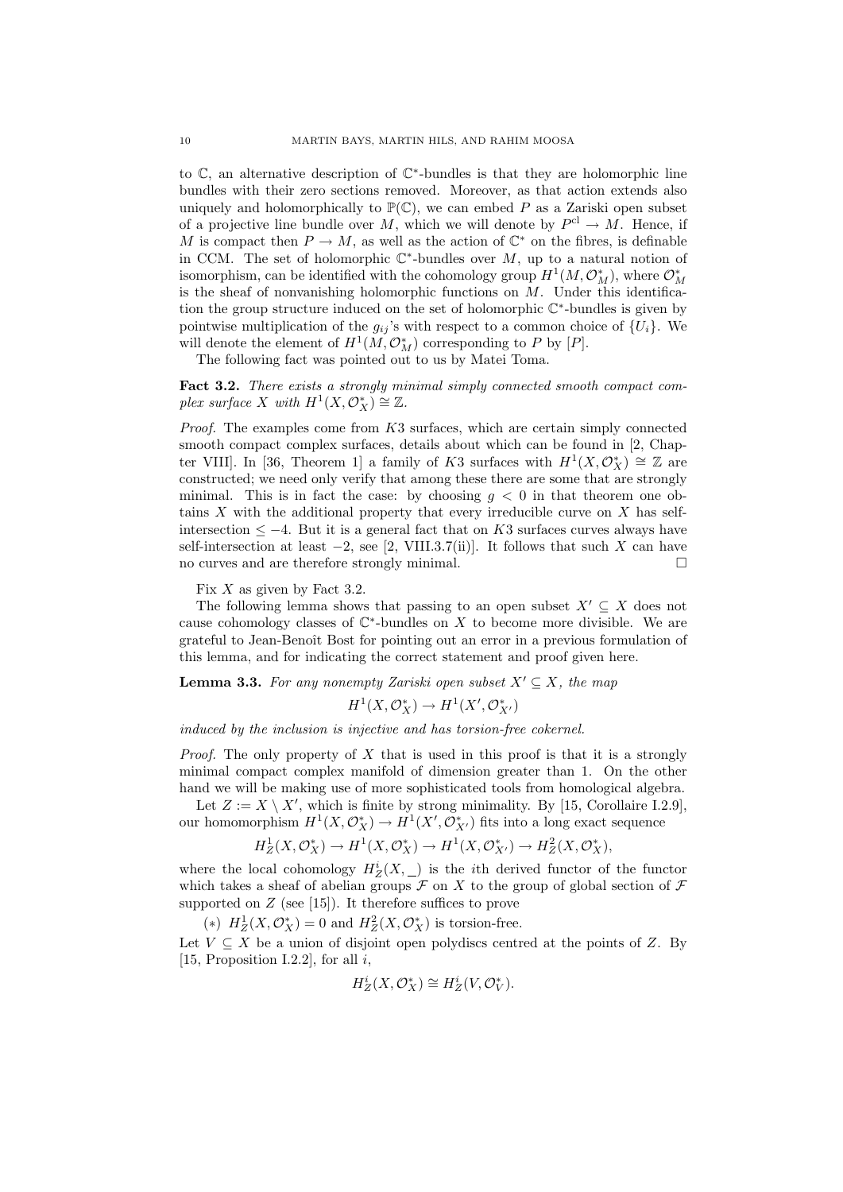to $\mathbb{C}$, an alternative description of $\mathbb{C}^*$-bundles is that they are holomorphic line bundles with their zero sections removed. Moreover, as that action extends also uniquely and holomorphically to $\mathbb{P}(\mathbb{C})$, we can embed $P$ as a Zariski open subset of a projective line bundle over $M$, which we will denote by $P^{\mathrm{cl}} \to M$. Hence, if $M$ is compact then $P \to M$, as well as the action of $\mathbb{C}^*$ on the fibres, is definable in CCM. The set of holomorphic $\mathbb{C}^*$-bundles over $M$, up to a natural notion of isomorphism, can be identified with the cohomology group $H^1(M, \mathcal{O}_M^*)$, where $\mathcal{O}_M^*$ is the sheaf of nonvanishing holomorphic functions on $M$. Under this identification the group structure induced on the set of holomorphic $\mathbb{C}^*$-bundles is given by pointwise multiplication of the $g_{ij}$'s with respect to a common choice of $\{U_i\}$. We will denote the element of $H^1(M, \mathcal{O}_M^*)$ corresponding to $P$ by $[P]$.

The following fact was pointed out to us by Matei Toma.

**Fact 3.2.** *There exists a strongly minimal simply connected smooth compact complex surface $X$ with $H^1(X, \mathcal{O}_X^*) \cong \mathbb{Z}$.*

*Proof.* The examples come from $K3$ surfaces, which are certain simply connected smooth compact complex surfaces, details about which can be found in [2, Chapter VIII]. In [36, Theorem 1] a family of $K3$ surfaces with $H^1(X, \mathcal{O}_X^*) \cong \mathbb{Z}$ are constructed; we need only verify that among these there are some that are strongly minimal. This is in fact the case: by choosing $g < 0$ in that theorem one obtains $X$ with the additional property that every irreducible curve on $X$ has self-intersection $\leq -4$. But it is a general fact that on $K3$ surfaces curves always have self-intersection at least $-2$, see [2, VIII.3.7(ii)]. It follows that such $X$ can have no curves and are therefore strongly minimal. □

Fix $X$ as given by Fact 3.2.

The following lemma shows that passing to an open subset $X' \subseteq X$ does not cause cohomology classes of $\mathbb{C}^*$-bundles on $X$ to become more divisible. We are grateful to Jean-Benoît Bost for pointing out an error in a previous formulation of this lemma, and for indicating the correct statement and proof given here.

**Lemma 3.3.** *For any nonempty Zariski open subset $X' \subseteq X$, the map*

$$H^1(X, \mathcal{O}_X^*) \to H^1(X', \mathcal{O}_{X'}^*)$$

*induced by the inclusion is injective and has torsion-free cokernel.*

*Proof.* The only property of $X$ that is used in this proof is that it is a strongly minimal compact complex manifold of dimension greater than 1. On the other hand we will be making use of more sophisticated tools from homological algebra.

Let $Z := X \setminus X'$, which is finite by strong minimality. By [15, Corollaire I.2.9], our homomorphism $H^1(X, \mathcal{O}_X^*) \to H^1(X', \mathcal{O}_{X'}^*)$ fits into a long exact sequence

$$H^1_Z(X, \mathcal{O}_X^*) \to H^1(X, \mathcal{O}_X^*) \to H^1(X, \mathcal{O}_{X'}^*) \to H^2_Z(X, \mathcal{O}_X^*),$$

where the local cohomology $H^i_Z(X, \_)$ is the $i$th derived functor of the functor which takes a sheaf of abelian groups $\mathcal{F}$ on $X$ to the group of global section of $\mathcal{F}$ supported on $Z$ (see [15]). It therefore suffices to prove

(∗) $H^1_Z(X, \mathcal{O}_X^*) = 0$ and $H^2_Z(X, \mathcal{O}_X^*)$ is torsion-free.

Let $V \subseteq X$ be a union of disjoint open polydiscs centred at the points of $Z$. By [15, Proposition I.2.2], for all $i$,

$$H^i_Z(X, \mathcal{O}_X^*) \cong H^i_Z(V, \mathcal{O}_V^*).$$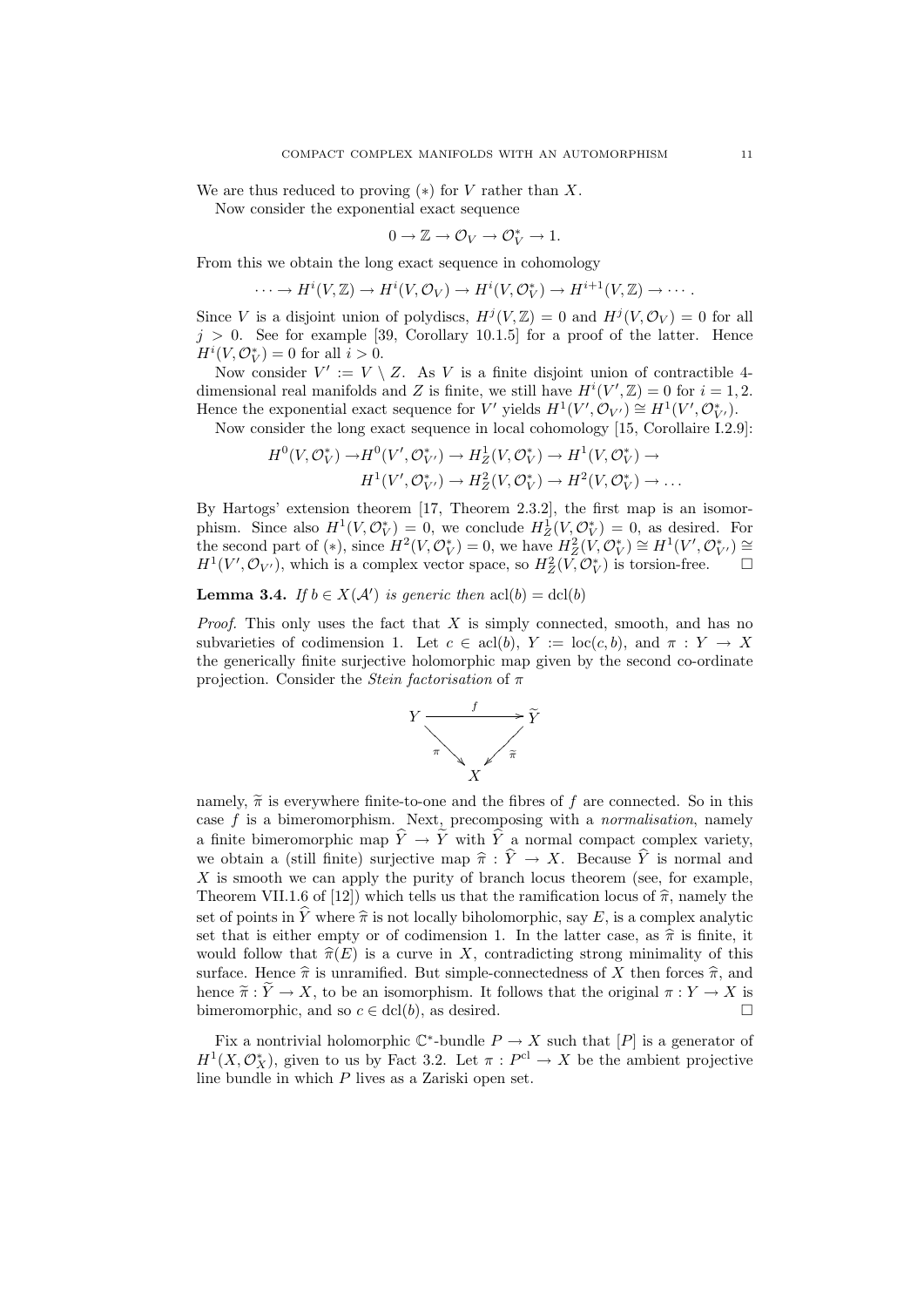We are thus reduced to proving $(*)$ for $V$ rather than $X$.

Now consider the exponential exact sequence

$$0 \to \mathbb{Z} \to \mathcal{O}_V \to \mathcal{O}_V^* \to 1.$$

From this we obtain the long exact sequence in cohomology

$$\cdots \to H^i(V, \mathbb{Z}) \to H^i(V, \mathcal{O}_V) \to H^i(V, \mathcal{O}_V^*) \to H^{i+1}(V, \mathbb{Z}) \to \cdots.$$

Since $V$ is a disjoint union of polydiscs, $H^j(V, \mathbb{Z}) = 0$ and $H^j(V, \mathcal{O}_V) = 0$ for all $j > 0$. See for example [39, Corollary 10.1.5] for a proof of the latter. Hence $H^i(V, \mathcal{O}_V^*) = 0$ for all $i > 0$.

Now consider $V' := V \setminus Z$. As $V$ is a finite disjoint union of contractible 4-dimensional real manifolds and $Z$ is finite, we still have $H^i(V', \mathbb{Z}) = 0$ for $i = 1, 2$. Hence the exponential exact sequence for $V'$ yields $H^1(V', \mathcal{O}_{V'}) \cong H^1(V', \mathcal{O}_{V'}^*)$.

Now consider the long exact sequence in local cohomology [15, Corollaire I.2.9]:

$$\begin{aligned} H^0(V, \mathcal{O}_V^*) \to & H^0(V', \mathcal{O}_{V'}^*) \to H^1_Z(V, \mathcal{O}_V^*) \to H^1(V, \mathcal{O}_V^*) \to \\ & H^1(V', \mathcal{O}_{V'}^*) \to H^2_Z(V, \mathcal{O}_V^*) \to H^2(V, \mathcal{O}_V^*) \to \ldots \end{aligned}$$

By Hartogs' extension theorem [17, Theorem 2.3.2], the first map is an isomorphism. Since also $H^1(V, \mathcal{O}_V^*) = 0$, we conclude $H^1_Z(V, \mathcal{O}_V^*) = 0$, as desired. For the second part of $(*)$, since $H^2(V, \mathcal{O}_V^*) = 0$, we have $H^2_Z(V, \mathcal{O}_V^*) \cong H^1(V', \mathcal{O}_{V'}^*) \cong H^1(V', \mathcal{O}_{V'})$, which is a complex vector space, so $H^2_Z(V, \mathcal{O}_V^*)$ is torsion-free. □

**Lemma 3.4.** *If $b \in X(\mathcal{A}')$ is generic then* $\operatorname{acl}(b) = \operatorname{dcl}(b)$

*Proof.* This only uses the fact that $X$ is simply connected, smooth, and has no subvarieties of codimension 1. Let $c \in \operatorname{acl}(b)$, $Y := \operatorname{loc}(c, b)$, and $\pi : Y \to X$ the generically finite surjective holomorphic map given by the second co-ordinate projection. Consider the *Stein factorisation* of $\pi$

$$\begin{array}{ccc} Y & \xrightarrow{f} & \widetilde{Y} \\ & \searrow^{\pi} \quad \swarrow_{\widetilde{\pi}} & \\ & X & \end{array}$$

namely, $\widetilde{\pi}$ is everywhere finite-to-one and the fibres of $f$ are connected. So in this case $f$ is a bimeromorphism. Next, precomposing with a *normalisation*, namely a finite bimeromorphic map $\widehat{Y} \to \widetilde{Y}$ with $\widehat{Y}$ a normal compact complex variety, we obtain a (still finite) surjective map $\widehat{\pi} : \widehat{Y} \to X$. Because $\widehat{Y}$ is normal and $X$ is smooth we can apply the purity of branch locus theorem (see, for example, Theorem VII.1.6 of [12]) which tells us that the ramification locus of $\widehat{\pi}$, namely the set of points in $\widehat{Y}$ where $\widehat{\pi}$ is not locally biholomorphic, say $E$, is a complex analytic set that is either empty or of codimension 1. In the latter case, as $\widehat{\pi}$ is finite, it would follow that $\widehat{\pi}(E)$ is a curve in $X$, contradicting strong minimality of this surface. Hence $\widehat{\pi}$ is unramified. But simple-connectedness of $X$ then forces $\widehat{\pi}$, and hence $\widetilde{\pi} : \widetilde{Y} \to X$, to be an isomorphism. It follows that the original $\pi : Y \to X$ is bimeromorphic, and so $c \in \operatorname{dcl}(b)$, as desired. □

Fix a nontrivial holomorphic $\mathbb{C}^*$-bundle $P \to X$ such that $[P]$ is a generator of $H^1(X, \mathcal{O}_X^*)$, given to us by Fact 3.2. Let $\pi : P^{\text{cl}} \to X$ be the ambient projective line bundle in which $P$ lives as a Zariski open set.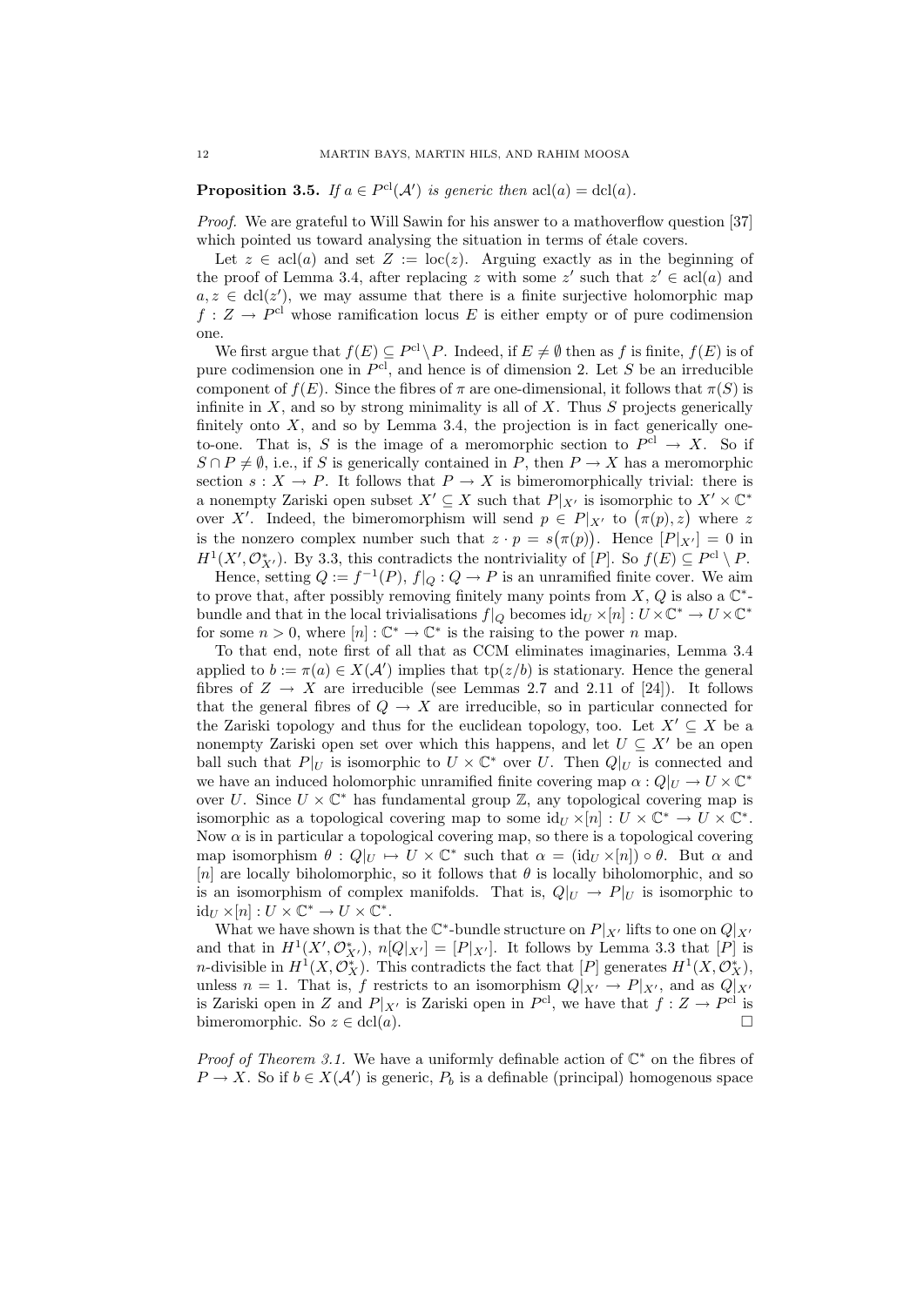**Proposition 3.5.** *If $a \in P^{\mathrm{cl}}(\mathcal{A}')$ is generic then $\mathrm{acl}(a) = \mathrm{dcl}(a)$.*

*Proof.* We are grateful to Will Sawin for his answer to a mathoverflow question [37] which pointed us toward analysing the situation in terms of étale covers.

Let $z \in \mathrm{acl}(a)$ and set $Z := \mathrm{loc}(z)$. Arguing exactly as in the beginning of the proof of Lemma 3.4, after replacing $z$ with some $z'$ such that $z' \in \mathrm{acl}(a)$ and $a, z \in \mathrm{dcl}(z')$, we may assume that there is a finite surjective holomorphic map $f : Z \to P^{\mathrm{cl}}$ whose ramification locus $E$ is either empty or of pure codimension one.

We first argue that $f(E) \subseteq P^{\mathrm{cl}} \setminus P$. Indeed, if $E \neq \emptyset$ then as $f$ is finite, $f(E)$ is of pure codimension one in $P^{\mathrm{cl}}$, and hence is of dimension 2. Let $S$ be an irreducible component of $f(E)$. Since the fibres of $\pi$ are one-dimensional, it follows that $\pi(S)$ is infinite in $X$, and so by strong minimality is all of $X$. Thus $S$ projects generically finitely onto $X$, and so by Lemma 3.4, the projection is in fact generically one-to-one. That is, $S$ is the image of a meromorphic section to $P^{\mathrm{cl}} \to X$. So if $S \cap P \neq \emptyset$, i.e., if $S$ is generically contained in $P$, then $P \to X$ has a meromorphic section $s : X \to P$. It follows that $P \to X$ is bimeromorphically trivial: there is a nonempty Zariski open subset $X' \subseteq X$ such that $P|_{X'}$ is isomorphic to $X' \times \mathbb{C}^*$ over $X'$. Indeed, the bimeromorphism will send $p \in P|_{X'}$ to $\big(\pi(p), z\big)$ where $z$ is the nonzero complex number such that $z \cdot p = s\big(\pi(p)\big)$. Hence $[P|_{X'}] = 0$ in $H^1(X', \mathcal{O}^*_{X'})$. By 3.3, this contradicts the nontriviality of $[P]$. So $f(E) \subseteq P^{\mathrm{cl}} \setminus P$.

Hence, setting $Q := f^{-1}(P)$, $f|_Q : Q \to P$ is an unramified finite cover. We aim to prove that, after possibly removing finitely many points from $X$, $Q$ is also a $\mathbb{C}^*$-bundle and that in the local trivialisations $f|_Q$ becomes $\mathrm{id}_U \times [n] : U \times \mathbb{C}^* \to U \times \mathbb{C}^*$ for some $n > 0$, where $[n] : \mathbb{C}^* \to \mathbb{C}^*$ is the raising to the power $n$ map.

To that end, note first of all that as CCM eliminates imaginaries, Lemma 3.4 applied to $b := \pi(a) \in X(\mathcal{A}')$ implies that $\mathrm{tp}(z/b)$ is stationary. Hence the general fibres of $Z \to X$ are irreducible (see Lemmas 2.7 and 2.11 of [24]). It follows that the general fibres of $Q \to X$ are irreducible, so in particular connected for the Zariski topology and thus for the euclidean topology, too. Let $X' \subseteq X$ be a nonempty Zariski open set over which this happens, and let $U \subseteq X'$ be an open ball such that $P|_U$ is isomorphic to $U \times \mathbb{C}^*$ over $U$. Then $Q|_U$ is connected and we have an induced holomorphic unramified finite covering map $\alpha : Q|_U \to U \times \mathbb{C}^*$ over $U$. Since $U \times \mathbb{C}^*$ has fundamental group $\mathbb{Z}$, any topological covering map is isomorphic as a topological covering map to some $\mathrm{id}_U \times [n] : U \times \mathbb{C}^* \to U \times \mathbb{C}^*$. Now $\alpha$ is in particular a topological covering map, so there is a topological covering map isomorphism $\theta : Q|_U \mapsto U \times \mathbb{C}^*$ such that $\alpha = (\mathrm{id}_U \times [n]) \circ \theta$. But $\alpha$ and $[n]$ are locally biholomorphic, so it follows that $\theta$ is locally biholomorphic, and so is an isomorphism of complex manifolds. That is, $Q|_U \to P|_U$ is isomorphic to $\mathrm{id}_U \times [n] : U \times \mathbb{C}^* \to U \times \mathbb{C}^*$.

What we have shown is that the $\mathbb{C}^*$-bundle structure on $P|_{X'}$ lifts to one on $Q|_{X'}$ and that in $H^1(X', \mathcal{O}^*_{X'})$, $n[Q|_{X'}] = [P|_{X'}]$. It follows by Lemma 3.3 that $[P]$ is $n$-divisible in $H^1(X, \mathcal{O}^*_X)$. This contradicts the fact that $[P]$ generates $H^1(X, \mathcal{O}^*_X)$, unless $n = 1$. That is, $f$ restricts to an isomorphism $Q|_{X'} \to P|_{X'}$, and as $Q|_{X'}$ is Zariski open in $Z$ and $P|_{X'}$ is Zariski open in $P^{\mathrm{cl}}$, we have that $f : Z \to P^{\mathrm{cl}}$ is bimeromorphic. So $z \in \mathrm{dcl}(a)$. $\square$

*Proof of Theorem 3.1.* We have a uniformly definable action of $\mathbb{C}^*$ on the fibres of $P \to X$. So if $b \in X(\mathcal{A}')$ is generic, $P_b$ is a definable (principal) homogenous space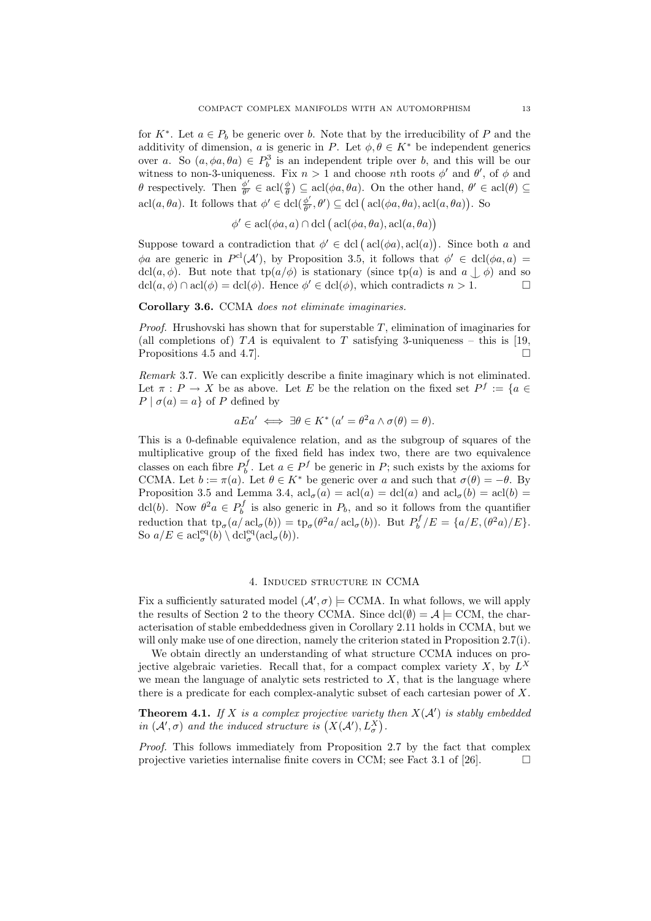for $K^*$. Let $a \in P_b$ be generic over $b$. Note that by the irreducibility of $P$ and the additivity of dimension, $a$ is generic in $P$. Let $\phi, \theta \in K^*$ be independent generics over $a$. So $(a, \phi a, \theta a) \in P_b^3$ is an independent triple over $b$, and this will be our witness to non-3-uniqueness. Fix $n > 1$ and choose $n$th roots $\phi'$ and $\theta'$, of $\phi$ and $\theta$ respectively. Then $\frac{\phi'}{\theta'} \in \operatorname{acl}(\frac{\phi}{\theta}) \subseteq \operatorname{acl}(\phi a, \theta a)$. On the other hand, $\theta' \in \operatorname{acl}(\theta) \subseteq \operatorname{acl}(a, \theta a)$. It follows that $\phi' \in \operatorname{dcl}(\frac{\phi'}{\theta'}, \theta') \subseteq \operatorname{dcl}\big(\operatorname{acl}(\phi a, \theta a), \operatorname{acl}(a, \theta a)\big)$. So

$$\phi' \in \operatorname{acl}(\phi a, a) \cap \operatorname{dcl}\big(\operatorname{acl}(\phi a, \theta a), \operatorname{acl}(a, \theta a)\big)$$

Suppose toward a contradiction that $\phi' \in \operatorname{dcl}\big(\operatorname{acl}(\phi a), \operatorname{acl}(a)\big)$. Since both $a$ and $\phi a$ are generic in $P^{\mathrm{cl}}(\mathcal{A}')$, by Proposition 3.5, it follows that $\phi' \in \operatorname{dcl}(\phi a, a) = \operatorname{dcl}(a, \phi)$. But note that $\operatorname{tp}(a/\phi)$ is stationary (since $\operatorname{tp}(a)$ is and $a \mathop{\smile\!\!\!\!\!\!\mid}\, \phi$) and so $\operatorname{dcl}(a, \phi) \cap \operatorname{acl}(\phi) = \operatorname{dcl}(\phi)$. Hence $\phi' \in \operatorname{dcl}(\phi)$, which contradicts $n > 1$. $\square$

**Corollary 3.6.** *CCMA does not eliminate imaginaries.*

*Proof.* Hrushovski has shown that for superstable $T$, elimination of imaginaries for (all completions of) $TA$ is equivalent to $T$ satisfying 3-uniqueness – this is [19, Propositions 4.5 and 4.7]. $\square$

*Remark* 3.7. We can explicitly describe a finite imaginary which is not eliminated. Let $\pi : P \to X$ be as above. Let $E$ be the relation on the fixed set $P^f := \{a \in P \mid \sigma(a) = a\}$ of $P$ defined by

$$aEa' \iff \exists \theta \in K^* \, (a' = \theta^2 a \wedge \sigma(\theta) = \theta).$$

This is a 0-definable equivalence relation, and as the subgroup of squares of the multiplicative group of the fixed field has index two, there are two equivalence classes on each fibre $P_b^f$. Let $a \in P^f$ be generic in $P$; such exists by the axioms for CCMA. Let $b := \pi(a)$. Let $\theta \in K^*$ be generic over $a$ and such that $\sigma(\theta) = -\theta$. By Proposition 3.5 and Lemma 3.4, $\operatorname{acl}_\sigma(a) = \operatorname{acl}(a) = \operatorname{dcl}(a)$ and $\operatorname{acl}_\sigma(b) = \operatorname{acl}(b) = \operatorname{dcl}(b)$. Now $\theta^2 a \in P_b^f$ is also generic in $P_b$, and so it follows from the quantifier reduction that $\operatorname{tp}_\sigma(a/\operatorname{acl}_\sigma(b)) = \operatorname{tp}_\sigma(\theta^2 a/\operatorname{acl}_\sigma(b))$. But $P_b^f/E = \{a/E, (\theta^2 a)/E\}$. So $a/E \in \operatorname{acl}_\sigma^{\mathrm{eq}}(b) \setminus \operatorname{dcl}_\sigma^{\mathrm{eq}}(\operatorname{acl}_\sigma(b))$.

## 4. Induced structure in CCMA

Fix a sufficiently saturated model $(\mathcal{A}', \sigma) \models$ CCMA. In what follows, we will apply the results of Section 2 to the theory CCMA. Since $\operatorname{dcl}(\emptyset) = \mathcal{A} \models$ CCM, the characterisation of stable embeddedness given in Corollary 2.11 holds in CCMA, but we will only make use of one direction, namely the criterion stated in Proposition 2.7(i).

We obtain directly an understanding of what structure CCMA induces on projective algebraic varieties. Recall that, for a compact complex variety $X$, by $L^X$ we mean the language of analytic sets restricted to $X$, that is the language where there is a predicate for each complex-analytic subset of each cartesian power of $X$.

**Theorem 4.1.** *If $X$ is a complex projective variety then $X(\mathcal{A}')$ is stably embedded in $(\mathcal{A}', \sigma)$ and the induced structure is $\big(X(\mathcal{A}'), L_\sigma^X\big)$.*

*Proof.* This follows immediately from Proposition 2.7 by the fact that complex projective varieties internalise finite covers in CCM; see Fact 3.1 of [26]. $\square$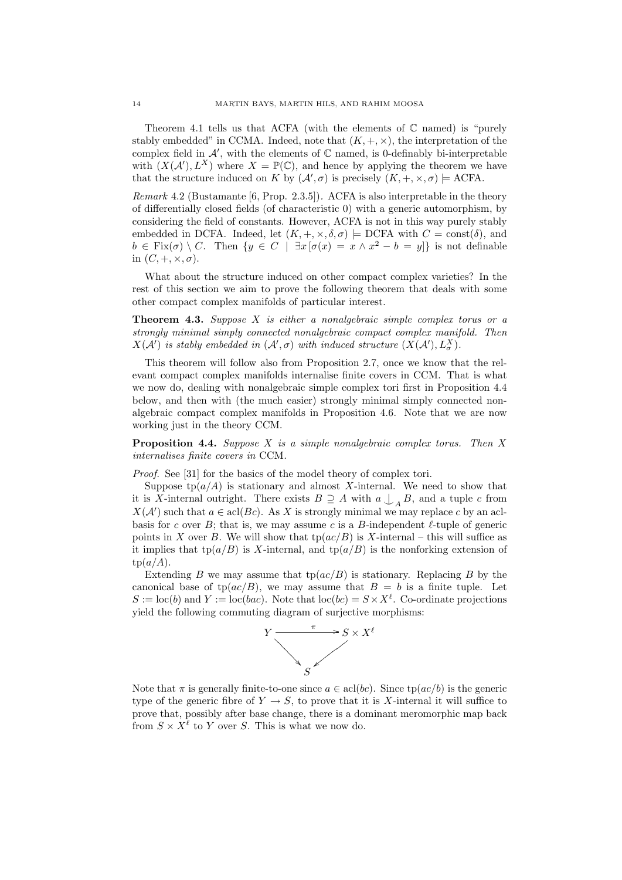Theorem 4.1 tells us that ACFA (with the elements of $\mathbb{C}$ named) is "purely stably embedded" in CCMA. Indeed, note that $(K, +, \times)$, the interpretation of the complex field in $\mathcal{A}'$, with the elements of $\mathbb{C}$ named, is 0-definably bi-interpretable with $(X(\mathcal{A}'), L^X)$ where $X = \mathbb{P}(\mathbb{C})$, and hence by applying the theorem we have that the structure induced on $K$ by $(\mathcal{A}', \sigma)$ is precisely $(K, +, \times, \sigma) \models$ ACFA.

*Remark* 4.2 (Bustamante [6, Prop. 2.3.5]). ACFA is also interpretable in the theory of differentially closed fields (of characteristic 0) with a generic automorphism, by considering the field of constants. However, ACFA is not in this way purely stably embedded in DCFA. Indeed, let $(K, +, \times, \delta, \sigma) \models$ DCFA with $C = \mathrm{const}(\delta)$, and $b \in \mathrm{Fix}(\sigma) \setminus C$. Then $\{y \in C \mid \exists x\, [\sigma(x) = x \wedge x^2 - b = y]\}$ is not definable in $(C, +, \times, \sigma)$.

What about the structure induced on other compact complex varieties? In the rest of this section we aim to prove the following theorem that deals with some other compact complex manifolds of particular interest.

**Theorem 4.3.** *Suppose $X$ is either a nonalgebraic simple complex torus or a strongly minimal simply connected nonalgebraic compact complex manifold. Then $X(\mathcal{A}')$ is stably embedded in $(\mathcal{A}', \sigma)$ with induced structure $(X(\mathcal{A}'), L^X_\sigma)$.*

This theorem will follow also from Proposition 2.7, once we know that the relevant compact complex manifolds internalise finite covers in CCM. That is what we now do, dealing with nonalgebraic simple complex tori first in Proposition 4.4 below, and then with (the much easier) strongly minimal simply connected nonalgebraic compact complex manifolds in Proposition 4.6. Note that we are now working just in the theory CCM.

**Proposition 4.4.** *Suppose $X$ is a simple nonalgebraic complex torus. Then $X$ internalises finite covers in* CCM.

*Proof.* See [31] for the basics of the model theory of complex tori.

Suppose $\mathrm{tp}(a/A)$ is stationary and almost $X$-internal. We need to show that it is $X$-internal outright. There exists $B \supseteq A$ with $a \mathop{\smile\!\!\!\!\!\vert}_A B$, and a tuple $c$ from $X(\mathcal{A}')$ such that $a \in \mathrm{acl}(Bc)$. As $X$ is strongly minimal we may replace $c$ by an acl-basis for $c$ over $B$; that is, we may assume $c$ is a $B$-independent $\ell$-tuple of generic points in $X$ over $B$. We will show that $\mathrm{tp}(ac/B)$ is $X$-internal – this will suffice as it implies that $\mathrm{tp}(a/B)$ is $X$-internal, and $\mathrm{tp}(a/B)$ is the nonforking extension of $\mathrm{tp}(a/A)$.

Extending $B$ we may assume that $\mathrm{tp}(ac/B)$ is stationary. Replacing $B$ by the canonical base of $\mathrm{tp}(ac/B)$, we may assume that $B = b$ is a finite tuple. Let $S := \mathrm{loc}(b)$ and $Y := \mathrm{loc}(bac)$. Note that $\mathrm{loc}(bc) = S \times X^\ell$. Co-ordinate projections yield the following commuting diagram of surjective morphisms:

$$\begin{array}{ccc} Y & \xrightarrow{\ \pi\ } & S \times X^\ell \\ & \searrow \quad \swarrow & \\ & S & \end{array}$$

Note that $\pi$ is generally finite-to-one since $a \in \mathrm{acl}(bc)$. Since $\mathrm{tp}(ac/b)$ is the generic type of the generic fibre of $Y \to S$, to prove that it is $X$-internal it will suffice to prove that, possibly after base change, there is a dominant meromorphic map back from $S \times X^\ell$ to $Y$ over $S$. This is what we now do.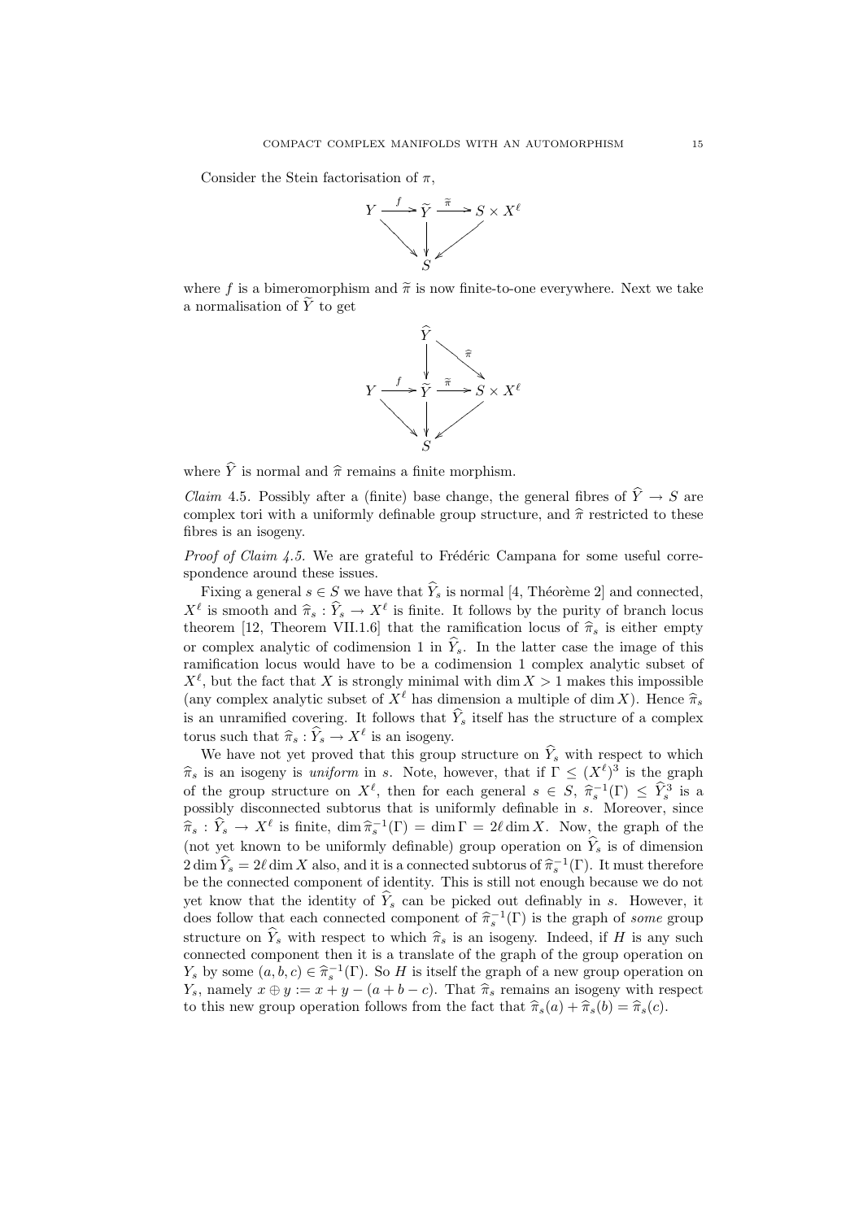Consider the Stein factorisation of $\pi$,

$$\begin{array}{ccccc} Y & \xrightarrow{f} & \widetilde{Y} & \xrightarrow{\widetilde{\pi}} & S \times X^\ell \\ & \searrow & \downarrow & \swarrow & \\ & & S & & \end{array}$$

where $f$ is a bimeromorphism and $\widetilde{\pi}$ is now finite-to-one everywhere. Next we take a normalisation of $\widetilde{Y}$ to get

$$\begin{array}{ccccc} & & \widehat{Y} & & \\ & & \downarrow & \searrow^{\widehat{\pi}} & \\ Y & \xrightarrow{f} & \widetilde{Y} & \xrightarrow{\widetilde{\pi}} & S \times X^\ell \\ & \searrow & \downarrow & \swarrow & \\ & & S & & \end{array}$$

where $\widehat{Y}$ is normal and $\widehat{\pi}$ remains a finite morphism.

*Claim* 4.5. Possibly after a (finite) base change, the general fibres of $\widehat{Y} \to S$ are complex tori with a uniformly definable group structure, and $\widehat{\pi}$ restricted to these fibres is an isogeny.

*Proof of Claim 4.5.* We are grateful to Frédéric Campana for some useful correspondence around these issues.

Fixing a general $s \in S$ we have that $\widehat{Y}_s$ is normal [4, Théorème 2] and connected, $X^\ell$ is smooth and $\widehat{\pi}_s : \widehat{Y}_s \to X^\ell$ is finite. It follows by the purity of branch locus theorem [12, Theorem VII.1.6] that the ramification locus of $\widehat{\pi}_s$ is either empty or complex analytic of codimension 1 in $\widehat{Y}_s$. In the latter case the image of this ramification locus would have to be a codimension 1 complex analytic subset of $X^\ell$, but the fact that $X$ is strongly minimal with $\dim X > 1$ makes this impossible (any complex analytic subset of $X^\ell$ has dimension a multiple of $\dim X$). Hence $\widehat{\pi}_s$ is an unramified covering. It follows that $\widehat{Y}_s$ itself has the structure of a complex torus such that $\widehat{\pi}_s : \widehat{Y}_s \to X^\ell$ is an isogeny.

We have not yet proved that this group structure on $\widehat{Y}_s$ with respect to which $\widehat{\pi}_s$ is an isogeny is *uniform* in $s$. Note, however, that if $\Gamma \leq (X^\ell)^3$ is the graph of the group structure on $X^\ell$, then for each general $s \in S$, $\widehat{\pi}_s^{-1}(\Gamma) \leq \widehat{Y}_s^3$ is a possibly disconnected subtorus that is uniformly definable in $s$. Moreover, since $\widehat{\pi}_s : \widehat{Y}_s \to X^\ell$ is finite, $\dim \widehat{\pi}_s^{-1}(\Gamma) = \dim \Gamma = 2\ell \dim X$. Now, the graph of the (not yet known to be uniformly definable) group operation on $\widehat{Y}_s$ is of dimension $2 \dim \widehat{Y}_s = 2\ell \dim X$ also, and it is a connected subtorus of $\widehat{\pi}_s^{-1}(\Gamma)$. It must therefore be the connected component of identity. This is still not enough because we do not yet know that the identity of $\widehat{Y}_s$ can be picked out definably in $s$. However, it does follow that each connected component of $\widehat{\pi}_s^{-1}(\Gamma)$ is the graph of *some* group structure on $\widehat{Y}_s$ with respect to which $\widehat{\pi}_s$ is an isogeny. Indeed, if $H$ is any such connected component then it is a translate of the graph of the group operation on $Y_s$ by some $(a, b, c) \in \widehat{\pi}_s^{-1}(\Gamma)$. So $H$ is itself the graph of a new group operation on $Y_s$, namely $x \oplus y := x + y - (a + b - c)$. That $\widehat{\pi}_s$ remains an isogeny with respect to this new group operation follows from the fact that $\widehat{\pi}_s(a) + \widehat{\pi}_s(b) = \widehat{\pi}_s(c)$.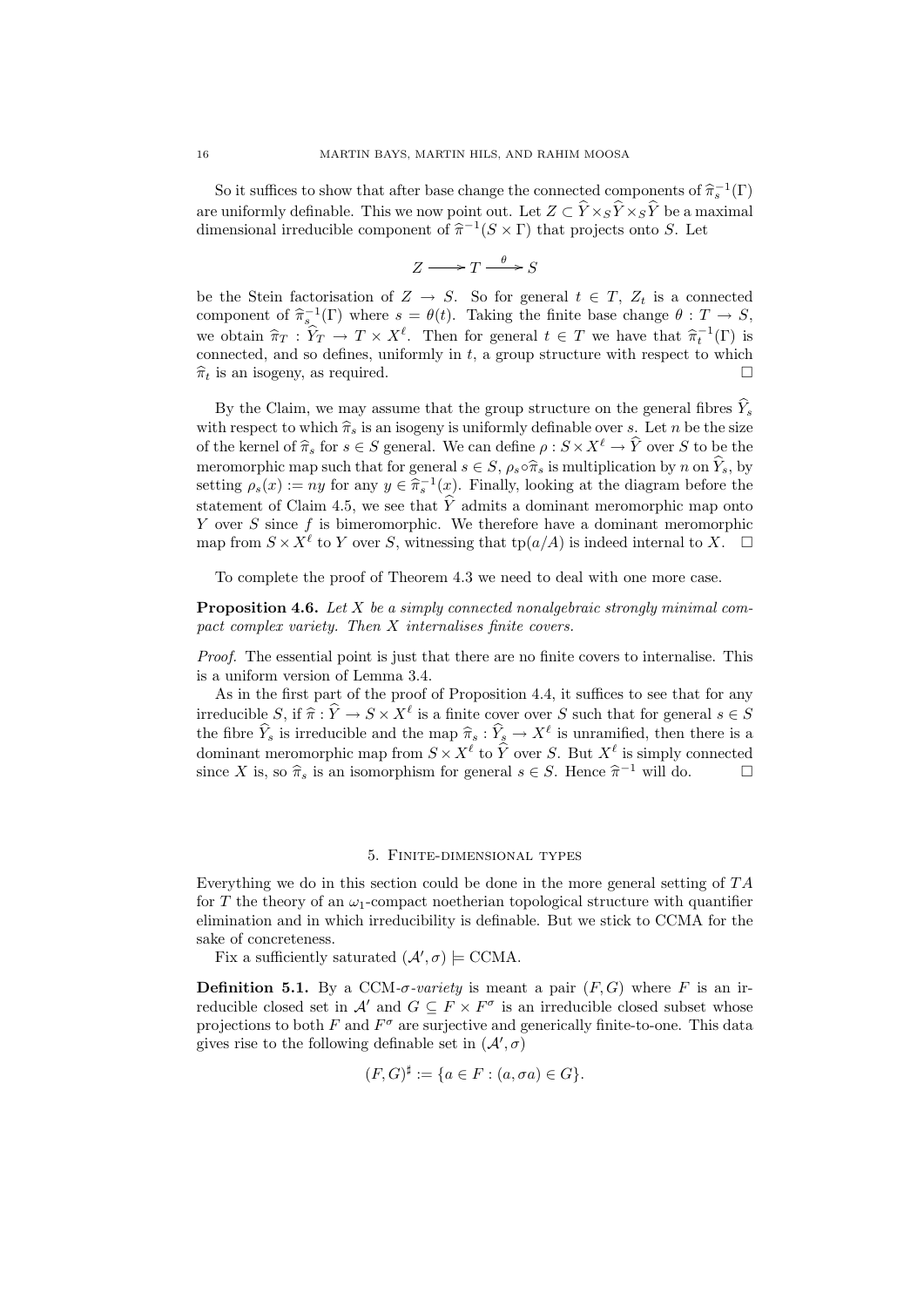So it suffices to show that after base change the connected components of $\widehat{\pi}_s^{-1}(\Gamma)$ are uniformly definable. This we now point out. Let $Z \subset \widehat{Y} \times_S \widehat{Y} \times_S \widehat{Y}$ be a maximal dimensional irreducible component of $\widehat{\pi}^{-1}(S \times \Gamma)$ that projects onto $S$. Let

$$Z \longrightarrow T \xrightarrow{\theta} S$$

be the Stein factorisation of $Z \to S$. So for general $t \in T$, $Z_t$ is a connected component of $\widehat{\pi}_s^{-1}(\Gamma)$ where $s = \theta(t)$. Taking the finite base change $\theta : T \to S$, we obtain $\widehat{\pi}_T : \widehat{Y}_T \to T \times X^\ell$. Then for general $t \in T$ we have that $\widehat{\pi}_t^{-1}(\Gamma)$ is connected, and so defines, uniformly in $t$, a group structure with respect to which $\widehat{\pi}_t$ is an isogeny, as required. □

By the Claim, we may assume that the group structure on the general fibres $\widehat{Y}_s$ with respect to which $\widehat{\pi}_s$ is an isogeny is uniformly definable over $s$. Let $n$ be the size of the kernel of $\widehat{\pi}_s$ for $s \in S$ general. We can define $\rho : S \times X^\ell \to \widehat{Y}$ over $S$ to be the meromorphic map such that for general $s \in S$, $\rho_s \circ \widehat{\pi}_s$ is multiplication by $n$ on $\widehat{Y}_s$, by setting $\rho_s(x) := ny$ for any $y \in \widehat{\pi}_s^{-1}(x)$. Finally, looking at the diagram before the statement of Claim 4.5, we see that $\widehat{Y}$ admits a dominant meromorphic map onto $Y$ over $S$ since $f$ is bimeromorphic. We therefore have a dominant meromorphic map from $S \times X^\ell$ to $Y$ over $S$, witnessing that $\mathrm{tp}(a/A)$ is indeed internal to $X$. □

To complete the proof of Theorem 4.3 we need to deal with one more case.

**Proposition 4.6.** *Let $X$ be a simply connected nonalgebraic strongly minimal compact complex variety. Then $X$ internalises finite covers.*

*Proof.* The essential point is just that there are no finite covers to internalise. This is a uniform version of Lemma 3.4.

As in the first part of the proof of Proposition 4.4, it suffices to see that for any irreducible $S$, if $\widehat{\pi} : \widehat{Y} \to S \times X^\ell$ is a finite cover over $S$ such that for general $s \in S$ the fibre $\widehat{Y}_s$ is irreducible and the map $\widehat{\pi}_s : \widehat{Y}_s \to X^\ell$ is unramified, then there is a dominant meromorphic map from $S \times X^\ell$ to $\widehat{Y}$ over $S$. But $X^\ell$ is simply connected since $X$ is, so $\widehat{\pi}_s$ is an isomorphism for general $s \in S$. Hence $\widehat{\pi}^{-1}$ will do. □

## 5. Finite-dimensional types

Everything we do in this section could be done in the more general setting of $TA$ for $T$ the theory of an $\omega_1$-compact noetherian topological structure with quantifier elimination and in which irreducibility is definable. But we stick to CCMA for the sake of concreteness.

Fix a sufficiently saturated $(\mathcal{A}', \sigma) \models \mathrm{CCMA}$.

**Definition 5.1.** By a *CCM-$\sigma$-variety* is meant a pair $(F, G)$ where $F$ is an irreducible closed set in $\mathcal{A}'$ and $G \subseteq F \times F^\sigma$ is an irreducible closed subset whose projections to both $F$ and $F^\sigma$ are surjective and generically finite-to-one. This data gives rise to the following definable set in $(\mathcal{A}', \sigma)$

$$(F, G)^\sharp := \{a \in F : (a, \sigma a) \in G\}.$$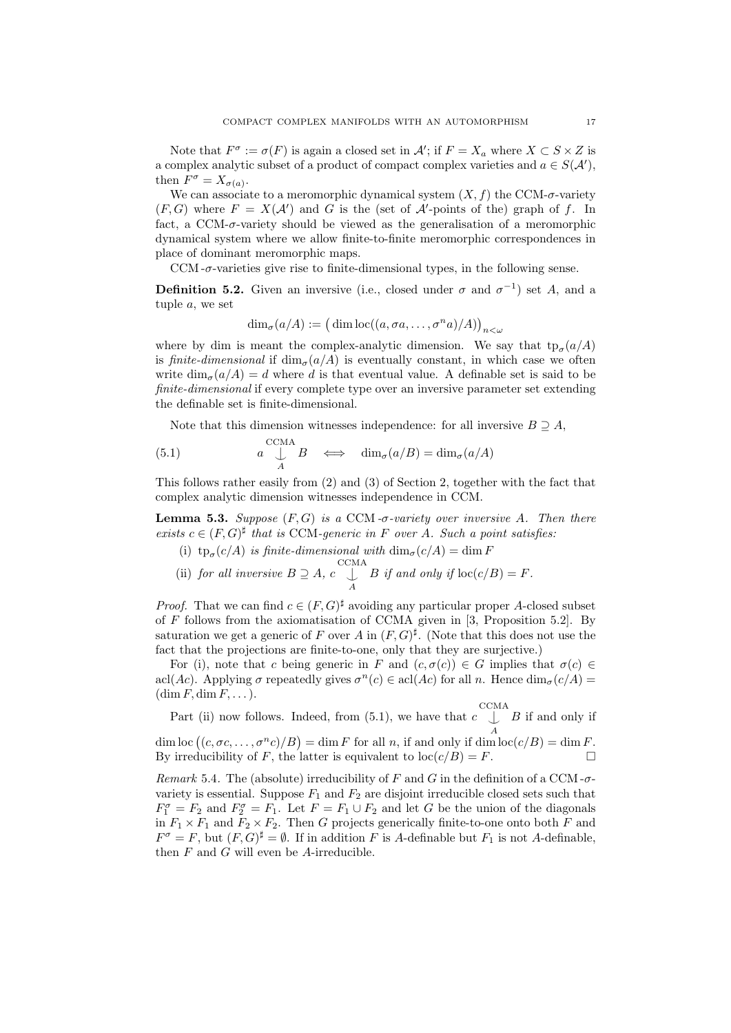Note that $F^\sigma := \sigma(F)$ is again a closed set in $\mathcal{A}'$; if $F = X_a$ where $X \subset S \times Z$ is a complex analytic subset of a product of compact complex varieties and $a \in S(\mathcal{A}')$, then $F^\sigma = X_{\sigma(a)}$.

We can associate to a meromorphic dynamical system $(X, f)$ the CCM-$\sigma$-variety $(F, G)$ where $F = X(\mathcal{A}')$ and $G$ is the (set of $\mathcal{A}'$-points of the) graph of $f$. In fact, a CCM-$\sigma$-variety should be viewed as the generalisation of a meromorphic dynamical system where we allow finite-to-finite meromorphic correspondences in place of dominant meromorphic maps.

CCM-$\sigma$-varieties give rise to finite-dimensional types, in the following sense.

**Definition 5.2.** Given an inversive (i.e., closed under $\sigma$ and $\sigma^{-1}$) set $A$, and a tuple $a$, we set

$$\dim_\sigma(a/A) := \big(\dim \operatorname{loc}((a, \sigma a, \dots, \sigma^n a)/A)\big)_{n<\omega}$$

where by dim is meant the complex-analytic dimension. We say that $\operatorname{tp}_\sigma(a/A)$ is *finite-dimensional* if $\dim_\sigma(a/A)$ is eventually constant, in which case we often write $\dim_\sigma(a/A) = d$ where $d$ is that eventual value. A definable set is said to be *finite-dimensional* if every complete type over an inversive parameter set extending the definable set is finite-dimensional.

Note that this dimension witnesses independence: for all inversive $B \supseteq A$,

$$a \mathop{\smile\!\!\!\!\!\!|}_{A}^{\mathrm{CCMA}} B \iff \dim_\sigma(a/B) = \dim_\sigma(a/A) \tag{5.1}$$

This follows rather easily from (2) and (3) of Section 2, together with the fact that complex analytic dimension witnesses independence in CCM.

**Lemma 5.3.** *Suppose $(F, G)$ is a CCM-$\sigma$-variety over inversive $A$. Then there exists $c \in (F, G)^\sharp$ that is CCM-generic in $F$ over $A$. Such a point satisfies:*

(i) *$\operatorname{tp}_\sigma(c/A)$ is finite-dimensional with $\dim_\sigma(c/A) = \dim F$*

(ii) *for all inversive $B \supseteq A$, $c \mathop{\smile\!\!\!\!\!\!|}_{A}^{\mathrm{CCMA}} B$ if and only if $\operatorname{loc}(c/B) = F$.*

*Proof.* That we can find $c \in (F, G)^\sharp$ avoiding any particular proper $A$-closed subset of $F$ follows from the axiomatisation of CCMA given in [3, Proposition 5.2]. By saturation we get a generic of $F$ over $A$ in $(F, G)^\sharp$. (Note that this does not use the fact that the projections are finite-to-one, only that they are surjective.)

For (i), note that $c$ being generic in $F$ and $(c, \sigma(c)) \in G$ implies that $\sigma(c) \in \operatorname{acl}(Ac)$. Applying $\sigma$ repeatedly gives $\sigma^n(c) \in \operatorname{acl}(Ac)$ for all $n$. Hence $\dim_\sigma(c/A) = (\dim F, \dim F, \dots)$.

Part (ii) now follows. Indeed, from (5.1), we have that $c \mathop{\smile\!\!\!\!\!\!|}_{A}^{\mathrm{CCMA}} B$ if and only if $\dim \operatorname{loc}\big((c, \sigma c, \dots, \sigma^n c)/B\big) = \dim F$ for all $n$, if and only if $\dim \operatorname{loc}(c/B) = \dim F$. By irreducibility of $F$, the latter is equivalent to $\operatorname{loc}(c/B) = F$. $\square$

*Remark* 5.4. The (absolute) irreducibility of $F$ and $G$ in the definition of a CCM-$\sigma$-variety is essential. Suppose $F_1$ and $F_2$ are disjoint irreducible closed sets such that $F_1^\sigma = F_2$ and $F_2^\sigma = F_1$. Let $F = F_1 \cup F_2$ and let $G$ be the union of the diagonals in $F_1 \times F_1$ and $F_2 \times F_2$. Then $G$ projects generically finite-to-one onto both $F$ and $F^\sigma = F$, but $(F, G)^\sharp = \emptyset$. If in addition $F$ is $A$-definable but $F_1$ is not $A$-definable, then $F$ and $G$ will even be $A$-irreducible.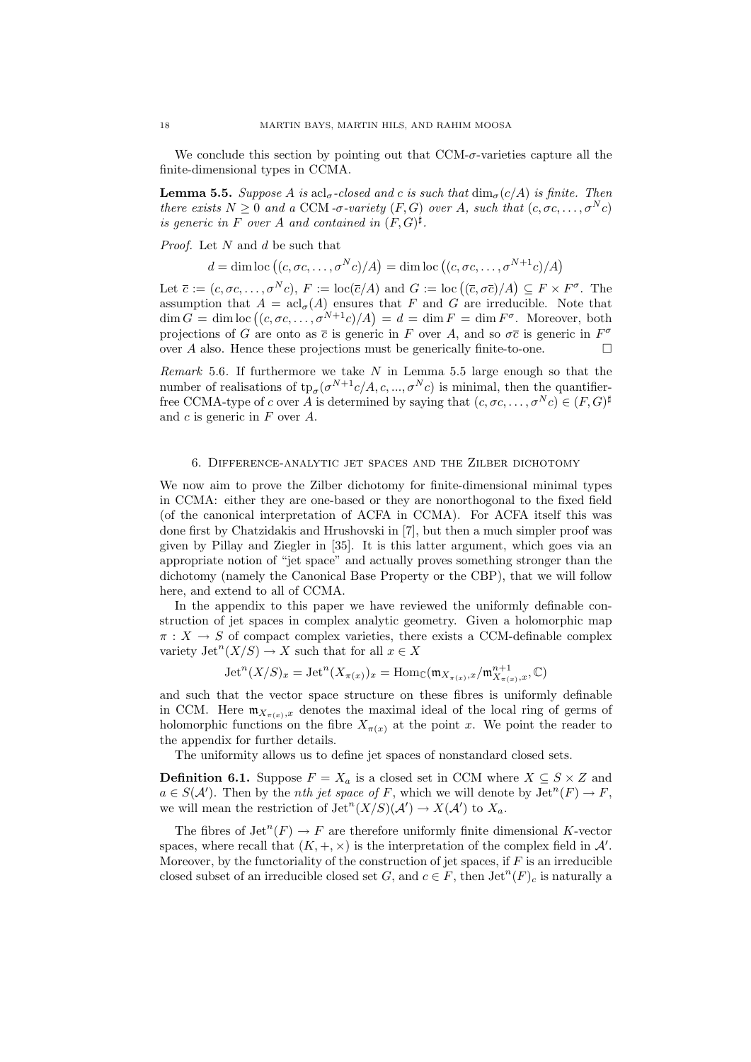We conclude this section by pointing out that CCM-$\sigma$-varieties capture all the finite-dimensional types in CCMA.

**Lemma 5.5.** *Suppose $A$ is $\operatorname{acl}_\sigma$-closed and $c$ is such that $\dim_\sigma(c/A)$ is finite. Then there exists $N \geq 0$ and a CCM-$\sigma$-variety $(F, G)$ over $A$, such that $(c, \sigma c, \ldots, \sigma^N c)$ is generic in $F$ over $A$ and contained in $(F, G)^\sharp$.*

*Proof.* Let $N$ and $d$ be such that

$$d = \dim \operatorname{loc}\big((c, \sigma c, \ldots, \sigma^N c)/A\big) = \dim \operatorname{loc}\big((c, \sigma c, \ldots, \sigma^{N+1} c)/A\big)$$

Let $\overline{c} := (c, \sigma c, \ldots, \sigma^N c)$, $F := \operatorname{loc}(\overline{c}/A)$ and $G := \operatorname{loc}\big((\overline{c}, \sigma\overline{c})/A\big) \subseteq F \times F^\sigma$. The assumption that $A = \operatorname{acl}_\sigma(A)$ ensures that $F$ and $G$ are irreducible. Note that $\dim G = \dim \operatorname{loc}\big((c, \sigma c, \ldots, \sigma^{N+1} c)/A\big) = d = \dim F = \dim F^\sigma$. Moreover, both projections of $G$ are onto as $\overline{c}$ is generic in $F$ over $A$, and so $\sigma\overline{c}$ is generic in $F^\sigma$ over $A$ also. Hence these projections must be generically finite-to-one. $\square$

*Remark* 5.6. If furthermore we take $N$ in Lemma 5.5 large enough so that the number of realisations of $\operatorname{tp}_\sigma(\sigma^{N+1}c/A, c, \ldots, \sigma^N c)$ is minimal, then the quantifier-free CCMA-type of $c$ over $A$ is determined by saying that $(c, \sigma c, \ldots, \sigma^N c) \in (F, G)^\sharp$ and $c$ is generic in $F$ over $A$.

## 6. Difference-analytic jet spaces and the Zilber dichotomy

We now aim to prove the Zilber dichotomy for finite-dimensional minimal types in CCMA: either they are one-based or they are nonorthogonal to the fixed field (of the canonical interpretation of ACFA in CCMA). For ACFA itself this was done first by Chatzidakis and Hrushovski in [7], but then a much simpler proof was given by Pillay and Ziegler in [35]. It is this latter argument, which goes via an appropriate notion of "jet space" and actually proves something stronger than the dichotomy (namely the Canonical Base Property or the CBP), that we will follow here, and extend to all of CCMA.

In the appendix to this paper we have reviewed the uniformly definable construction of jet spaces in complex analytic geometry. Given a holomorphic map $\pi : X \to S$ of compact complex varieties, there exists a CCM-definable complex variety $\operatorname{Jet}^n(X/S) \to X$ such that for all $x \in X$

$$\operatorname{Jet}^n(X/S)_x = \operatorname{Jet}^n(X_{\pi(x)})_x = \operatorname{Hom}_{\mathbb{C}}(\mathfrak{m}_{X_{\pi(x)},x}/\mathfrak{m}^{n+1}_{X_{\pi(x)},x}, \mathbb{C})$$

and such that the vector space structure on these fibres is uniformly definable in CCM. Here $\mathfrak{m}_{X_{\pi(x)},x}$ denotes the maximal ideal of the local ring of germs of holomorphic functions on the fibre $X_{\pi(x)}$ at the point $x$. We point the reader to the appendix for further details.

The uniformity allows us to define jet spaces of nonstandard closed sets.

**Definition 6.1.** Suppose $F = X_a$ is a closed set in CCM where $X \subseteq S \times Z$ and $a \in S(\mathcal{A}')$. Then by the *nth jet space of $F$*, which we will denote by $\operatorname{Jet}^n(F) \to F$, we will mean the restriction of $\operatorname{Jet}^n(X/S)(\mathcal{A}') \to X(\mathcal{A}')$ to $X_a$.

The fibres of $\operatorname{Jet}^n(F) \to F$ are therefore uniformly finite dimensional $K$-vector spaces, where recall that $(K, +, \times)$ is the interpretation of the complex field in $\mathcal{A}'$. Moreover, by the functoriality of the construction of jet spaces, if $F$ is an irreducible closed subset of an irreducible closed set $G$, and $c \in F$, then $\operatorname{Jet}^n(F)_c$ is naturally a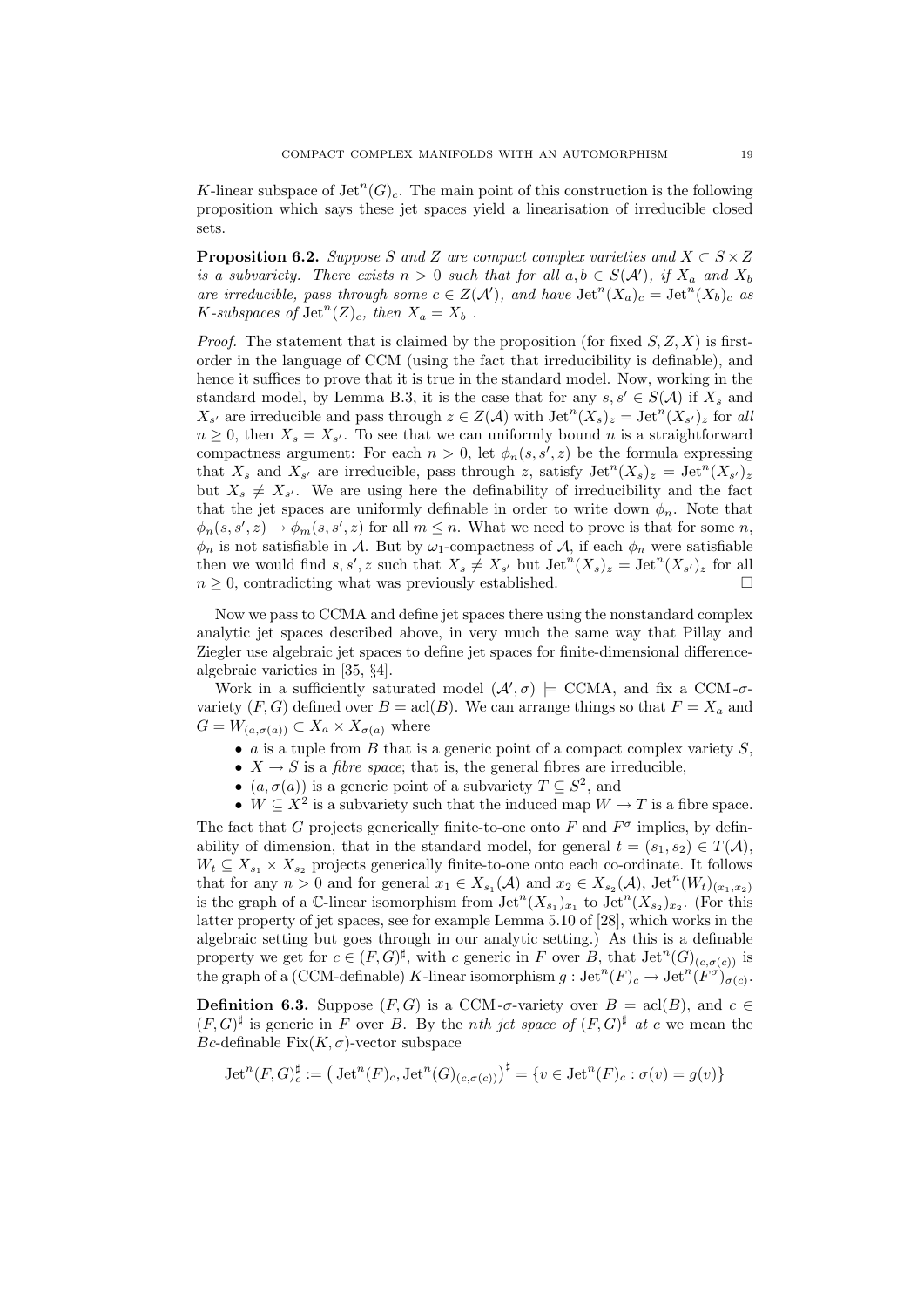$K$-linear subspace of $\mathrm{Jet}^n(G)_c$. The main point of this construction is the following proposition which says these jet spaces yield a linearisation of irreducible closed sets.

**Proposition 6.2.** *Suppose $S$ and $Z$ are compact complex varieties and $X \subset S \times Z$ is a subvariety. There exists $n > 0$ such that for all $a, b \in S(\mathcal{A}')$, if $X_a$ and $X_b$ are irreducible, pass through some $c \in Z(\mathcal{A}')$, and have $\mathrm{Jet}^n(X_a)_c = \mathrm{Jet}^n(X_b)_c$ as $K$-subspaces of $\mathrm{Jet}^n(Z)_c$, then $X_a = X_b$ .*

*Proof.* The statement that is claimed by the proposition (for fixed $S, Z, X$) is first-order in the language of CCM (using the fact that irreducibility is definable), and hence it suffices to prove that it is true in the standard model. Now, working in the standard model, by Lemma B.3, it is the case that for any $s, s' \in S(\mathcal{A})$ if $X_s$ and $X_{s'}$ are irreducible and pass through $z \in Z(\mathcal{A})$ with $\mathrm{Jet}^n(X_s)_z = \mathrm{Jet}^n(X_{s'})_z$ for *all* $n \geq 0$, then $X_s = X_{s'}$. To see that we can uniformly bound $n$ is a straightforward compactness argument: For each $n > 0$, let $\phi_n(s, s', z)$ be the formula expressing that $X_s$ and $X_{s'}$ are irreducible, pass through $z$, satisfy $\mathrm{Jet}^n(X_s)_z = \mathrm{Jet}^n(X_{s'})_z$ but $X_s \neq X_{s'}$. We are using here the definability of irreducibility and the fact that the jet spaces are uniformly definable in order to write down $\phi_n$. Note that $\phi_n(s, s', z) \to \phi_m(s, s', z)$ for all $m \leq n$. What we need to prove is that for some $n$, $\phi_n$ is not satisfiable in $\mathcal{A}$. But by $\omega_1$-compactness of $\mathcal{A}$, if each $\phi_n$ were satisfiable then we would find $s, s', z$ such that $X_s \neq X_{s'}$ but $\mathrm{Jet}^n(X_s)_z = \mathrm{Jet}^n(X_{s'})_z$ for all $n \geq 0$, contradicting what was previously established. $\square$

Now we pass to CCMA and define jet spaces there using the nonstandard complex analytic jet spaces described above, in very much the same way that Pillay and Ziegler use algebraic jet spaces to define jet spaces for finite-dimensional difference-algebraic varieties in [35, §4].

Work in a sufficiently saturated model $(\mathcal{A}', \sigma) \models$ CCMA, and fix a CCM-$\sigma$-variety $(F, G)$ defined over $B = \mathrm{acl}(B)$. We can arrange things so that $F = X_a$ and $G = W_{(a,\sigma(a))} \subset X_a \times X_{\sigma(a)}$ where

- $a$ is a tuple from $B$ that is a generic point of a compact complex variety $S$,
- $X \to S$ is a *fibre space*; that is, the general fibres are irreducible,
- $(a, \sigma(a))$ is a generic point of a subvariety $T \subseteq S^2$, and
- $W \subseteq X^2$ is a subvariety such that the induced map $W \to T$ is a fibre space.

The fact that $G$ projects generically finite-to-one onto $F$ and $F^\sigma$ implies, by definability of dimension, that in the standard model, for general $t = (s_1, s_2) \in T(\mathcal{A})$, $W_t \subseteq X_{s_1} \times X_{s_2}$ projects generically finite-to-one onto each co-ordinate. It follows that for any $n > 0$ and for general $x_1 \in X_{s_1}(\mathcal{A})$ and $x_2 \in X_{s_2}(\mathcal{A})$, $\mathrm{Jet}^n(W_t)_{(x_1,x_2)}$ is the graph of a $\mathbb{C}$-linear isomorphism from $\mathrm{Jet}^n(X_{s_1})_{x_1}$ to $\mathrm{Jet}^n(X_{s_2})_{x_2}$. (For this latter property of jet spaces, see for example Lemma 5.10 of [28], which works in the algebraic setting but goes through in our analytic setting.) As this is a definable property we get for $c \in (F, G)^\sharp$, with $c$ generic in $F$ over $B$, that $\mathrm{Jet}^n(G)_{(c,\sigma(c))}$ is the graph of a (CCM-definable) $K$-linear isomorphism $g : \mathrm{Jet}^n(F)_c \to \mathrm{Jet}^n(F^\sigma)_{\sigma(c)}$.

**Definition 6.3.** Suppose $(F, G)$ is a CCM-$\sigma$-variety over $B = \mathrm{acl}(B)$, and $c \in (F, G)^\sharp$ is generic in $F$ over $B$. By the *nth jet space of* $(F, G)^\sharp$ *at* $c$ we mean the $Bc$-definable $\mathrm{Fix}(K, \sigma)$-vector subspace

$$\mathrm{Jet}^n(F, G)^\sharp_c := \big(\mathrm{Jet}^n(F)_c, \mathrm{Jet}^n(G)_{(c,\sigma(c))}\big)^\sharp = \{v \in \mathrm{Jet}^n(F)_c : \sigma(v) = g(v)\}$$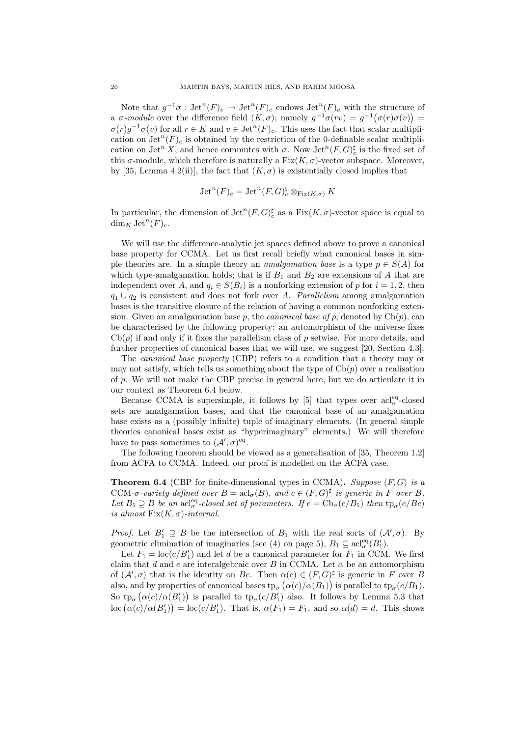Note that $g^{-1}\sigma : \operatorname{Jet}^n(F)_c \to \operatorname{Jet}^n(F)_c$ endows $\operatorname{Jet}^n(F)_c$ with the structure of a *$\sigma$-module* over the difference field $(K, \sigma)$; namely $g^{-1}\sigma(rv) = g^{-1}\big(\sigma(r)\sigma(v)\big) = \sigma(r)g^{-1}\sigma(v)$ for all $r \in K$ and $v \in \operatorname{Jet}^n(F)_c$. This uses the fact that scalar multiplication on $\operatorname{Jet}^n(F)_c$ is obtained by the restriction of the 0-definable scalar multiplication on $\operatorname{Jet}^n X$, and hence commutes with $\sigma$. Now $\operatorname{Jet}^n(F, G)^\sharp_c$ is the fixed set of this $\sigma$-module, which therefore is naturally a $\operatorname{Fix}(K, \sigma)$-vector subspace. Moreover, by [35, Lemma 4.2(ii)], the fact that $(K, \sigma)$ is existentially closed implies that

$$\operatorname{Jet}^n(F)_c = \operatorname{Jet}^n(F, G)^\sharp_c \otimes_{\operatorname{Fix}(K,\sigma)} K$$

In particular, the dimension of $\operatorname{Jet}^n(F, G)^\sharp_c$ as a $\operatorname{Fix}(K, \sigma)$-vector space is equal to $\dim_K \operatorname{Jet}^n(F)_c$.

We will use the difference-analytic jet spaces defined above to prove a canonical base property for CCMA. Let us first recall briefly what canonical bases in simple theories are. In a simple theory an *amalgamation base* is a type $p \in S(A)$ for which type-amalgamation holds; that is if $B_1$ and $B_2$ are extensions of $A$ that are independent over $A$, and $q_i \in S(B_i)$ is a nonforking extension of $p$ for $i = 1, 2$, then $q_1 \cup q_2$ is consistent and does not fork over $A$. *Parallelism* among amalgamation bases is the transitive closure of the relation of having a common nonforking extension. Given an amalgamation base $p$, the *canonical base of $p$*, denoted by $\operatorname{Cb}(p)$, can be characterised by the following property: an automorphism of the universe fixes $\operatorname{Cb}(p)$ if and only if it fixes the parallelism class of $p$ setwise. For more details, and further properties of canonical bases that we will use, we suggest [20, Section 4.3].

The *canonical base property* (CBP) refers to a condition that a theory may or may not satisfy, which tells us something about the type of $\operatorname{Cb}(p)$ over a realisation of $p$. We will not make the CBP precise in general here, but we do articulate it in our context as Theorem 6.4 below.

Because CCMA is supersimple, it follows by [5] that types over $\operatorname{acl}^{\mathrm{eq}}_\sigma$-closed sets are amalgamation bases, and that the canonical base of an amalgamation base exists as a (possibly infinite) tuple of imaginary elements. (In general simple theories canonical bases exist as "hyperimaginary" elements.) We will therefore have to pass sometimes to $(\mathcal{A}', \sigma)^{\mathrm{eq}}$.

The following theorem should be viewed as a generalisation of [35, Theorem 1.2] from ACFA to CCMA. Indeed, our proof is modelled on the ACFA case.

**Theorem 6.4** (CBP for finite-dimensional types in CCMA)**.** *Suppose $(F, G)$ is a CCM-$\sigma$-variety defined over $B = \operatorname{acl}_\sigma(B)$, and $c \in (F, G)^\sharp$ is generic in $F$ over $B$. Let $B_1 \supseteq B$ be an $\operatorname{acl}^{\mathrm{eq}}_\sigma$-closed set of parameters. If $e = \operatorname{Cb}_\sigma(c/B_1)$ then $\operatorname{tp}_\sigma(e/Bc)$ is almost $\operatorname{Fix}(K, \sigma)$-internal.*

*Proof.* Let $B_1' \supseteq B$ be the intersection of $B_1$ with the real sorts of $(\mathcal{A}', \sigma)$. By geometric elimination of imaginaries (see (4) on page 5), $B_1 \subseteq \operatorname{acl}^{\mathrm{eq}}_\sigma(B_1')$.

Let $F_1 = \operatorname{loc}(c/B_1')$ and let $d$ be a canonical parameter for $F_1$ in CCM. We first claim that $d$ and $e$ are interalgebraic over $B$ in CCMA. Let $\alpha$ be an automorphism of $(\mathcal{A}', \sigma)$ that is the identity on $Be$. Then $\alpha(c) \in (F, G)^\sharp$ is generic in $F$ over $B$ also, and by properties of canonical bases $\operatorname{tp}_\sigma\big(\alpha(c)/\alpha(B_1)\big)$ is parallel to $\operatorname{tp}_\sigma(c/B_1)$. So $\operatorname{tp}_\sigma\big(\alpha(c)/\alpha(B_1')\big)$ is parallel to $\operatorname{tp}_\sigma(c/B_1')$ also. It follows by Lemma 5.3 that $\operatorname{loc}\big(\alpha(c)/\alpha(B_1')\big) = \operatorname{loc}(c/B_1')$. That is, $\alpha(F_1) = F_1$, and so $\alpha(d) = d$. This shows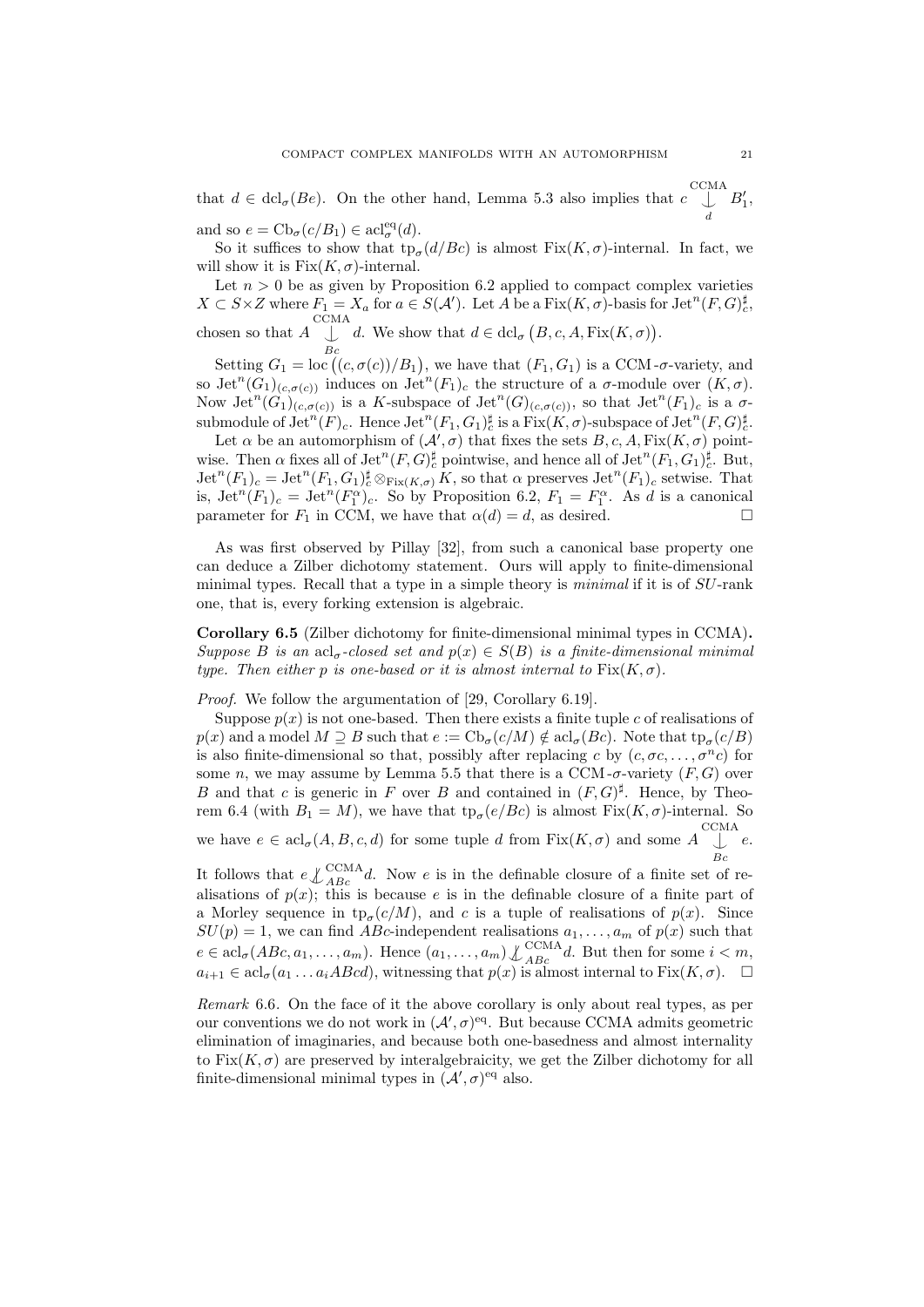that $d \in \operatorname{dcl}_\sigma(Be)$. On the other hand, Lemma 5.3 also implies that $c \mathop{\smile\!\!\!\!\!\!\,|}^{\mathrm{CCMA}}_{d} B_1'$, and so $e = \operatorname{Cb}_\sigma(c/B_1) \in \operatorname{acl}^{\mathrm{eq}}_\sigma(d)$.

So it suffices to show that $\operatorname{tp}_\sigma(d/Bc)$ is almost $\operatorname{Fix}(K,\sigma)$-internal. In fact, we will show it is $\operatorname{Fix}(K,\sigma)$-internal.

Let $n > 0$ be as given by Proposition 6.2 applied to compact complex varieties $X \subset S \times Z$ where $F_1 = X_a$ for $a \in S(\mathcal{A}')$. Let $A$ be a $\operatorname{Fix}(K,\sigma)$-basis for $\operatorname{Jet}^n(F,G)^\sharp_c$, chosen so that $A \mathop{\smile\!\!\!\!\!\!\,|}^{\mathrm{CCMA}}_{Bc} d$. We show that $d \in \operatorname{dcl}_\sigma\big(B, c, A, \operatorname{Fix}(K,\sigma)\big)$.

Setting $G_1 = \operatorname{loc}\big((c,\sigma(c))/B_1\big)$, we have that $(F_1, G_1)$ is a CCM-$\sigma$-variety, and so $\operatorname{Jet}^n(G_1)_{(c,\sigma(c))}$ induces on $\operatorname{Jet}^n(F_1)_c$ the structure of a $\sigma$-module over $(K,\sigma)$. Now $\operatorname{Jet}^n(G_1)_{(c,\sigma(c))}$ is a $K$-subspace of $\operatorname{Jet}^n(G)_{(c,\sigma(c))}$, so that $\operatorname{Jet}^n(F_1)_c$ is a $\sigma$-submodule of $\operatorname{Jet}^n(F)_c$. Hence $\operatorname{Jet}^n(F_1,G_1)^\sharp_c$ is a $\operatorname{Fix}(K,\sigma)$-subspace of $\operatorname{Jet}^n(F,G)^\sharp_c$.

Let $\alpha$ be an automorphism of $(\mathcal{A}',\sigma)$ that fixes the sets $B, c, A, \operatorname{Fix}(K,\sigma)$ pointwise. Then $\alpha$ fixes all of $\operatorname{Jet}^n(F,G)^\sharp_c$ pointwise, and hence all of $\operatorname{Jet}^n(F_1,G_1)^\sharp_c$. But, $\operatorname{Jet}^n(F_1)_c = \operatorname{Jet}^n(F_1,G_1)^\sharp_c \otimes_{\operatorname{Fix}(K,\sigma)} K$, so that $\alpha$ preserves $\operatorname{Jet}^n(F_1)_c$ setwise. That is, $\operatorname{Jet}^n(F_1)_c = \operatorname{Jet}^n(F_1^\alpha)_c$. So by Proposition 6.2, $F_1 = F_1^\alpha$. As $d$ is a canonical parameter for $F_1$ in CCM, we have that $\alpha(d) = d$, as desired. $\square$

As was first observed by Pillay [32], from such a canonical base property one can deduce a Zilber dichotomy statement. Ours will apply to finite-dimensional minimal types. Recall that a type in a simple theory is *minimal* if it is of $SU$-rank one, that is, every forking extension is algebraic.

**Corollary 6.5** (Zilber dichotomy for finite-dimensional minimal types in CCMA)**.** *Suppose $B$ is an $\operatorname{acl}_\sigma$-closed set and $p(x) \in S(B)$ is a finite-dimensional minimal type. Then either $p$ is one-based or it is almost internal to $\operatorname{Fix}(K,\sigma)$.*

*Proof.* We follow the argumentation of [29, Corollary 6.19].

Suppose $p(x)$ is not one-based. Then there exists a finite tuple $c$ of realisations of $p(x)$ and a model $M \supseteq B$ such that $e := \operatorname{Cb}_\sigma(c/M) \notin \operatorname{acl}_\sigma(Bc)$. Note that $\operatorname{tp}_\sigma(c/B)$ is also finite-dimensional so that, possibly after replacing $c$ by $(c, \sigma c, \dots, \sigma^n c)$ for some $n$, we may assume by Lemma 5.5 that there is a CCM-$\sigma$-variety $(F,G)$ over $B$ and that $c$ is generic in $F$ over $B$ and contained in $(F,G)^\sharp$. Hence, by Theorem 6.4 (with $B_1 = M$), we have that $\operatorname{tp}_\sigma(e/Bc)$ is almost $\operatorname{Fix}(K,\sigma)$-internal. So we have $e \in \operatorname{acl}_\sigma(A, B, c, d)$ for some tuple $d$ from $\operatorname{Fix}(K,\sigma)$ and some $A \mathop{\smile\!\!\!\!\!\!\,|}^{\mathrm{CCMA}}_{Bc} e$. It follows that $e \not\mathop{\smile\!\!\!\!\!\!\,|}^{\mathrm{CCMA}}_{ABc} d$. Now $e$ is in the definable closure of a finite set of realisations of $p(x)$; this is because $e$ is in the definable closure of a finite part of a Morley sequence in $\operatorname{tp}_\sigma(c/M)$, and $c$ is a tuple of realisations of $p(x)$. Since $SU(p) = 1$, we can find $ABc$-independent realisations $a_1, \dots, a_m$ of $p(x)$ such that $e \in \operatorname{acl}_\sigma(ABc, a_1, \dots, a_m)$. Hence $(a_1, \dots, a_m) \not\mathop{\smile\!\!\!\!\!\!\,|}^{\mathrm{CCMA}}_{ABc} d$. But then for some $i < m$, $a_{i+1} \in \operatorname{acl}_\sigma(a_1 \dots a_i ABcd)$, witnessing that $p(x)$ is almost internal to $\operatorname{Fix}(K,\sigma)$. $\square$

*Remark* 6.6. On the face of it the above corollary is only about real types, as per our conventions we do not work in $(\mathcal{A}',\sigma)^{\mathrm{eq}}$. But because CCMA admits geometric elimination of imaginaries, and because both one-basedness and almost internality to $\operatorname{Fix}(K,\sigma)$ are preserved by interalgebraicity, we get the Zilber dichotomy for all finite-dimensional minimal types in $(\mathcal{A}',\sigma)^{\mathrm{eq}}$ also.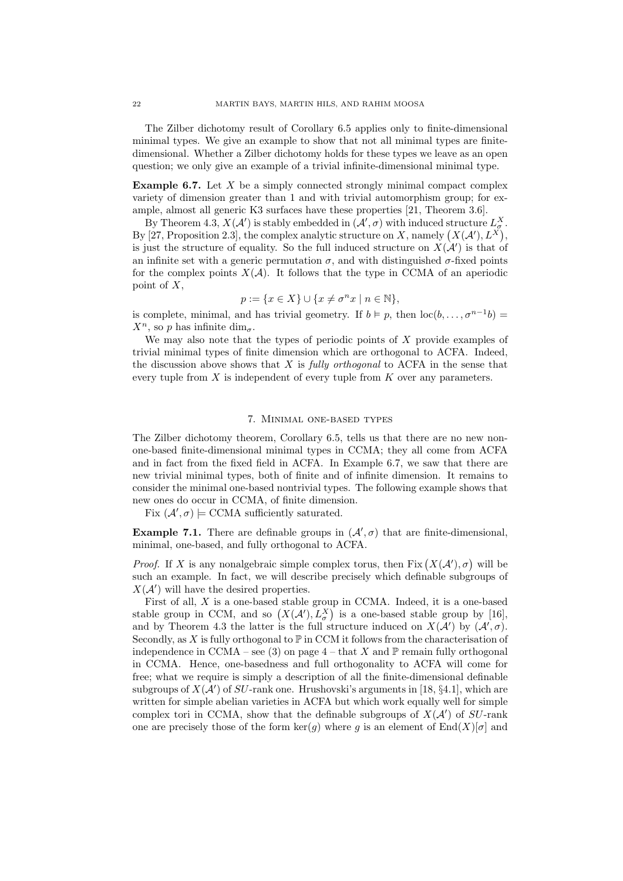The Zilber dichotomy result of Corollary 6.5 applies only to finite-dimensional minimal types. We give an example to show that not all minimal types are finite-dimensional. Whether a Zilber dichotomy holds for these types we leave as an open question; we only give an example of a trivial infinite-dimensional minimal type.

**Example 6.7.** Let $X$ be a simply connected strongly minimal compact complex variety of dimension greater than 1 and with trivial automorphism group; for example, almost all generic K3 surfaces have these properties [21, Theorem 3.6].

By Theorem 4.3, $X(\mathcal{A}')$ is stably embedded in $(\mathcal{A}', \sigma)$ with induced structure $L^X_\sigma$. By [27, Proposition 2.3], the complex analytic structure on $X$, namely $\big(X(\mathcal{A}'), L^X\big)$, is just the structure of equality. So the full induced structure on $X(\mathcal{A}')$ is that of an infinite set with a generic permutation $\sigma$, and with distinguished $\sigma$-fixed points for the complex points $X(\mathcal{A})$. It follows that the type in CCMA of an aperiodic point of $X$,

$$p := \{x \in X\} \cup \{x \neq \sigma^n x \mid n \in \mathbb{N}\},$$

is complete, minimal, and has trivial geometry. If $b \models p$, then $\operatorname{loc}(b, \dots, \sigma^{n-1} b) = X^n$, so $p$ has infinite $\dim_\sigma$.

We may also note that the types of periodic points of $X$ provide examples of trivial minimal types of finite dimension which are orthogonal to ACFA. Indeed, the discussion above shows that $X$ is *fully orthogonal* to ACFA in the sense that every tuple from $X$ is independent of every tuple from $K$ over any parameters.

## 7. Minimal one-based types

The Zilber dichotomy theorem, Corollary 6.5, tells us that there are no new non-one-based finite-dimensional minimal types in CCMA; they all come from ACFA and in fact from the fixed field in ACFA. In Example 6.7, we saw that there are new trivial minimal types, both of finite and of infinite dimension. It remains to consider the minimal one-based nontrivial types. The following example shows that new ones do occur in CCMA, of finite dimension.

Fix $(\mathcal{A}', \sigma) \models$ CCMA sufficiently saturated.

**Example 7.1.** There are definable groups in $(\mathcal{A}', \sigma)$ that are finite-dimensional, minimal, one-based, and fully orthogonal to ACFA.

*Proof.* If $X$ is any nonalgebraic simple complex torus, then $\operatorname{Fix}\big(X(\mathcal{A}'), \sigma\big)$ will be such an example. In fact, we will describe precisely which definable subgroups of $X(\mathcal{A}')$ will have the desired properties.

First of all, $X$ is a one-based stable group in CCMA. Indeed, it is a one-based stable group in CCM, and so $\big(X(\mathcal{A}'), L^X_\sigma\big)$ is a one-based stable group by [16], and by Theorem 4.3 the latter is the full structure induced on $X(\mathcal{A}')$ by $(\mathcal{A}', \sigma)$. Secondly, as $X$ is fully orthogonal to $\mathbb{P}$ in CCM it follows from the characterisation of independence in CCMA – see (3) on page 4 – that $X$ and $\mathbb{P}$ remain fully orthogonal in CCMA. Hence, one-basedness and full orthogonality to ACFA will come for free; what we require is simply a description of all the finite-dimensional definable subgroups of $X(\mathcal{A}')$ of $SU$-rank one. Hrushovski's arguments in [18, §4.1], which are written for simple abelian varieties in ACFA but which work equally well for simple complex tori in CCMA, show that the definable subgroups of $X(\mathcal{A}')$ of $SU$-rank one are precisely those of the form $\ker(g)$ where $g$ is an element of $\operatorname{End}(X)[\sigma]$ and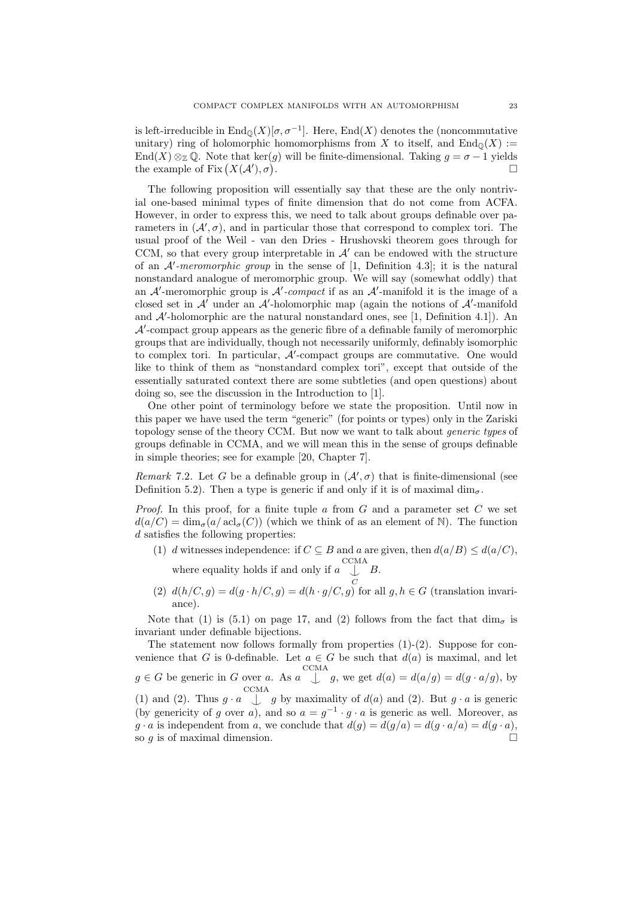is left-irreducible in $\mathrm{End}_{\mathbb{Q}}(X)[\sigma, \sigma^{-1}]$. Here, $\mathrm{End}(X)$ denotes the (noncommutative unitary) ring of holomorphic homomorphisms from $X$ to itself, and $\mathrm{End}_{\mathbb{Q}}(X) := \mathrm{End}(X) \otimes_{\mathbb{Z}} \mathbb{Q}$. Note that $\ker(g)$ will be finite-dimensional. Taking $g = \sigma - 1$ yields the example of $\mathrm{Fix}\big(X(\mathcal{A}'), \sigma\big)$. $\square$

The following proposition will essentially say that these are the only nontrivial one-based minimal types of finite dimension that do not come from ACFA. However, in order to express this, we need to talk about groups definable over parameters in $(\mathcal{A}', \sigma)$, and in particular those that correspond to complex tori. The usual proof of the Weil - van den Dries - Hrushovski theorem goes through for CCM, so that every group interpretable in $\mathcal{A}'$ can be endowed with the structure of an $\mathcal{A}'$*-meromorphic group* in the sense of [1, Definition 4.3]; it is the natural nonstandard analogue of meromorphic group. We will say (somewhat oddly) that an $\mathcal{A}'$-meromorphic group is $\mathcal{A}'$*-compact* if as an $\mathcal{A}'$-manifold it is the image of a closed set in $\mathcal{A}'$ under an $\mathcal{A}'$-holomorphic map (again the notions of $\mathcal{A}'$-manifold and $\mathcal{A}'$-holomorphic are the natural nonstandard ones, see [1, Definition 4.1]). An $\mathcal{A}'$-compact group appears as the generic fibre of a definable family of meromorphic groups that are individually, though not necessarily uniformly, definably isomorphic to complex tori. In particular, $\mathcal{A}'$-compact groups are commutative. One would like to think of them as "nonstandard complex tori", except that outside of the essentially saturated context there are some subtleties (and open questions) about doing so, see the discussion in the Introduction to [1].

One other point of terminology before we state the proposition. Until now in this paper we have used the term "generic" (for points or types) only in the Zariski topology sense of the theory CCM. But now we want to talk about *generic types* of groups definable in CCMA, and we will mean this in the sense of groups definable in simple theories; see for example [20, Chapter 7].

*Remark* 7.2. Let $G$ be a definable group in $(\mathcal{A}', \sigma)$ that is finite-dimensional (see Definition 5.2). Then a type is generic if and only if it is of maximal $\dim_\sigma$.

*Proof.* In this proof, for a finite tuple $a$ from $G$ and a parameter set $C$ we set $d(a/C) = \dim_\sigma(a/\operatorname{acl}_\sigma(C))$ (which we think of as an element of $\mathbb{N}$). The function $d$ satisfies the following properties:

(1) $d$ witnesses independence: if $C \subseteq B$ and $a$ are given, then $d(a/B) \le d(a/C)$, where equality holds if and only if $a \underset{C}{\overset{\mathrm{CCMA}}{\downarrow}} B$.

(2) $d(h/C, g) = d(g \cdot h/C, g) = d(h \cdot g/C, g)$ for all $g, h \in G$ (translation invariance).

Note that (1) is (5.1) on page 17, and (2) follows from the fact that $\dim_\sigma$ is invariant under definable bijections.

The statement now follows formally from properties (1)-(2). Suppose for convenience that $G$ is 0-definable. Let $a \in G$ be such that $d(a)$ is maximal, and let $g \in G$ be generic in $G$ over $a$. As $a \overset{\mathrm{CCMA}}{\downarrow} g$, we get $d(a) = d(a/g) = d(g \cdot a/g)$, by (1) and (2). Thus $g \cdot a \overset{\mathrm{CCMA}}{\downarrow} g$ by maximality of $d(a)$ and (2). But $g \cdot a$ is generic (by genericity of $g$ over $a$), and so $a = g^{-1} \cdot g \cdot a$ is generic as well. Moreover, as $g \cdot a$ is independent from $a$, we conclude that $d(g) = d(g/a) = d(g \cdot a/a) = d(g \cdot a)$, so $g$ is of maximal dimension. $\square$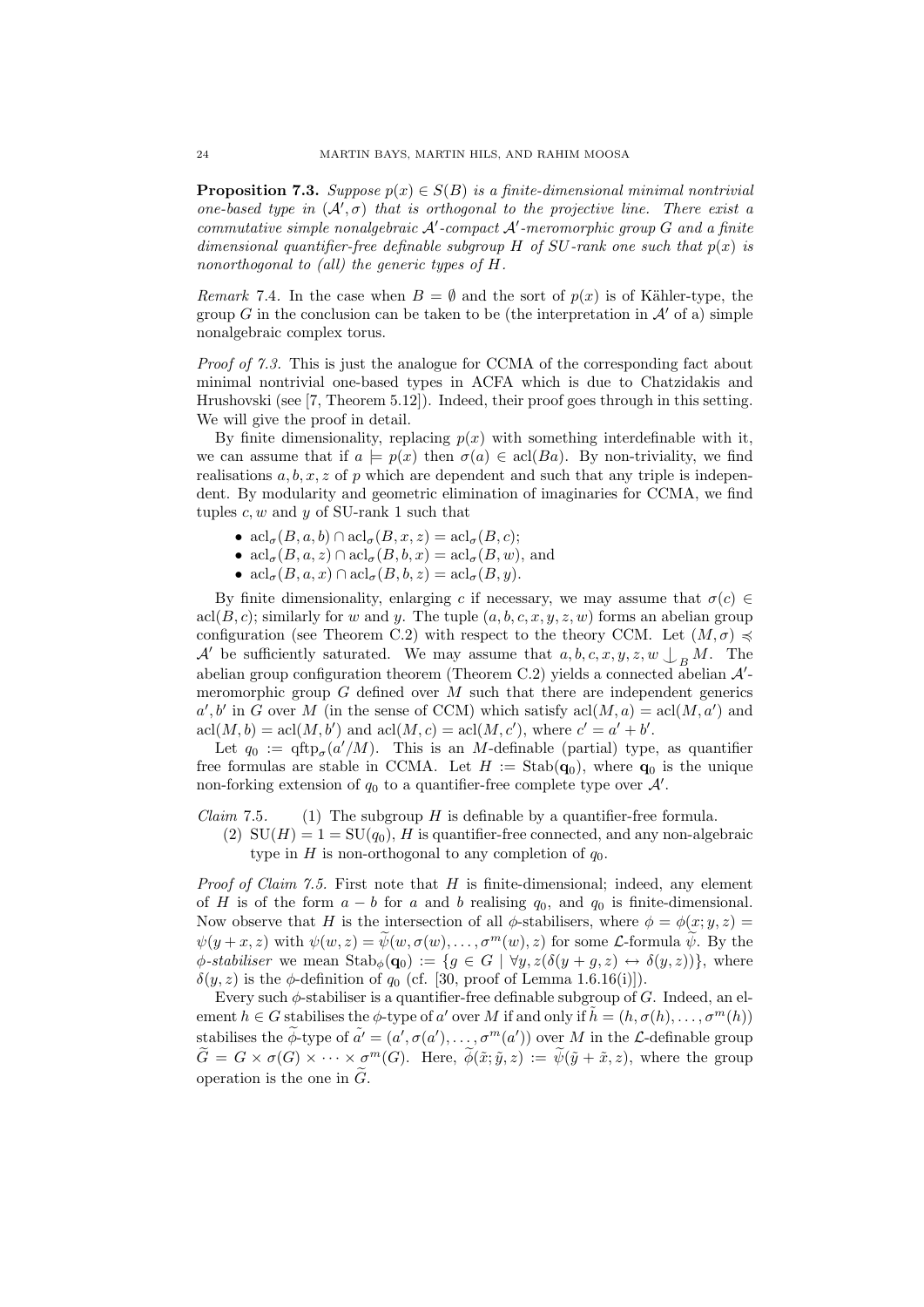**Proposition 7.3.** *Suppose $p(x) \in S(B)$ is a finite-dimensional minimal nontrivial one-based type in $(\mathcal{A}', \sigma)$ that is orthogonal to the projective line. There exist a commutative simple nonalgebraic $\mathcal{A}'$-compact $\mathcal{A}'$-meromorphic group $G$ and a finite dimensional quantifier-free definable subgroup $H$ of SU-rank one such that $p(x)$ is nonorthogonal to (all) the generic types of $H$.*

*Remark* 7.4. In the case when $B = \emptyset$ and the sort of $p(x)$ is of Kähler-type, the group $G$ in the conclusion can be taken to be (the interpretation in $\mathcal{A}'$ of a) simple nonalgebraic complex torus.

*Proof of 7.3.* This is just the analogue for CCMA of the corresponding fact about minimal nontrivial one-based types in ACFA which is due to Chatzidakis and Hrushovski (see [7, Theorem 5.12]). Indeed, their proof goes through in this setting. We will give the proof in detail.

By finite dimensionality, replacing $p(x)$ with something interdefinable with it, we can assume that if $a \models p(x)$ then $\sigma(a) \in \operatorname{acl}(Ba)$. By non-triviality, we find realisations $a, b, x, z$ of $p$ which are dependent and such that any triple is independent. By modularity and geometric elimination of imaginaries for CCMA, we find tuples $c, w$ and $y$ of SU-rank 1 such that

- $\operatorname{acl}_\sigma(B, a, b) \cap \operatorname{acl}_\sigma(B, x, z) = \operatorname{acl}_\sigma(B, c)$;
- $\operatorname{acl}_\sigma(B, a, z) \cap \operatorname{acl}_\sigma(B, b, x) = \operatorname{acl}_\sigma(B, w)$, and
- $\operatorname{acl}_\sigma(B, a, x) \cap \operatorname{acl}_\sigma(B, b, z) = \operatorname{acl}_\sigma(B, y)$.

By finite dimensionality, enlarging $c$ if necessary, we may assume that $\sigma(c) \in \operatorname{acl}(B, c)$; similarly for $w$ and $y$. The tuple $(a, b, c, x, y, z, w)$ forms an abelian group configuration (see Theorem C.2) with respect to the theory CCM. Let $(M, \sigma) \preccurlyeq \mathcal{A}'$ be sufficiently saturated. We may assume that $a, b, c, x, y, z, w \mathop{\smile\!\!\!\!\!\!|}_B M$. The abelian group configuration theorem (Theorem C.2) yields a connected abelian $\mathcal{A}'$-meromorphic group $G$ defined over $M$ such that there are independent generics $a', b'$ in $G$ over $M$ (in the sense of CCM) which satisfy $\operatorname{acl}(M, a) = \operatorname{acl}(M, a')$ and $\operatorname{acl}(M, b) = \operatorname{acl}(M, b')$ and $\operatorname{acl}(M, c) = \operatorname{acl}(M, c')$, where $c' = a' + b'$.

Let $q_0 := \operatorname{qftp}_\sigma(a'/M)$. This is an $M$-definable (partial) type, as quantifier free formulas are stable in CCMA. Let $H := \operatorname{Stab}(\mathbf{q}_0)$, where $\mathbf{q}_0$ is the unique non-forking extension of $q_0$ to a quantifier-free complete type over $\mathcal{A}'$.

*Claim* 7.5.
(1) The subgroup $H$ is definable by a quantifier-free formula.
(2) $\operatorname{SU}(H) = 1 = \operatorname{SU}(q_0)$, $H$ is quantifier-free connected, and any non-algebraic type in $H$ is non-orthogonal to any completion of $q_0$.

*Proof of Claim 7.5.* First note that $H$ is finite-dimensional; indeed, any element of $H$ is of the form $a - b$ for $a$ and $b$ realising $q_0$, and $q_0$ is finite-dimensional. Now observe that $H$ is the intersection of all $\phi$-stabilisers, where $\phi = \phi(x; y, z) = \psi(y + x, z)$ with $\psi(w, z) = \widetilde{\psi}(w, \sigma(w), \dots, \sigma^m(w), z)$ for some $\mathcal{L}$-formula $\widetilde{\psi}$. By the *$\phi$-stabiliser* we mean $\operatorname{Stab}_\phi(\mathbf{q}_0) := \{g \in G \mid \forall y, z(\delta(y + g, z) \leftrightarrow \delta(y, z))\}$, where $\delta(y, z)$ is the $\phi$-definition of $q_0$ (cf. [30, proof of Lemma 1.6.16(i)]).

Every such $\phi$-stabiliser is a quantifier-free definable subgroup of $G$. Indeed, an element $h \in G$ stabilises the $\phi$-type of $a'$ over $M$ if and only if $\widetilde{h} = (h, \sigma(h), \dots, \sigma^m(h))$ stabilises the $\widetilde{\phi}$-type of $\widetilde{a'} = (a', \sigma(a'), \dots, \sigma^m(a'))$ over $M$ in the $\mathcal{L}$-definable group $\widetilde{G} = G \times \sigma(G) \times \cdots \times \sigma^m(G)$. Here, $\widetilde{\phi}(\tilde{x}; \tilde{y}, z) := \widetilde{\psi}(\tilde{y} + \tilde{x}, z)$, where the group operation is the one in $\widetilde{G}$.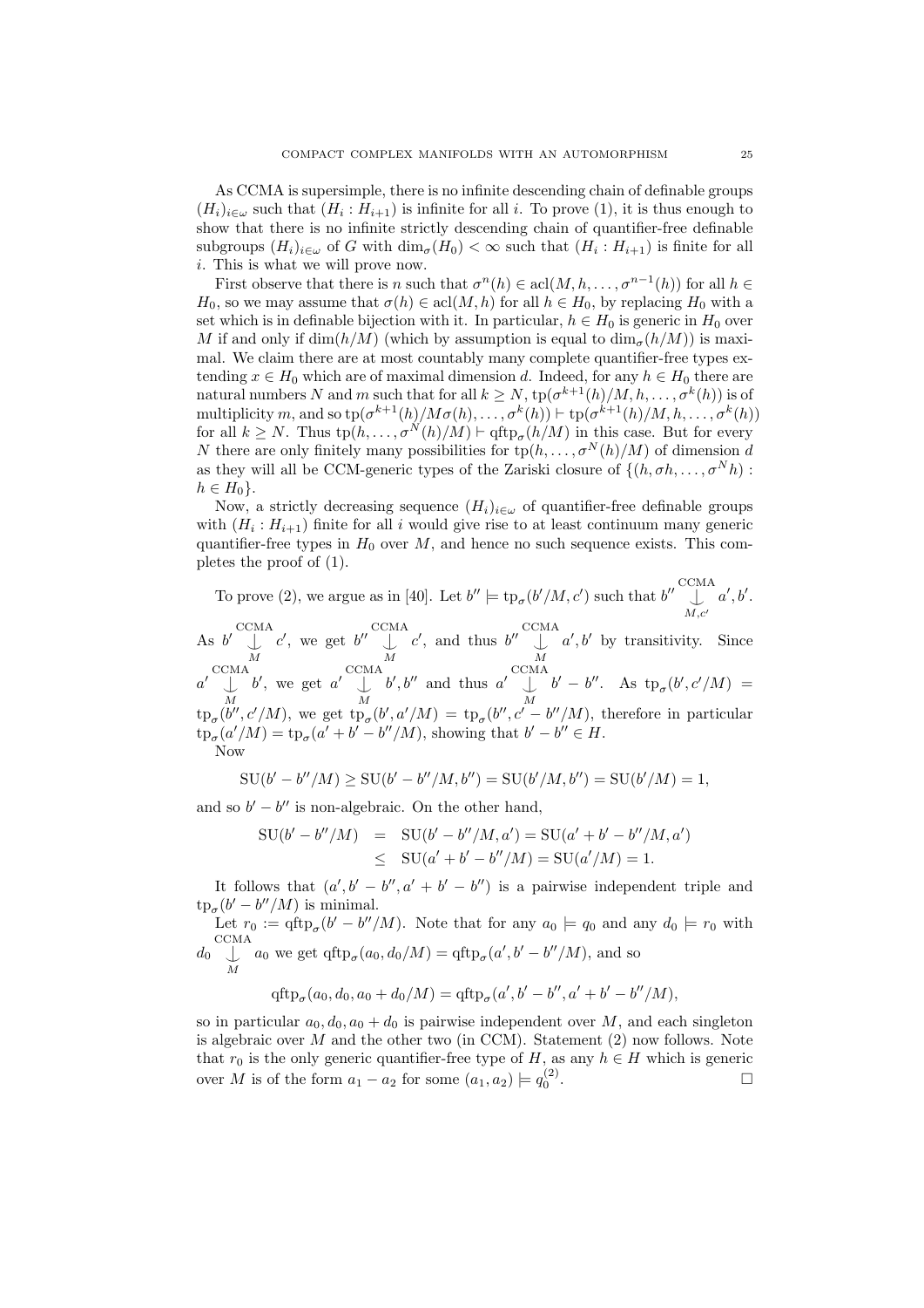As CCMA is supersimple, there is no infinite descending chain of definable groups $(H_i)_{i\in\omega}$ such that $(H_i : H_{i+1})$ is infinite for all $i$. To prove (1), it is thus enough to show that there is no infinite strictly descending chain of quantifier-free definable subgroups $(H_i)_{i\in\omega}$ of $G$ with $\dim_\sigma(H_0) < \infty$ such that $(H_i : H_{i+1})$ is finite for all $i$. This is what we will prove now.

First observe that there is $n$ such that $\sigma^n(h) \in \operatorname{acl}(M, h, \ldots, \sigma^{n-1}(h))$ for all $h \in H_0$, so we may assume that $\sigma(h) \in \operatorname{acl}(M, h)$ for all $h \in H_0$, by replacing $H_0$ with a set which is in definable bijection with it. In particular, $h \in H_0$ is generic in $H_0$ over $M$ if and only if $\dim(h/M)$ (which by assumption is equal to $\dim_\sigma(h/M)$) is maximal. We claim there are at most countably many complete quantifier-free types extending $x \in H_0$ which are of maximal dimension $d$. Indeed, for any $h \in H_0$ there are natural numbers $N$ and $m$ such that for all $k \geq N$, $\operatorname{tp}(\sigma^{k+1}(h)/M, h, \ldots, \sigma^k(h))$ is of multiplicity $m$, and so $\operatorname{tp}(\sigma^{k+1}(h)/M\sigma(h), \ldots, \sigma^k(h)) \vdash \operatorname{tp}(\sigma^{k+1}(h)/M, h, \ldots, \sigma^k(h))$ for all $k \geq N$. Thus $\operatorname{tp}(h, \ldots, \sigma^N(h)/M) \vdash \operatorname{qftp}_\sigma(h/M)$ in this case. But for every $N$ there are only finitely many possibilities for $\operatorname{tp}(h, \ldots, \sigma^N(h)/M)$ of dimension $d$ as they will all be CCM-generic types of the Zariski closure of $\{(h, \sigma h, \ldots, \sigma^N h) : h \in H_0\}$.

Now, a strictly decreasing sequence $(H_i)_{i\in\omega}$ of quantifier-free definable groups with $(H_i : H_{i+1})$ finite for all $i$ would give rise to at least continuum many generic quantifier-free types in $H_0$ over $M$, and hence no such sequence exists. This completes the proof of (1).

To prove (2), we argue as in [40]. Let $b'' \models \operatorname{tp}_\sigma(b'/M, c')$ such that $b'' \mathop{\downarrow}^{\mathrm{CCMA}}_{M,c'} a', b'$. As $b' \mathop{\downarrow}^{\mathrm{CCMA}}_{M} c'$, we get $b'' \mathop{\downarrow}^{\mathrm{CCMA}}_{M} c'$, and thus $b'' \mathop{\downarrow}^{\mathrm{CCMA}}_{M} a', b'$ by transitivity. Since $a' \mathop{\downarrow}^{\mathrm{CCMA}}_{M} b'$, we get $a' \mathop{\downarrow}^{\mathrm{CCMA}}_{M} b', b''$ and thus $a' \mathop{\downarrow}^{\mathrm{CCMA}}_{M} b' - b''$. As $\operatorname{tp}_\sigma(b', c'/M) = \operatorname{tp}_\sigma(b'', c'/M)$, we get $\operatorname{tp}_\sigma(b', a'/M) = \operatorname{tp}_\sigma(b'', c' - b''/M)$, therefore in particular $\operatorname{tp}_\sigma(a'/M) = \operatorname{tp}_\sigma(a' + b' - b''/M)$, showing that $b' - b'' \in H$.

Now

$$\mathrm{SU}(b' - b''/M) \geq \mathrm{SU}(b' - b''/M, b'') = \mathrm{SU}(b'/M, b'') = \mathrm{SU}(b'/M) = 1,$$

and so $b' - b''$ is non-algebraic. On the other hand,

$$\begin{aligned} \mathrm{SU}(b' - b''/M) &= \mathrm{SU}(b' - b''/M, a') = \mathrm{SU}(a' + b' - b''/M, a') \\ &\leq \mathrm{SU}(a' + b' - b''/M) = \mathrm{SU}(a'/M) = 1. \end{aligned}$$

It follows that $(a', b' - b'', a' + b' - b'')$ is a pairwise independent triple and $\operatorname{tp}_\sigma(b' - b''/M)$ is minimal.

Let $r_0 := \operatorname{qftp}_\sigma(b' - b''/M)$. Note that for any $a_0 \models q_0$ and any $d_0 \models r_0$ with $d_0 \mathop{\downarrow}^{\mathrm{CCMA}}_{M} a_0$ we get $\operatorname{qftp}_\sigma(a_0, d_0/M) = \operatorname{qftp}_\sigma(a', b' - b''/M)$, and so

$$\operatorname{qftp}_\sigma(a_0, d_0, a_0 + d_0/M) = \operatorname{qftp}_\sigma(a', b' - b'', a' + b' - b''/M),$$

so in particular $a_0, d_0, a_0 + d_0$ is pairwise independent over $M$, and each singleton is algebraic over $M$ and the other two (in CCM). Statement (2) now follows. Note that $r_0$ is the only generic quantifier-free type of $H$, as any $h \in H$ which is generic over $M$ is of the form $a_1 - a_2$ for some $(a_1, a_2) \models q_0^{(2)}$. $\square$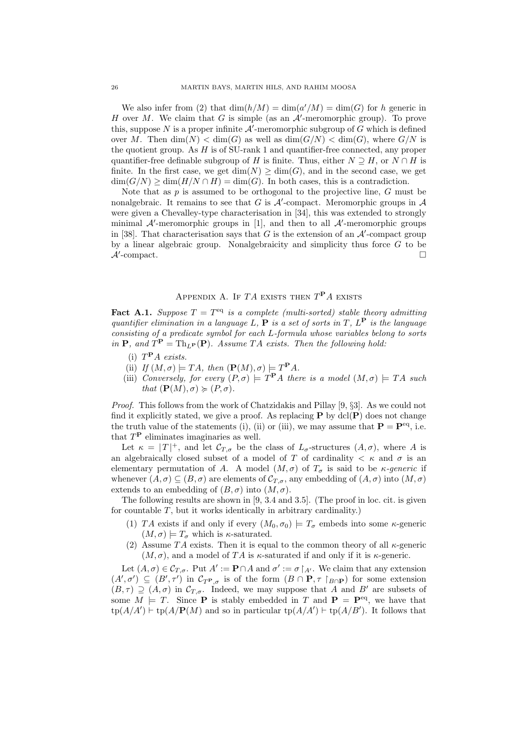We also infer from (2) that $\dim(h/M) = \dim(a'/M) = \dim(G)$ for $h$ generic in $H$ over $M$. We claim that $G$ is simple (as an $\mathcal{A}'$-meromorphic group). To prove this, suppose $N$ is a proper infinite $\mathcal{A}'$-meromorphic subgroup of $G$ which is defined over $M$. Then $\dim(N) < \dim(G)$ as well as $\dim(G/N) < \dim(G)$, where $G/N$ is the quotient group. As $H$ is of SU-rank 1 and quantifier-free connected, any proper quantifier-free definable subgroup of $H$ is finite. Thus, either $N \supseteq H$, or $N \cap H$ is finite. In the first case, we get $\dim(N) \geq \dim(G)$, and in the second case, we get $\dim(G/N) \geq \dim(H/N \cap H) = \dim(G)$. In both cases, this is a contradiction.

Note that as $p$ is assumed to be orthogonal to the projective line, $G$ must be nonalgebraic. It remains to see that $G$ is $\mathcal{A}'$-compact. Meromorphic groups in $\mathcal{A}$ were given a Chevalley-type characterisation in [34], this was extended to strongly minimal $\mathcal{A}'$-meromorphic groups in [1], and then to all $\mathcal{A}'$-meromorphic groups in [38]. That characterisation says that $G$ is the extension of an $\mathcal{A}'$-compact group by a linear algebraic group. Nonalgebraicity and simplicity thus force $G$ to be $\mathcal{A}'$-compact. $\square$

## Appendix A. If $TA$ exists then $T^{\mathbf{P}}A$ exists

**Fact A.1.** *Suppose $T = T^{\mathrm{eq}}$ is a complete (multi-sorted) stable theory admitting quantifier elimination in a language $L$, $\mathbf{P}$ is a set of sorts in $T$, $L^{\mathbf{P}}$ is the language consisting of a predicate symbol for each $L$-formula whose variables belong to sorts in $\mathbf{P}$, and $T^{\mathbf{P}} = \mathrm{Th}_{L^{\mathbf{P}}}(\mathbf{P})$. Assume $TA$ exists. Then the following hold:*

- (i) *$T^{\mathbf{P}}A$ exists.*
- (ii) *If $(M, \sigma) \models TA$, then $(\mathbf{P}(M), \sigma) \models T^{\mathbf{P}}A$.*
- (iii) *Conversely, for every $(P, \sigma) \models T^{\mathbf{P}}A$ there is a model $(M, \sigma) \models TA$ such that $(\mathbf{P}(M), \sigma) \succcurlyeq (P, \sigma)$.*

*Proof.* This follows from the work of Chatzidakis and Pillay [9, §3]. As we could not find it explicitly stated, we give a proof. As replacing $\mathbf{P}$ by $\mathrm{dcl}(\mathbf{P})$ does not change the truth value of the statements (i), (ii) or (iii), we may assume that $\mathbf{P} = \mathbf{P}^{\mathrm{eq}}$, i.e. that $T^{\mathbf{P}}$ eliminates imaginaries as well.

Let $\kappa = |T|^+$, and let $\mathcal{C}_{T,\sigma}$ be the class of $L_\sigma$-structures $(A, \sigma)$, where $A$ is an algebraically closed subset of a model of $T$ of cardinality $< \kappa$ and $\sigma$ is an elementary permutation of $A$. A model $(M, \sigma)$ of $T_\sigma$ is said to be *$\kappa$-generic* if whenever $(A, \sigma) \subseteq (B, \sigma)$ are elements of $\mathcal{C}_{T,\sigma}$, any embedding of $(A, \sigma)$ into $(M, \sigma)$ extends to an embedding of $(B, \sigma)$ into $(M, \sigma)$.

The following results are shown in [9, 3.4 and 3.5]. (The proof in loc. cit. is given for countable $T$, but it works identically in arbitrary cardinality.)

1. $TA$ exists if and only if every $(M_0, \sigma_0) \models T_\sigma$ embeds into some $\kappa$-generic $(M, \sigma) \models T_\sigma$ which is $\kappa$-saturated.
2. Assume $TA$ exists. Then it is equal to the common theory of all $\kappa$-generic $(M, \sigma)$, and a model of $TA$ is $\kappa$-saturated if and only if it is $\kappa$-generic.

Let $(A, \sigma) \in \mathcal{C}_{T,\sigma}$. Put $A' := \mathbf{P} \cap A$ and $\sigma' := \sigma\restriction_{A'}$. We claim that any extension $(A', \sigma') \subseteq (B', \tau')$ in $\mathcal{C}_{T^{\mathbf{P}},\sigma}$ is of the form $(B \cap \mathbf{P}, \tau\restriction_{B \cap \mathbf{P}})$ for some extension $(B, \tau) \supseteq (A, \sigma)$ in $\mathcal{C}_{T,\sigma}$. Indeed, we may suppose that $A$ and $B'$ are subsets of some $M \models T$. Since $\mathbf{P}$ is stably embedded in $T$ and $\mathbf{P} = \mathbf{P}^{\mathrm{eq}}$, we have that $\mathrm{tp}(A/A') \vdash \mathrm{tp}(A/\mathbf{P}(M))$ and so in particular $\mathrm{tp}(A/A') \vdash \mathrm{tp}(A/B')$. It follows that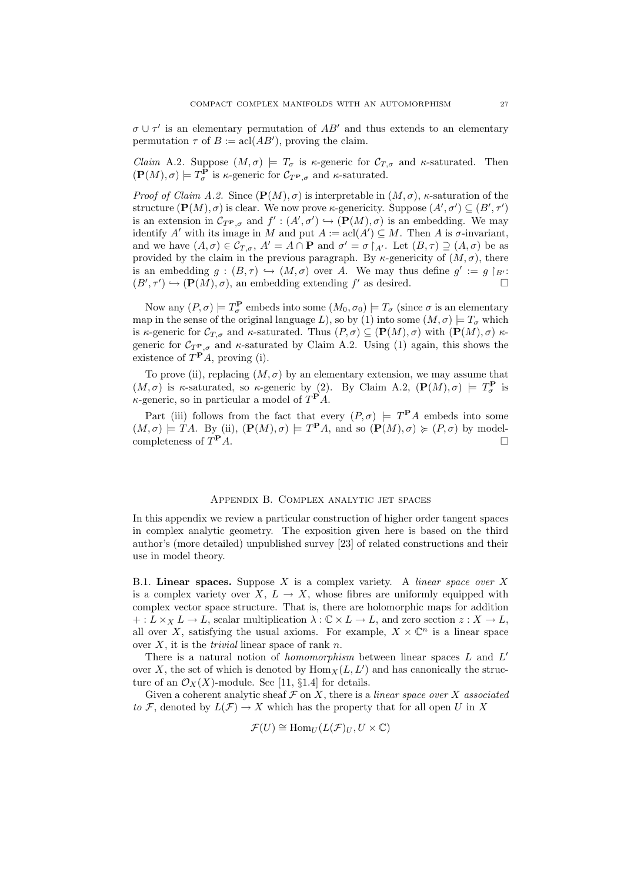$\sigma \cup \tau'$ is an elementary permutation of $AB'$ and thus extends to an elementary permutation $\tau$ of $B := \mathrm{acl}(AB')$, proving the claim.

*Claim* A.2. Suppose $(M, \sigma) \models T_\sigma$ is $\kappa$-generic for $\mathcal{C}_{T,\sigma}$ and $\kappa$-saturated. Then $(\mathbf{P}(M), \sigma) \models T^{\mathbf{P}}_\sigma$ is $\kappa$-generic for $\mathcal{C}_{T^{\mathbf{P}},\sigma}$ and $\kappa$-saturated.

*Proof of Claim A.2.* Since $(\mathbf{P}(M), \sigma)$ is interpretable in $(M, \sigma)$, $\kappa$-saturation of the structure $(\mathbf{P}(M), \sigma)$ is clear. We now prove $\kappa$-genericity. Suppose $(A', \sigma') \subseteq (B', \tau')$ is an extension in $\mathcal{C}_{T^{\mathbf{P}},\sigma}$ and $f' : (A', \sigma') \hookrightarrow (\mathbf{P}(M), \sigma)$ is an embedding. We may identify $A'$ with its image in $M$ and put $A := \mathrm{acl}(A') \subseteq M$. Then $A$ is $\sigma$-invariant, and we have $(A, \sigma) \in \mathcal{C}_{T,\sigma}$, $A' = A \cap \mathbf{P}$ and $\sigma' = \sigma\restriction_{A'}$. Let $(B, \tau) \supseteq (A, \sigma)$ be as provided by the claim in the previous paragraph. By $\kappa$-genericity of $(M, \sigma)$, there is an embedding $g : (B, \tau) \hookrightarrow (M, \sigma)$ over $A$. We may thus define $g' := g\restriction_{B'}$: $(B', \tau') \hookrightarrow (\mathbf{P}(M), \sigma)$, an embedding extending $f'$ as desired. $\square$

Now any $(P, \sigma) \models T^{\mathbf{P}}_\sigma$ embeds into some $(M_0, \sigma_0) \models T_\sigma$ (since $\sigma$ is an elementary map in the sense of the original language $L$), so by (1) into some $(M, \sigma) \models T_\sigma$ which is $\kappa$-generic for $\mathcal{C}_{T,\sigma}$ and $\kappa$-saturated. Thus $(P, \sigma) \subseteq (\mathbf{P}(M), \sigma)$ with $(\mathbf{P}(M), \sigma)$ $\kappa$-generic for $\mathcal{C}_{T^{\mathbf{P}},\sigma}$ and $\kappa$-saturated by Claim A.2. Using (1) again, this shows the existence of $T^{\mathbf{P}}A$, proving (i).

To prove (ii), replacing $(M, \sigma)$ by an elementary extension, we may assume that $(M, \sigma)$ is $\kappa$-saturated, so $\kappa$-generic by (2). By Claim A.2, $(\mathbf{P}(M), \sigma) \models T^{\mathbf{P}}_\sigma$ is $\kappa$-generic, so in particular a model of $T^{\mathbf{P}}A$.

Part (iii) follows from the fact that every $(P, \sigma) \models T^{\mathbf{P}}A$ embeds into some $(M, \sigma) \models TA$. By (ii), $(\mathbf{P}(M), \sigma) \models T^{\mathbf{P}}A$, and so $(\mathbf{P}(M), \sigma) \succcurlyeq (P, \sigma)$ by model-completeness of $T^{\mathbf{P}}A$. $\square$

## Appendix B. Complex analytic jet spaces

In this appendix we review a particular construction of higher order tangent spaces in complex analytic geometry. The exposition given here is based on the third author's (more detailed) unpublished survey [23] of related constructions and their use in model theory.

B.1. **Linear spaces.** Suppose $X$ is a complex variety. A *linear space over $X$* is a complex variety over $X$, $L \to X$, whose fibres are uniformly equipped with complex vector space structure. That is, there are holomorphic maps for addition $+ : L \times_X L \to L$, scalar multiplication $\lambda : \mathbb{C} \times L \to L$, and zero section $z : X \to L$, all over $X$, satisfying the usual axioms. For example, $X \times \mathbb{C}^n$ is a linear space over $X$, it is the *trivial* linear space of rank $n$.

There is a natural notion of *homomorphism* between linear spaces $L$ and $L'$ over $X$, the set of which is denoted by $\mathrm{Hom}_X(L, L')$ and has canonically the structure of an $\mathcal{O}_X(X)$-module. See [11, §1.4] for details.

Given a coherent analytic sheaf $\mathcal{F}$ on $X$, there is a *linear space over $X$ associated to $\mathcal{F}$*, denoted by $L(\mathcal{F}) \to X$ which has the property that for all open $U$ in $X$

$$\mathcal{F}(U) \cong \mathrm{Hom}_U(L(\mathcal{F})_U, U \times \mathbb{C})$$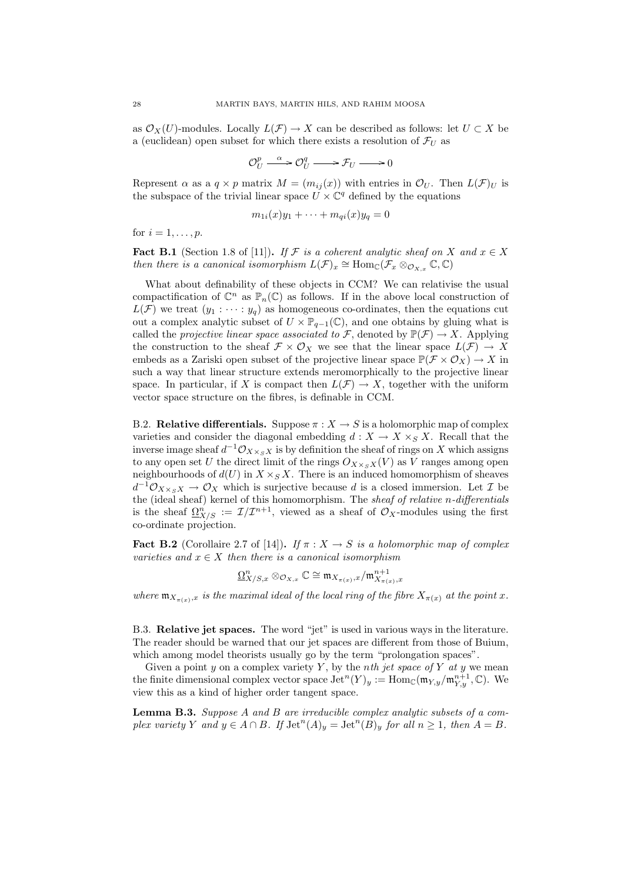as $\mathcal{O}_X(U)$-modules. Locally $L(\mathcal{F}) \to X$ can be described as follows: let $U \subset X$ be a (euclidean) open subset for which there exists a resolution of $\mathcal{F}_U$ as

$$\mathcal{O}_U^p \xrightarrow{\alpha} \mathcal{O}_U^q \longrightarrow \mathcal{F}_U \longrightarrow 0$$

Represent $\alpha$ as a $q \times p$ matrix $M = (m_{ij}(x))$ with entries in $\mathcal{O}_U$. Then $L(\mathcal{F})_U$ is the subspace of the trivial linear space $U \times \mathbb{C}^q$ defined by the equations

$$m_{1i}(x)y_1 + \cdots + m_{qi}(x)y_q = 0$$

for $i = 1, \ldots, p$.

**Fact B.1** (Section 1.8 of [11])**.** *If $\mathcal{F}$ is a coherent analytic sheaf on $X$ and $x \in X$ then there is a canonical isomorphism $L(\mathcal{F})_x \cong \operatorname{Hom}_{\mathbb{C}}(\mathcal{F}_x \otimes_{\mathcal{O}_{X,x}} \mathbb{C}, \mathbb{C})$*

What about definability of these objects in CCM? We can relativise the usual compactification of $\mathbb{C}^n$ as $\mathbb{P}_n(\mathbb{C})$ as follows. If in the above local construction of $L(\mathcal{F})$ we treat $(y_1 : \cdots : y_q)$ as homogeneous co-ordinates, then the equations cut out a complex analytic subset of $U \times \mathbb{P}_{q-1}(\mathbb{C})$, and one obtains by gluing what is called the *projective linear space associated to* $\mathcal{F}$, denoted by $\mathbb{P}(\mathcal{F}) \to X$. Applying the construction to the sheaf $\mathcal{F} \times \mathcal{O}_X$ we see that the linear space $L(\mathcal{F}) \to X$ embeds as a Zariski open subset of the projective linear space $\mathbb{P}(\mathcal{F} \times \mathcal{O}_X) \to X$ in such a way that linear structure extends meromorphically to the projective linear space. In particular, if $X$ is compact then $L(\mathcal{F}) \to X$, together with the uniform vector space structure on the fibres, is definable in CCM.

B.2. **Relative differentials.** Suppose $\pi : X \to S$ is a holomorphic map of complex varieties and consider the diagonal embedding $d : X \to X \times_S X$. Recall that the inverse image sheaf $d^{-1}\mathcal{O}_{X \times_S X}$ is by definition the sheaf of rings on $X$ which assigns to any open set $U$ the direct limit of the rings $O_{X \times_S X}(V)$ as $V$ ranges among open neighbourhoods of $d(U)$ in $X \times_S X$. There is an induced homomorphism of sheaves $d^{-1}\mathcal{O}_{X \times_S X} \to \mathcal{O}_X$ which is surjective because $d$ is a closed immersion. Let $\mathcal{I}$ be the (ideal sheaf) kernel of this homomorphism. The *sheaf of relative $n$-differentials* is the sheaf $\underline{\Omega}^n_{X/S} := \mathcal{I}/\mathcal{I}^{n+1}$, viewed as a sheaf of $\mathcal{O}_X$-modules using the first co-ordinate projection.

**Fact B.2** (Corollaire 2.7 of [14])**.** *If $\pi : X \to S$ is a holomorphic map of complex varieties and $x \in X$ then there is a canonical isomorphism*

$$\underline{\Omega}^n_{X/S,x} \otimes_{\mathcal{O}_{X,x}} \mathbb{C} \cong \mathfrak{m}_{X_{\pi(x)},x}/\mathfrak{m}^{n+1}_{X_{\pi(x)},x}$$

*where $\mathfrak{m}_{X_{\pi(x)},x}$ is the maximal ideal of the local ring of the fibre $X_{\pi(x)}$ at the point $x$.*

B.3. **Relative jet spaces.** The word "jet" is used in various ways in the literature. The reader should be warned that our jet spaces are different from those of Buium, which among model theorists usually go by the term "prolongation spaces".

Given a point $y$ on a complex variety $Y$, by the *$n$th jet space of $Y$ at $y$* we mean the finite dimensional complex vector space $\operatorname{Jet}^n(Y)_y := \operatorname{Hom}_{\mathbb{C}}(\mathfrak{m}_{Y,y}/\mathfrak{m}^{n+1}_{Y,y}, \mathbb{C})$. We view this as a kind of higher order tangent space.

**Lemma B.3.** *Suppose $A$ and $B$ are irreducible complex analytic subsets of a complex variety $Y$ and $y \in A \cap B$. If $\operatorname{Jet}^n(A)_y = \operatorname{Jet}^n(B)_y$ for all $n \geq 1$, then $A = B$.*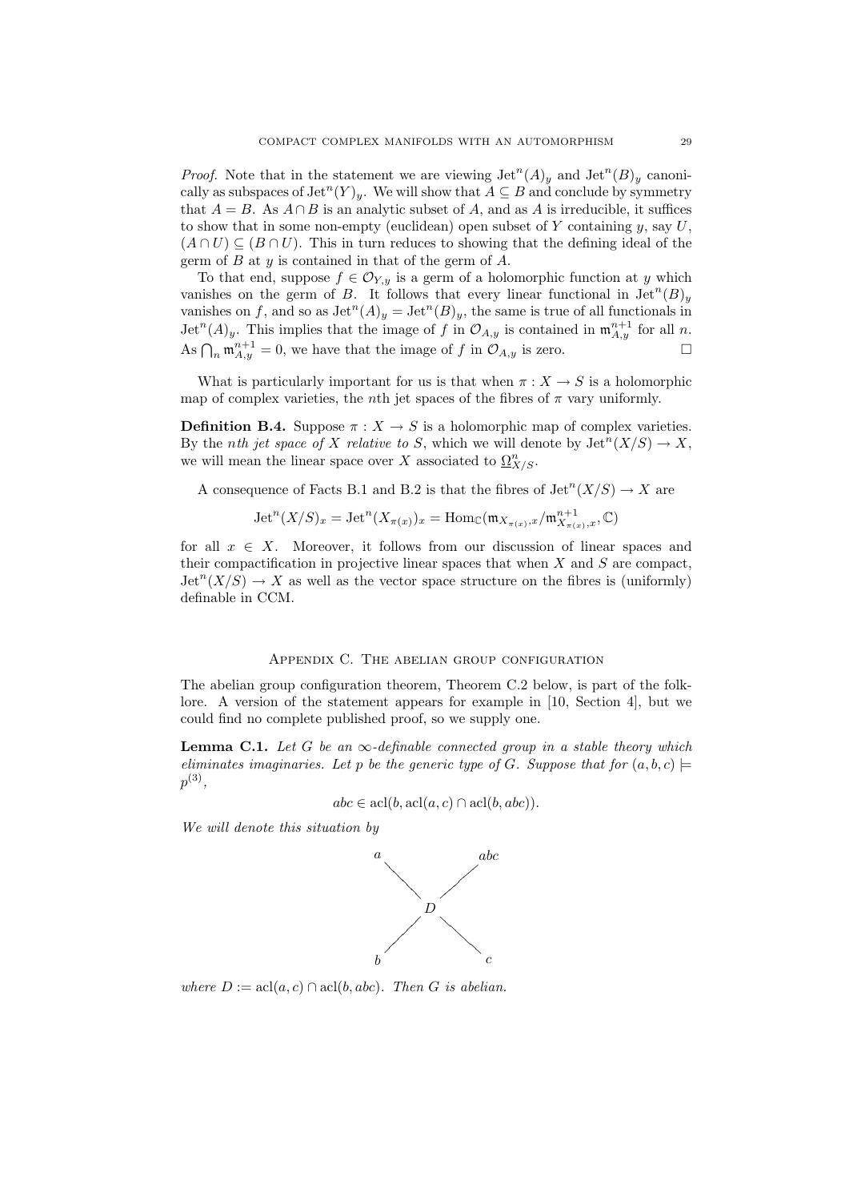*Proof.* Note that in the statement we are viewing $\mathrm{Jet}^n(A)_y$ and $\mathrm{Jet}^n(B)_y$ canonically as subspaces of $\mathrm{Jet}^n(Y)_y$. We will show that $A \subseteq B$ and conclude by symmetry that $A = B$. As $A \cap B$ is an analytic subset of $A$, and as $A$ is irreducible, it suffices to show that in some non-empty (euclidean) open subset of $Y$ containing $y$, say $U$, $(A \cap U) \subseteq (B \cap U)$. This in turn reduces to showing that the defining ideal of the germ of $B$ at $y$ is contained in that of the germ of $A$.

To that end, suppose $f \in \mathcal{O}_{Y,y}$ is a germ of a holomorphic function at $y$ which vanishes on the germ of $B$. It follows that every linear functional in $\mathrm{Jet}^n(B)_y$ vanishes on $f$, and so as $\mathrm{Jet}^n(A)_y = \mathrm{Jet}^n(B)_y$, the same is true of all functionals in $\mathrm{Jet}^n(A)_y$. This implies that the image of $f$ in $\mathcal{O}_{A,y}$ is contained in $\mathfrak{m}_{A,y}^{n+1}$ for all $n$. As $\bigcap_n \mathfrak{m}_{A,y}^{n+1} = 0$, we have that the image of $f$ in $\mathcal{O}_{A,y}$ is zero. □

What is particularly important for us is that when $\pi : X \to S$ is a holomorphic map of complex varieties, the $n$th jet spaces of the fibres of $\pi$ vary uniformly.

**Definition B.4.** Suppose $\pi : X \to S$ is a holomorphic map of complex varieties. By the *nth jet space of X relative to S*, which we will denote by $\mathrm{Jet}^n(X/S) \to X$, we will mean the linear space over $X$ associated to $\underline{\Omega}^n_{X/S}$.

A consequence of Facts B.1 and B.2 is that the fibres of $\mathrm{Jet}^n(X/S) \to X$ are

$$\mathrm{Jet}^n(X/S)_x = \mathrm{Jet}^n(X_{\pi(x)})_x = \mathrm{Hom}_{\mathbb{C}}(\mathfrak{m}_{X_{\pi(x)},x}/\mathfrak{m}^{n+1}_{X_{\pi(x)},x}, \mathbb{C})$$

for all $x \in X$. Moreover, it follows from our discussion of linear spaces and their compactification in projective linear spaces that when $X$ and $S$ are compact, $\mathrm{Jet}^n(X/S) \to X$ as well as the vector space structure on the fibres is (uniformly) definable in CCM.

## Appendix C. The abelian group configuration

The abelian group configuration theorem, Theorem C.2 below, is part of the folklore. A version of the statement appears for example in [10, Section 4], but we could find no complete published proof, so we supply one.

**Lemma C.1.** *Let $G$ be an $\infty$-definable connected group in a stable theory which eliminates imaginaries. Let $p$ be the generic type of $G$. Suppose that for $(a, b, c) \models p^{(3)}$,*

$$abc \in \mathrm{acl}(b, \mathrm{acl}(a, c) \cap \mathrm{acl}(b, abc)).$$

*We will denote this situation by*

```
 a           abc
   \         /
     \     /
        D
     /     \
   /         \
 b             c
```

*where $D := \mathrm{acl}(a, c) \cap \mathrm{acl}(b, abc)$. Then $G$ is abelian.*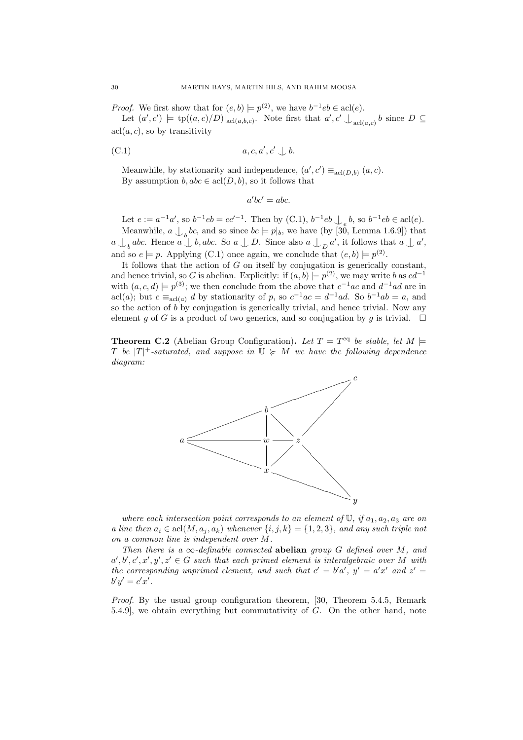*Proof.* We first show that for $(e,b) \models p^{(2)}$, we have $b^{-1}eb \in \operatorname{acl}(e)$.

Let $(a',c') \models \operatorname{tp}((a,c)/D)|_{\operatorname{acl}(a,b,c)}$. Note first that $a',c' \mathop{\smile\!\!\!\!\!\!\;|}_{\operatorname{acl}(a,c)} b$ since $D \subseteq \operatorname{acl}(a,c)$, so by transitivity

$$a, c, a', c' \mathop{\smile\!\!\!\!\!\!\;|} b. \tag{C.1}$$

Meanwhile, by stationarity and independence, $(a',c') \equiv_{\operatorname{acl}(D,b)} (a,c)$.

By assumption $b, abc \in \operatorname{acl}(D,b)$, so it follows that

$$a'bc' = abc.$$

Let $e := a^{-1}a'$, so $b^{-1}eb = cc'^{-1}$. Then by (C.1), $b^{-1}eb \mathop{\smile\!\!\!\!\!\!\;|}_e b$, so $b^{-1}eb \in \operatorname{acl}(e)$.

Meanwhile, $a \mathop{\smile\!\!\!\!\!\!\;|}_b bc$, and so since $bc \models p|_b$, we have (by [30, Lemma 1.6.9]) that $a \mathop{\smile\!\!\!\!\!\!\;|}_b abc$. Hence $a \mathop{\smile\!\!\!\!\!\!\;|} b, abc$. So $a \mathop{\smile\!\!\!\!\!\!\;|} D$. Since also $a \mathop{\smile\!\!\!\!\!\!\;|}_D a'$, it follows that $a \mathop{\smile\!\!\!\!\!\!\;|} a'$, and so $e \models p$. Applying (C.1) once again, we conclude that $(e,b) \models p^{(2)}$.

It follows that the action of $G$ on itself by conjugation is generically constant, and hence trivial, so $G$ is abelian. Explicitly: if $(a,b) \models p^{(2)}$, we may write $b$ as $cd^{-1}$ with $(a,c,d) \models p^{(3)}$; we then conclude from the above that $c^{-1}ac$ and $d^{-1}ad$ are in $\operatorname{acl}(a)$; but $c \equiv_{\operatorname{acl}(a)} d$ by stationarity of $p$, so $c^{-1}ac = d^{-1}ad$. So $b^{-1}ab = a$, and so the action of $b$ by conjugation is generically trivial, and hence trivial. Now any element $g$ of $G$ is a product of two generics, and so conjugation by $g$ is trivial. $\square$

**Theorem C.2** (Abelian Group Configuration)**.** *Let $T = T^{\mathrm{eq}}$ be stable, let $M \models T$ be $|T|^+$-saturated, and suppose in $\mathbb{U} \succcurlyeq M$ we have the following dependence diagram:*

*where each intersection point corresponds to an element of $\mathbb{U}$, if $a_1, a_2, a_3$ are on a line then $a_i \in \operatorname{acl}(M, a_j, a_k)$ whenever $\{i,j,k\} = \{1,2,3\}$, and any such triple not on a common line is independent over $M$.*

*Then there is a $\infty$-definable connected* **abelian** *group $G$ defined over $M$, and $a', b', c', x', y', z' \in G$ such that each primed element is interalgebraic over $M$ with the corresponding unprimed element, and such that $c' = b'a'$, $y' = a'x'$ and $z' = b'y' = c'x'$.*

*Proof.* By the usual group configuration theorem, [30, Theorem 5.4.5, Remark 5.4.9], we obtain everything but commutativity of $G$. On the other hand, note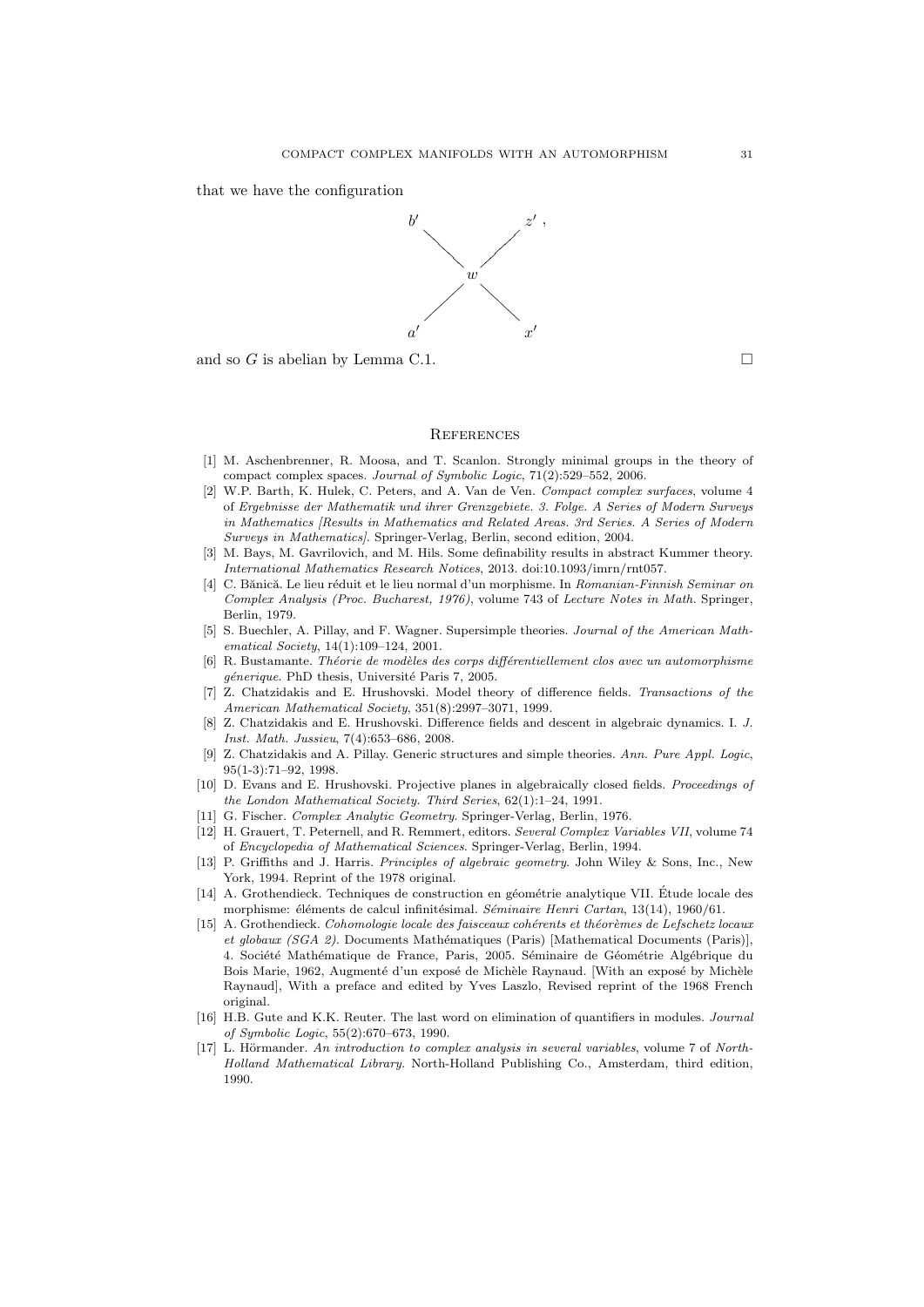that we have the configuration

$$
\begin{array}{ccc}
b' & & z' \, , \\
 & \diagdown \quad \diagup & \\
 & w & \\
 & \diagup \quad \diagdown & \\
a' & & x'
\end{array}
$$

and so $G$ is abelian by Lemma C.1. $\square$

## References

[1] M. Aschenbrenner, R. Moosa, and T. Scanlon. Strongly minimal groups in the theory of compact complex spaces. *Journal of Symbolic Logic*, 71(2):529–552, 2006.

[2] W.P. Barth, K. Hulek, C. Peters, and A. Van de Ven. *Compact complex surfaces*, volume 4 of *Ergebnisse der Mathematik und ihrer Grenzgebiete. 3. Folge. A Series of Modern Surveys in Mathematics [Results in Mathematics and Related Areas. 3rd Series. A Series of Modern Surveys in Mathematics]*. Springer-Verlag, Berlin, second edition, 2004.

[3] M. Bays, M. Gavrilovich, and M. Hils. Some definability results in abstract Kummer theory. *International Mathematics Research Notices*, 2013. doi:10.1093/imrn/rnt057.

[4] C. Bănică. Le lieu réduit et le lieu normal d'un morphisme. In *Romanian-Finnish Seminar on Complex Analysis (Proc. Bucharest, 1976)*, volume 743 of *Lecture Notes in Math.* Springer, Berlin, 1979.

[5] S. Buechler, A. Pillay, and F. Wagner. Supersimple theories. *Journal of the American Mathematical Society*, 14(1):109–124, 2001.

[6] R. Bustamante. *Théorie de modèles des corps différentiellement clos avec un automorphisme génerique*. PhD thesis, Université Paris 7, 2005.

[7] Z. Chatzidakis and E. Hrushovski. Model theory of difference fields. *Transactions of the American Mathematical Society*, 351(8):2997–3071, 1999.

[8] Z. Chatzidakis and E. Hrushovski. Difference fields and descent in algebraic dynamics. I. *J. Inst. Math. Jussieu*, 7(4):653–686, 2008.

[9] Z. Chatzidakis and A. Pillay. Generic structures and simple theories. *Ann. Pure Appl. Logic*, 95(1-3):71–92, 1998.

[10] D. Evans and E. Hrushovski. Projective planes in algebraically closed fields. *Proceedings of the London Mathematical Society. Third Series*, 62(1):1–24, 1991.

[11] G. Fischer. *Complex Analytic Geometry*. Springer-Verlag, Berlin, 1976.

[12] H. Grauert, T. Peternell, and R. Remmert, editors. *Several Complex Variables VII*, volume 74 of *Encyclopedia of Mathematical Sciences*. Springer-Verlag, Berlin, 1994.

[13] P. Griffiths and J. Harris. *Principles of algebraic geometry*. John Wiley & Sons, Inc., New York, 1994. Reprint of the 1978 original.

[14] A. Grothendieck. Techniques de construction en géométrie analytique VII. Étude locale des morphisme: éléments de calcul infinitésimal. *Séminaire Henri Cartan*, 13(14), 1960/61.

[15] A. Grothendieck. *Cohomologie locale des faisceaux cohérents et théorèmes de Lefschetz locaux et globaux (SGA 2)*. Documents Mathématiques (Paris) [Mathematical Documents (Paris)], 4. Société Mathématique de France, Paris, 2005. Séminaire de Géométrie Algébrique du Bois Marie, 1962, Augmenté d'un exposé de Michèle Raynaud. [With an exposé by Michèle Raynaud], With a preface and edited by Yves Laszlo, Revised reprint of the 1968 French original.

[16] H.B. Gute and K.K. Reuter. The last word on elimination of quantifiers in modules. *Journal of Symbolic Logic*, 55(2):670–673, 1990.

[17] L. Hörmander. *An introduction to complex analysis in several variables*, volume 7 of *North-Holland Mathematical Library*. North-Holland Publishing Co., Amsterdam, third edition, 1990.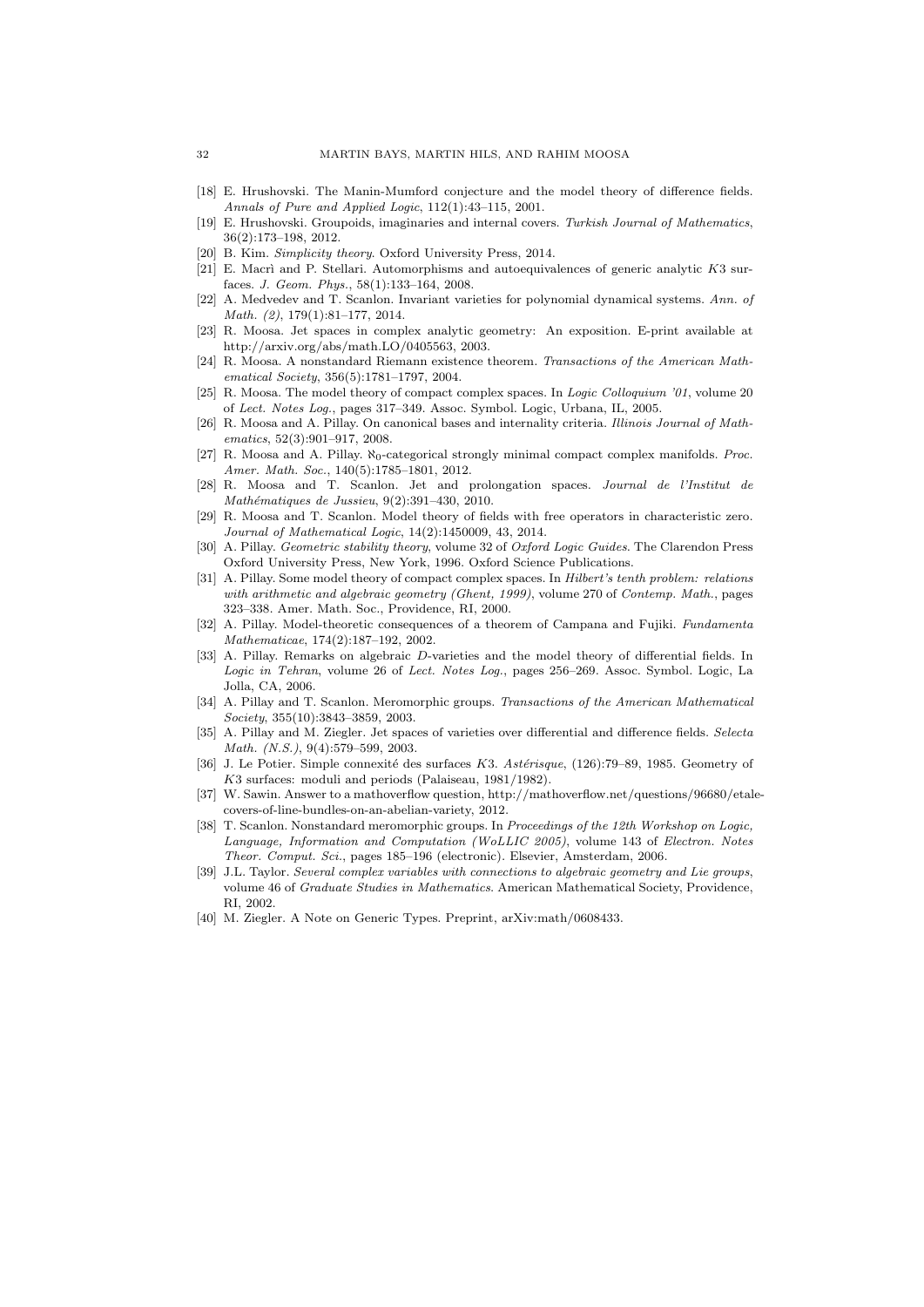[18] E. Hrushovski. The Manin-Mumford conjecture and the model theory of difference fields. *Annals of Pure and Applied Logic*, 112(1):43–115, 2001.

[19] E. Hrushovski. Groupoids, imaginaries and internal covers. *Turkish Journal of Mathematics*, 36(2):173–198, 2012.

[20] B. Kim. *Simplicity theory*. Oxford University Press, 2014.

[21] E. Macrì and P. Stellari. Automorphisms and autoequivalences of generic analytic $K3$ surfaces. *J. Geom. Phys.*, 58(1):133–164, 2008.

[22] A. Medvedev and T. Scanlon. Invariant varieties for polynomial dynamical systems. *Ann. of Math. (2)*, 179(1):81–177, 2014.

[23] R. Moosa. Jet spaces in complex analytic geometry: An exposition. E-print available at http://arxiv.org/abs/math.LO/0405563, 2003.

[24] R. Moosa. A nonstandard Riemann existence theorem. *Transactions of the American Mathematical Society*, 356(5):1781–1797, 2004.

[25] R. Moosa. The model theory of compact complex spaces. In *Logic Colloquium '01*, volume 20 of *Lect. Notes Log.*, pages 317–349. Assoc. Symbol. Logic, Urbana, IL, 2005.

[26] R. Moosa and A. Pillay. On canonical bases and internality criteria. *Illinois Journal of Mathematics*, 52(3):901–917, 2008.

[27] R. Moosa and A. Pillay. $\aleph_0$-categorical strongly minimal compact complex manifolds. *Proc. Amer. Math. Soc.*, 140(5):1785–1801, 2012.

[28] R. Moosa and T. Scanlon. Jet and prolongation spaces. *Journal de l'Institut de Mathématiques de Jussieu*, 9(2):391–430, 2010.

[29] R. Moosa and T. Scanlon. Model theory of fields with free operators in characteristic zero. *Journal of Mathematical Logic*, 14(2):1450009, 43, 2014.

[30] A. Pillay. *Geometric stability theory*, volume 32 of *Oxford Logic Guides*. The Clarendon Press Oxford University Press, New York, 1996. Oxford Science Publications.

[31] A. Pillay. Some model theory of compact complex spaces. In *Hilbert's tenth problem: relations with arithmetic and algebraic geometry (Ghent, 1999)*, volume 270 of *Contemp. Math.*, pages 323–338. Amer. Math. Soc., Providence, RI, 2000.

[32] A. Pillay. Model-theoretic consequences of a theorem of Campana and Fujiki. *Fundamenta Mathematicae*, 174(2):187–192, 2002.

[33] A. Pillay. Remarks on algebraic $D$-varieties and the model theory of differential fields. In *Logic in Tehran*, volume 26 of *Lect. Notes Log.*, pages 256–269. Assoc. Symbol. Logic, La Jolla, CA, 2006.

[34] A. Pillay and T. Scanlon. Meromorphic groups. *Transactions of the American Mathematical Society*, 355(10):3843–3859, 2003.

[35] A. Pillay and M. Ziegler. Jet spaces of varieties over differential and difference fields. *Selecta Math. (N.S.)*, 9(4):579–599, 2003.

[36] J. Le Potier. Simple connexité des surfaces $K3$. *Astérisque*, (126):79–89, 1985. Geometry of $K3$ surfaces: moduli and periods (Palaiseau, 1981/1982).

[37] W. Sawin. Answer to a mathoverflow question, http://mathoverflow.net/questions/96680/etale-covers-of-line-bundles-on-an-abelian-variety, 2012.

[38] T. Scanlon. Nonstandard meromorphic groups. In *Proceedings of the 12th Workshop on Logic, Language, Information and Computation (WoLLIC 2005)*, volume 143 of *Electron. Notes Theor. Comput. Sci.*, pages 185–196 (electronic). Elsevier, Amsterdam, 2006.

[39] J.L. Taylor. *Several complex variables with connections to algebraic geometry and Lie groups*, volume 46 of *Graduate Studies in Mathematics*. American Mathematical Society, Providence, RI, 2002.

[40] M. Ziegler. A Note on Generic Types. Preprint, arXiv:math/0608433.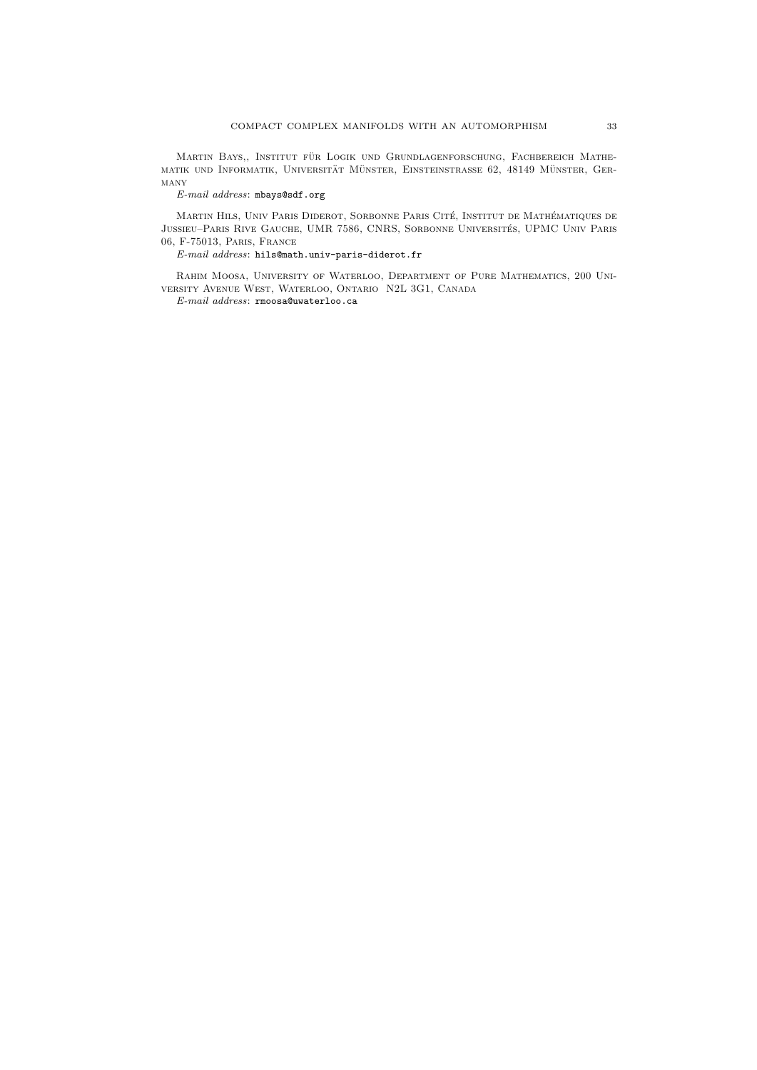Martin Bays,, Institut für Logik und Grundlagenforschung, Fachbereich Mathematik und Informatik, Universität Münster, Einsteinstrasse 62, 48149 Münster, Germany

*E-mail address*: mbays@sdf.org

Martin Hils, Univ Paris Diderot, Sorbonne Paris Cité, Institut de Mathématiques de Jussieu–Paris Rive Gauche, UMR 7586, CNRS, Sorbonne Universités, UPMC Univ Paris 06, F-75013, Paris, France

*E-mail address*: hils@math.univ-paris-diderot.fr

Rahim Moosa, University of Waterloo, Department of Pure Mathematics, 200 University Avenue West, Waterloo, Ontario N2L 3G1, Canada

*E-mail address*: rmoosa@uwaterloo.ca